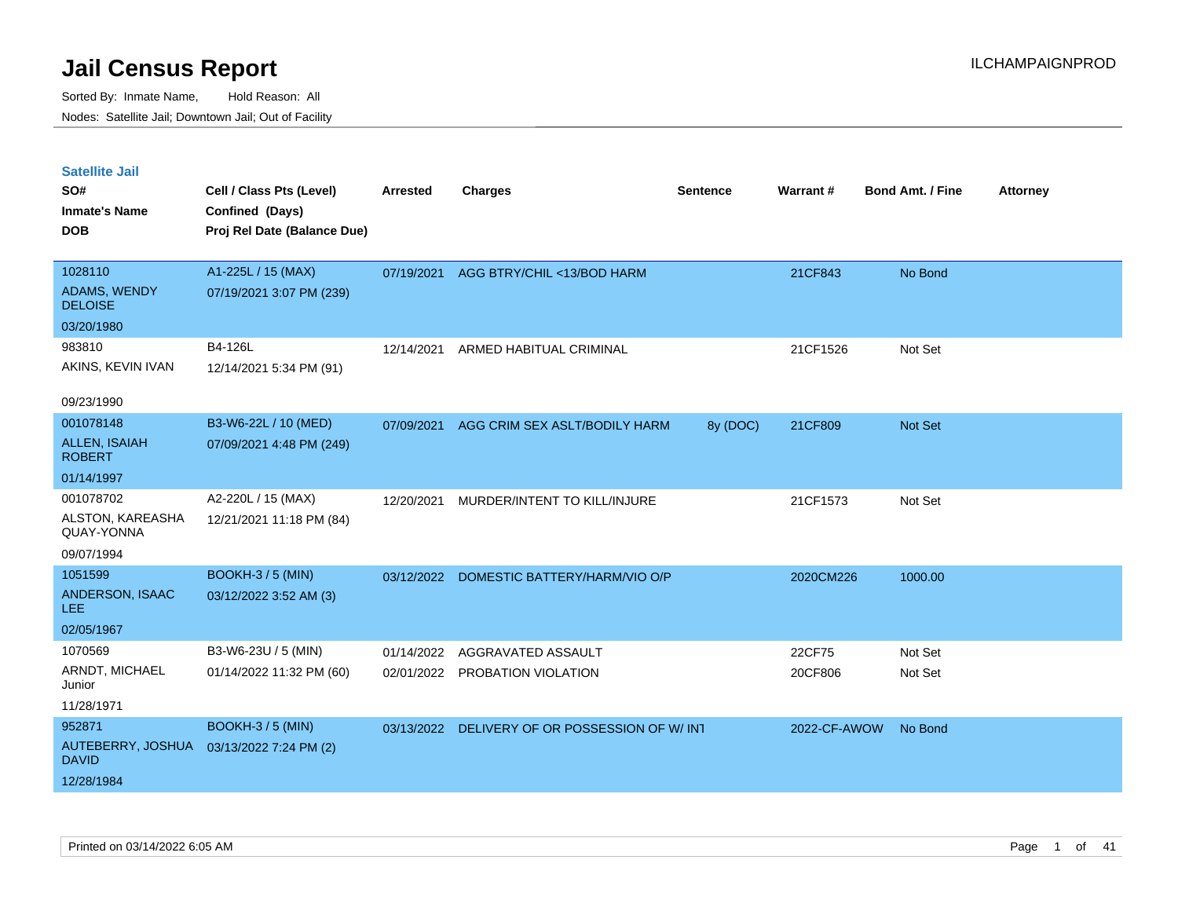# Jail Census Report

ILCHAMPAIGNPROD

Sorted By: Inmate Name, Hold Reason: All

Nodes: Satellite Jail; Downtown Jail; Out of Facility

## Satellite Jail

| SO# / Inmate's Name / DOB | Cell / Class Pts (Level) / Confined (Days) / Proj Rel Date (Balance Due) | Arrested | Charges | Sentence | Warrant # | Bond Amt. / Fine | Attorney |
|---|---|---|---|---|---|---|---|
| 1028110<br>ADAMS, WENDY DELOISE<br>03/20/1980 | A1-225L / 15 (MAX)<br>07/19/2021 3:07 PM (239) | 07/19/2021 | AGG BTRY/CHIL <13/BOD HARM | | 21CF843 | No Bond | |
| 983810<br>AKINS, KEVIN IVAN<br>09/23/1990 | B4-126L<br>12/14/2021 5:34 PM (91) | 12/14/2021 | ARMED HABITUAL CRIMINAL | | 21CF1526 | Not Set | |
| 001078148<br>ALLEN, ISAIAH ROBERT<br>01/14/1997 | B3-W6-22L / 10 (MED)<br>07/09/2021 4:48 PM (249) | 07/09/2021 | AGG CRIM SEX ASLT/BODILY HARM | 8y (DOC) | 21CF809 | Not Set | |
| 001078702<br>ALSTON, KAREASHA QUAY-YONNA<br>09/07/1994 | A2-220L / 15 (MAX)<br>12/21/2021 11:18 PM (84) | 12/20/2021 | MURDER/INTENT TO KILL/INJURE | | 21CF1573 | Not Set | |
| 1051599<br>ANDERSON, ISAAC LEE<br>02/05/1967 | BOOKH-3 / 5 (MIN)<br>03/12/2022 3:52 AM (3) | 03/12/2022 | DOMESTIC BATTERY/HARM/VIO O/P | | 2020CM226 | 1000.00 | |
| 1070569<br>ARNDT, MICHAEL Junior<br>11/28/1971 | B3-W6-23U / 5 (MIN)<br>01/14/2022 11:32 PM (60) | 01/14/2022 | AGGRAVATED ASSAULT | | 22CF75 | Not Set | |
| | | 02/01/2022 | PROBATION VIOLATION | | 20CF806 | Not Set | |
| 952871<br>AUTEBERRY, JOSHUA DAVID<br>12/28/1984 | BOOKH-3 / 5 (MIN)<br>03/13/2022 7:24 PM (2) | 03/13/2022 | DELIVERY OF OR POSSESSION OF W/ INT | | 2022-CF-AWOW | No Bond | |

Printed on 03/14/2022 6:05 AM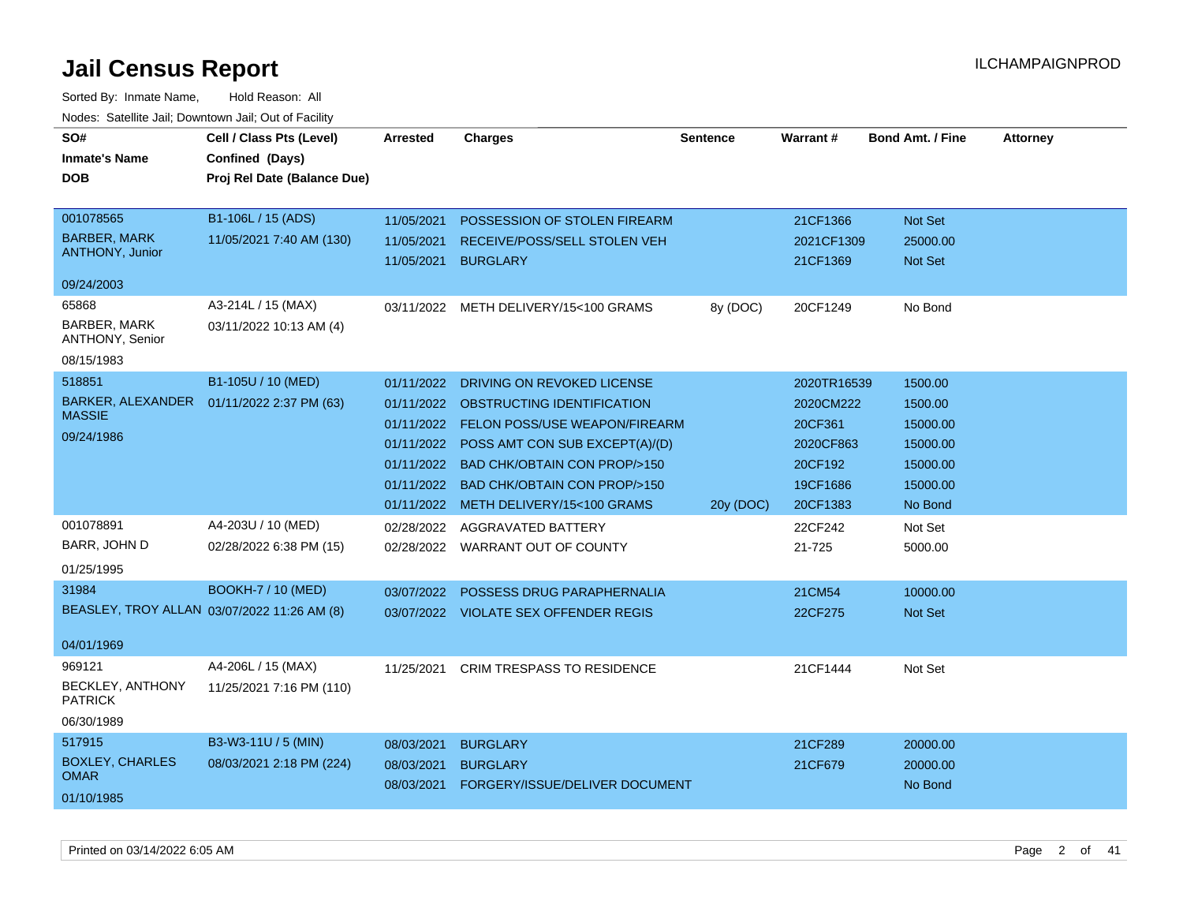# Jail Census Report

ILCHAMPAIGNPROD

Sorted By: Inmate Name, Hold Reason: All

Nodes: Satellite Jail; Downtown Jail; Out of Facility

| SO# / Inmate's Name / DOB | Cell / Class Pts (Level) / Confined (Days) / Proj Rel Date (Balance Due) | Arrested | Charges | Sentence | Warrant # | Bond Amt. / Fine | Attorney |
|---|---|---|---|---|---|---|---|
| 001078565 BARBER, MARK ANTHONY, Junior 09/24/2003 | B1-106L / 15 (ADS) 11/05/2021 7:40 AM (130) | 11/05/2021 | POSSESSION OF STOLEN FIREARM | | 21CF1366 | Not Set | |
| | | 11/05/2021 | RECEIVE/POSS/SELL STOLEN VEH | | 2021CF1309 | 25000.00 | |
| | | 11/05/2021 | BURGLARY | | 21CF1369 | Not Set | |
| 65868 BARBER, MARK ANTHONY, Senior 08/15/1983 | A3-214L / 15 (MAX) 03/11/2022 10:13 AM (4) | 03/11/2022 | METH DELIVERY/15<100 GRAMS | 8y (DOC) | 20CF1249 | No Bond | |
| 518851 BARKER, ALEXANDER MASSIE 09/24/1986 | B1-105U / 10 (MED) 01/11/2022 2:37 PM (63) | 01/11/2022 | DRIVING ON REVOKED LICENSE | | 2020TR16539 | 1500.00 | |
| | | 01/11/2022 | OBSTRUCTING IDENTIFICATION | | 2020CM222 | 1500.00 | |
| | | 01/11/2022 | FELON POSS/USE WEAPON/FIREARM | | 20CF361 | 15000.00 | |
| | | 01/11/2022 | POSS AMT CON SUB EXCEPT(A)/(D) | | 2020CF863 | 15000.00 | |
| | | 01/11/2022 | BAD CHK/OBTAIN CON PROP/>150 | | 20CF192 | 15000.00 | |
| | | 01/11/2022 | BAD CHK/OBTAIN CON PROP/>150 | | 19CF1686 | 15000.00 | |
| | | 01/11/2022 | METH DELIVERY/15<100 GRAMS | 20y (DOC) | 20CF1383 | No Bond | |
| 001078891 BARR, JOHN D 01/25/1995 | A4-203U / 10 (MED) 02/28/2022 6:38 PM (15) | 02/28/2022 | AGGRAVATED BATTERY | | 22CF242 | Not Set | |
| | | 02/28/2022 | WARRANT OUT OF COUNTY | | 21-725 | 5000.00 | |
| 31984 BEASLEY, TROY ALLAN 04/01/1969 | BOOKH-7 / 10 (MED) 03/07/2022 11:26 AM (8) | 03/07/2022 | POSSESS DRUG PARAPHERNALIA | | 21CM54 | 10000.00 | |
| | | 03/07/2022 | VIOLATE SEX OFFENDER REGIS | | 22CF275 | Not Set | |
| 969121 BECKLEY, ANTHONY PATRICK 06/30/1989 | A4-206L / 15 (MAX) 11/25/2021 7:16 PM (110) | 11/25/2021 | CRIM TRESPASS TO RESIDENCE | | 21CF1444 | Not Set | |
| 517915 BOXLEY, CHARLES OMAR 01/10/1985 | B3-W3-11U / 5 (MIN) 08/03/2021 2:18 PM (224) | 08/03/2021 | BURGLARY | | 21CF289 | 20000.00 | |
| | | 08/03/2021 | BURGLARY | | 21CF679 | 20000.00 | |
| | | 08/03/2021 | FORGERY/ISSUE/DELIVER DOCUMENT | | | No Bond | |

Printed on 03/14/2022 6:05 AM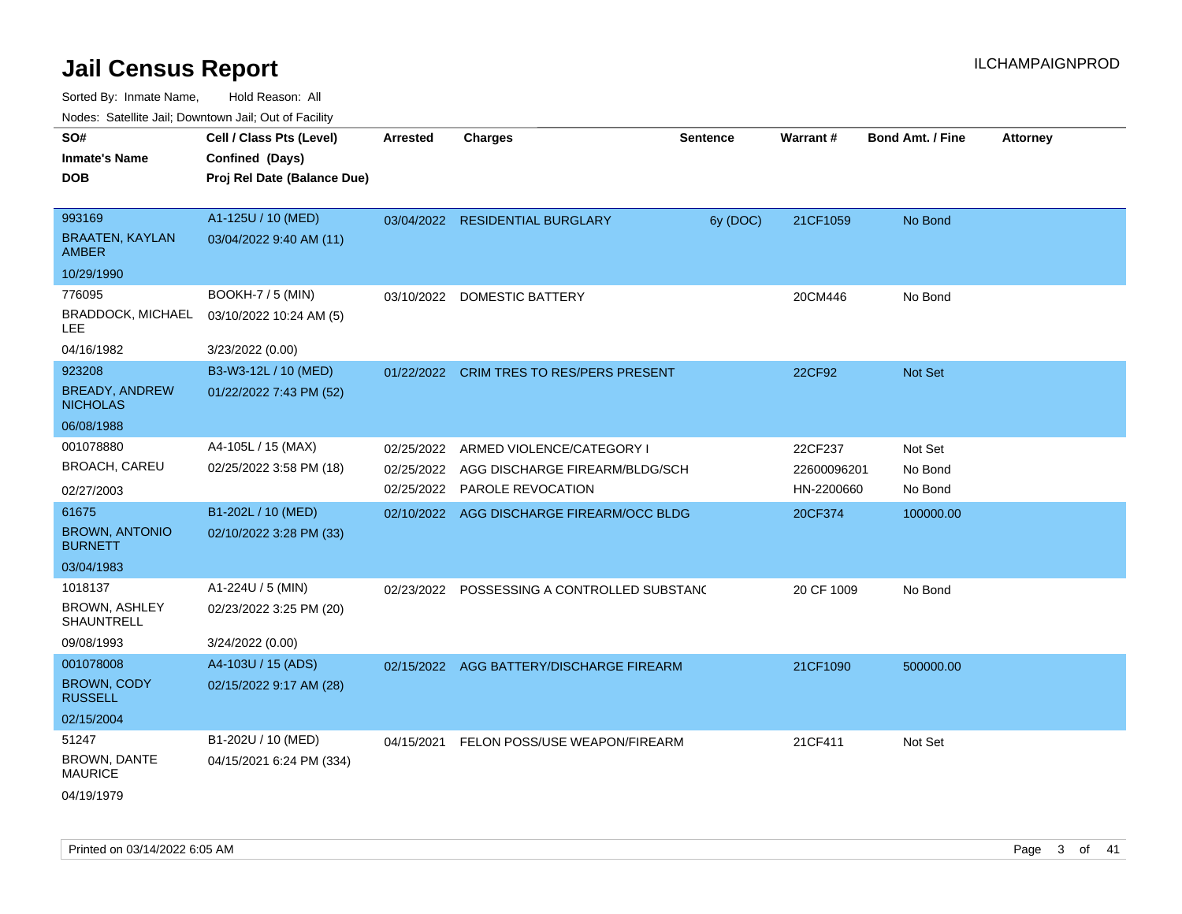# Jail Census Report

ILCHAMPAIGNPROD

Sorted By: Inmate Name, Hold Reason: All

Nodes: Satellite Jail; Downtown Jail; Out of Facility

| SO# / Inmate's Name / DOB | Cell / Class Pts (Level) / Confined (Days) / Proj Rel Date (Balance Due) | Arrested | Charges | Sentence | Warrant # | Bond Amt. / Fine | Attorney |
|---|---|---|---|---|---|---|---|
| 993169 / BRAATEN, KAYLAN AMBER / 10/29/1990 | A1-125U / 10 (MED) / 03/04/2022 9:40 AM (11) | 03/04/2022 | RESIDENTIAL BURGLARY | 6y (DOC) | 21CF1059 | No Bond | |
| 776095 / BRADDOCK, MICHAEL LEE / 04/16/1982 | BOOKH-7 / 5 (MIN) / 03/10/2022 10:24 AM (5) / 3/23/2022 (0.00) | 03/10/2022 | DOMESTIC BATTERY | | 20CM446 | No Bond | |
| 923208 / BREADY, ANDREW NICHOLAS / 06/08/1988 | B3-W3-12L / 10 (MED) / 01/22/2022 7:43 PM (52) | 01/22/2022 | CRIM TRES TO RES/PERS PRESENT | | 22CF92 | Not Set | |
| 001078880 / BROACH, CAREU / 02/27/2003 | A4-105L / 15 (MAX) / 02/25/2022 3:58 PM (18) | 02/25/2022 | ARMED VIOLENCE/CATEGORY I | | 22CF237 | Not Set | |
| | | 02/25/2022 | AGG DISCHARGE FIREARM/BLDG/SCH | | 22600096201 | No Bond | |
| | | 02/25/2022 | PAROLE REVOCATION | | HN-2200660 | No Bond | |
| 61675 / BROWN, ANTONIO BURNETT / 03/04/1983 | B1-202L / 10 (MED) / 02/10/2022 3:28 PM (33) | 02/10/2022 | AGG DISCHARGE FIREARM/OCC BLDG | | 20CF374 | 100000.00 | |
| 1018137 / BROWN, ASHLEY SHAUNTRELL / 09/08/1993 | A1-224U / 5 (MIN) / 02/23/2022 3:25 PM (20) / 3/24/2022 (0.00) | 02/23/2022 | POSSESSING A CONTROLLED SUBSTANC | | 20 CF 1009 | No Bond | |
| 001078008 / BROWN, CODY RUSSELL / 02/15/2004 | A4-103U / 15 (ADS) / 02/15/2022 9:17 AM (28) | 02/15/2022 | AGG BATTERY/DISCHARGE FIREARM | | 21CF1090 | 500000.00 | |
| 51247 / BROWN, DANTE MAURICE / 04/19/1979 | B1-202U / 10 (MED) / 04/15/2021 6:24 PM (334) | 04/15/2021 | FELON POSS/USE WEAPON/FIREARM | | 21CF411 | Not Set | |

Printed on 03/14/2022 6:05 AM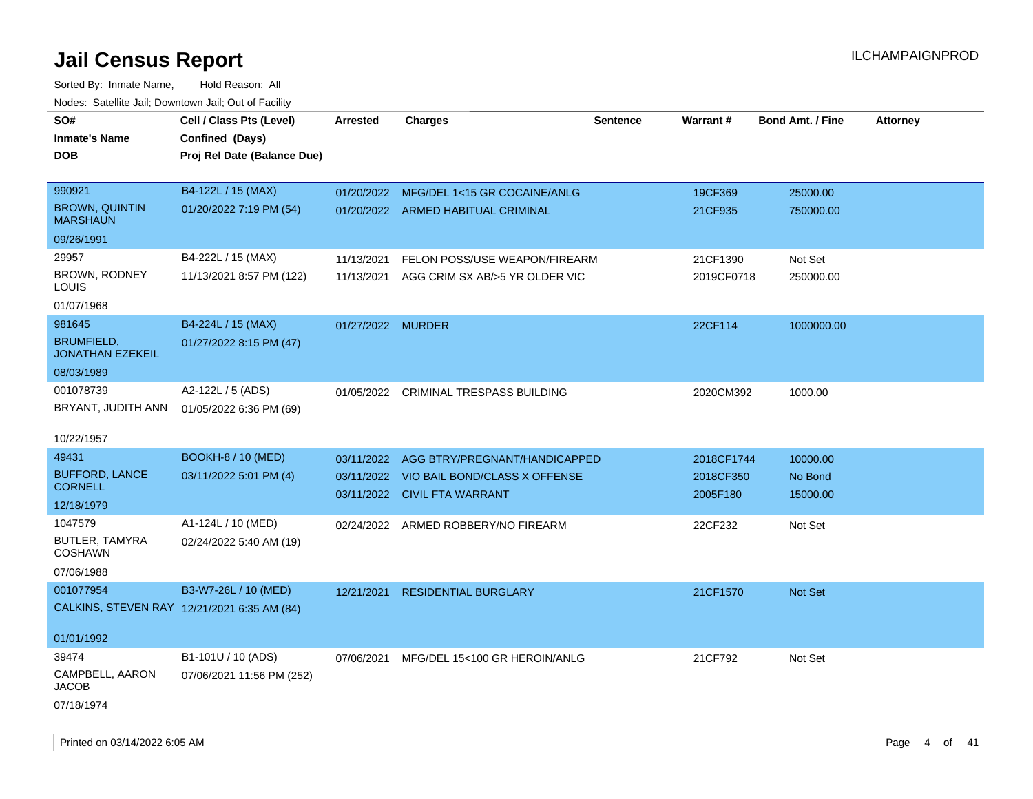# Jail Census Report

ILCHAMPAIGNPROD

Sorted By: Inmate Name, Hold Reason: All

Nodes: Satellite Jail; Downtown Jail; Out of Facility

| SO# / Inmate's Name / DOB | Cell / Class Pts (Level) / Confined (Days) / Proj Rel Date (Balance Due) | Arrested | Charges | Sentence | Warrant # | Bond Amt. / Fine | Attorney |
|---|---|---|---|---|---|---|---|
| 990921<br>BROWN, QUINTIN MARSHAUN<br>09/26/1991 | B4-122L / 15 (MAX)<br>01/20/2022 7:19 PM (54) | 01/20/2022<br>01/20/2022 | MFG/DEL 1<15 GR COCAINE/ANLG<br>ARMED HABITUAL CRIMINAL | | 19CF369<br>21CF935 | 25000.00<br>750000.00 | |
| 29957<br>BROWN, RODNEY LOUIS<br>01/07/1968 | B4-222L / 15 (MAX)<br>11/13/2021 8:57 PM (122) | 11/13/2021<br>11/13/2021 | FELON POSS/USE WEAPON/FIREARM<br>AGG CRIM SX AB/>5 YR OLDER VIC | | 21CF1390<br>2019CF0718 | Not Set<br>250000.00 | |
| 981645<br>BRUMFIELD, JONATHAN EZEKEIL<br>08/03/1989 | B4-224L / 15 (MAX)<br>01/27/2022 8:15 PM (47) | 01/27/2022 | MURDER | | 22CF114 | 1000000.00 | |
| 001078739<br>BRYANT, JUDITH ANN<br>10/22/1957 | A2-122L / 5 (ADS)<br>01/05/2022 6:36 PM (69) | 01/05/2022 | CRIMINAL TRESPASS BUILDING | | 2020CM392 | 1000.00 | |
| 49431<br>BUFFORD, LANCE CORNELL<br>12/18/1979 | BOOKH-8 / 10 (MED)<br>03/11/2022 5:01 PM (4) | 03/11/2022<br>03/11/2022<br>03/11/2022 | AGG BTRY/PREGNANT/HANDICAPPED<br>VIO BAIL BOND/CLASS X OFFENSE<br>CIVIL FTA WARRANT | | 2018CF1744<br>2018CF350<br>2005F180 | 10000.00<br>No Bond<br>15000.00 | |
| 1047579<br>BUTLER, TAMYRA COSHAWN<br>07/06/1988 | A1-124L / 10 (MED)<br>02/24/2022 5:40 AM (19) | 02/24/2022 | ARMED ROBBERY/NO FIREARM | | 22CF232 | Not Set | |
| 001077954<br>CALKINS, STEVEN RAY<br>01/01/1992 | B3-W7-26L / 10 (MED)<br>12/21/2021 6:35 AM (84) | 12/21/2021 | RESIDENTIAL BURGLARY | | 21CF1570 | Not Set | |
| 39474<br>CAMPBELL, AARON JACOB<br>07/18/1974 | B1-101U / 10 (ADS)<br>07/06/2021 11:56 PM (252) | 07/06/2021 | MFG/DEL 15<100 GR HEROIN/ANLG | | 21CF792 | Not Set | |

Printed on 03/14/2022 6:05 AM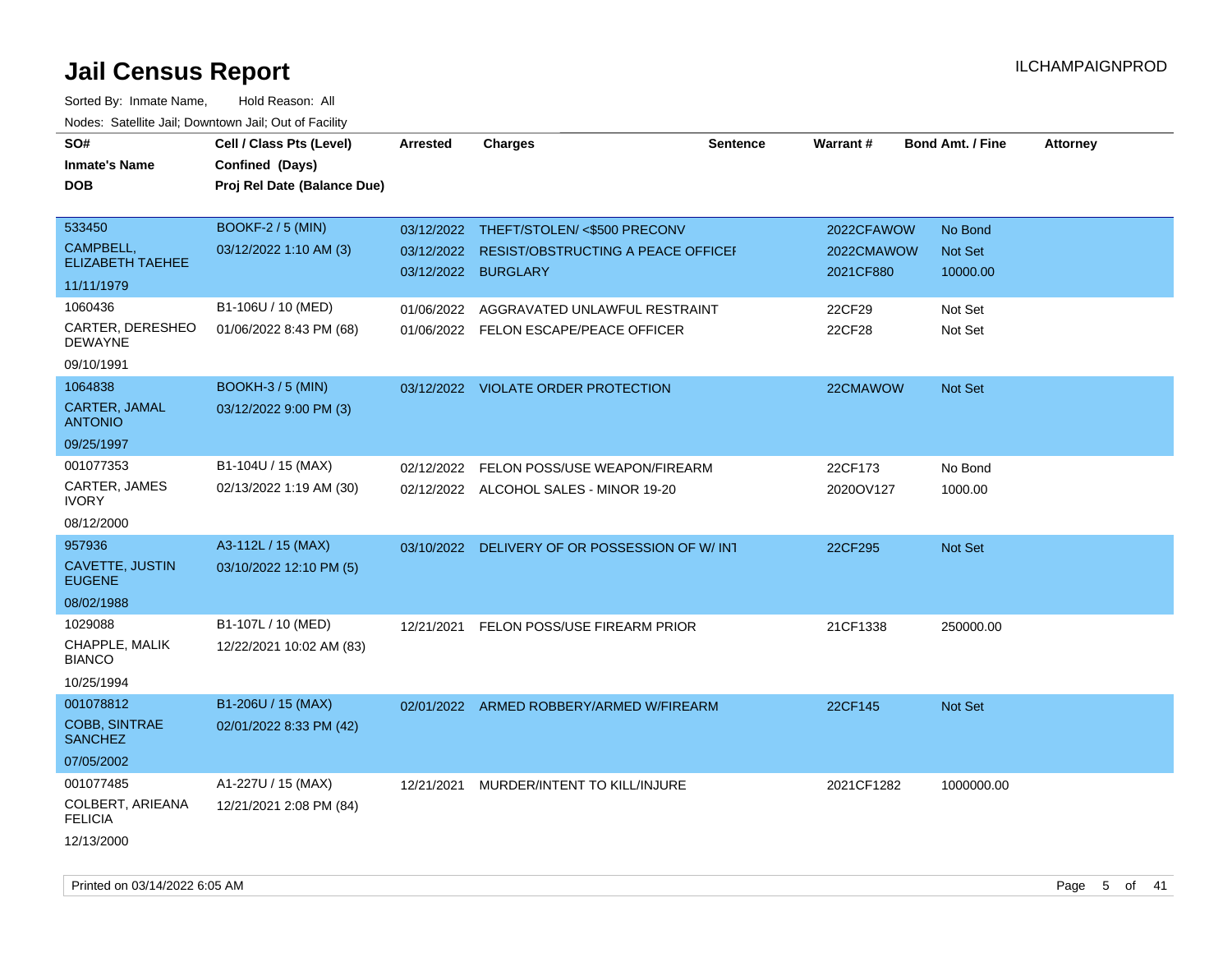# Jail Census Report

ILCHAMPAIGNPROD

Sorted By: Inmate Name, Hold Reason: All

Nodes: Satellite Jail; Downtown Jail; Out of Facility

| SO# / Inmate's Name / DOB | Cell / Class Pts (Level) / Confined (Days) / Proj Rel Date (Balance Due) | Arrested | Charges | Sentence | Warrant # | Bond Amt. / Fine | Attorney |
|---|---|---|---|---|---|---|---|
| 533450<br>CAMPBELL, ELIZABETH TAEHEE<br>11/11/1979 | BOOKF-2 / 5 (MIN)<br>03/12/2022 1:10 AM (3) | 03/12/2022<br>03/12/2022<br>03/12/2022 | THEFT/STOLEN/ <$500 PRECONV<br>RESIST/OBSTRUCTING A PEACE OFFICEI<br>BURGLARY | | 2022CFAWOW<br>2022CMAWOW<br>2021CF880 | No Bond<br>Not Set<br>10000.00 | |
| 1060436<br>CARTER, DERESHEO DEWAYNE<br>09/10/1991 | B1-106U / 10 (MED)<br>01/06/2022 8:43 PM (68) | 01/06/2022<br>01/06/2022 | AGGRAVATED UNLAWFUL RESTRAINT<br>FELON ESCAPE/PEACE OFFICER | | 22CF29<br>22CF28 | Not Set<br>Not Set | |
| 1064838<br>CARTER, JAMAL ANTONIO<br>09/25/1997 | BOOKH-3 / 5 (MIN)<br>03/12/2022 9:00 PM (3) | 03/12/2022 | VIOLATE ORDER PROTECTION | | 22CMAWOW | Not Set | |
| 001077353<br>CARTER, JAMES IVORY<br>08/12/2000 | B1-104U / 15 (MAX)<br>02/13/2022 1:19 AM (30) | 02/12/2022<br>02/12/2022 | FELON POSS/USE WEAPON/FIREARM<br>ALCOHOL SALES - MINOR 19-20 | | 22CF173<br>2020OV127 | No Bond<br>1000.00 | |
| 957936<br>CAVETTE, JUSTIN EUGENE<br>08/02/1988 | A3-112L / 15 (MAX)<br>03/10/2022 12:10 PM (5) | 03/10/2022 | DELIVERY OF OR POSSESSION OF W/ INT | | 22CF295 | Not Set | |
| 1029088<br>CHAPPLE, MALIK BIANCO<br>10/25/1994 | B1-107L / 10 (MED)<br>12/22/2021 10:02 AM (83) | 12/21/2021 | FELON POSS/USE FIREARM PRIOR | | 21CF1338 | 250000.00 | |
| 001078812<br>COBB, SINTRAE SANCHEZ<br>07/05/2002 | B1-206U / 15 (MAX)<br>02/01/2022 8:33 PM (42) | 02/01/2022 | ARMED ROBBERY/ARMED W/FIREARM | | 22CF145 | Not Set | |
| 001077485<br>COLBERT, ARIEANA FELICIA<br>12/13/2000 | A1-227U / 15 (MAX)<br>12/21/2021 2:08 PM (84) | 12/21/2021 | MURDER/INTENT TO KILL/INJURE | | 2021CF1282 | 1000000.00 | |

Printed on 03/14/2022 6:05 AM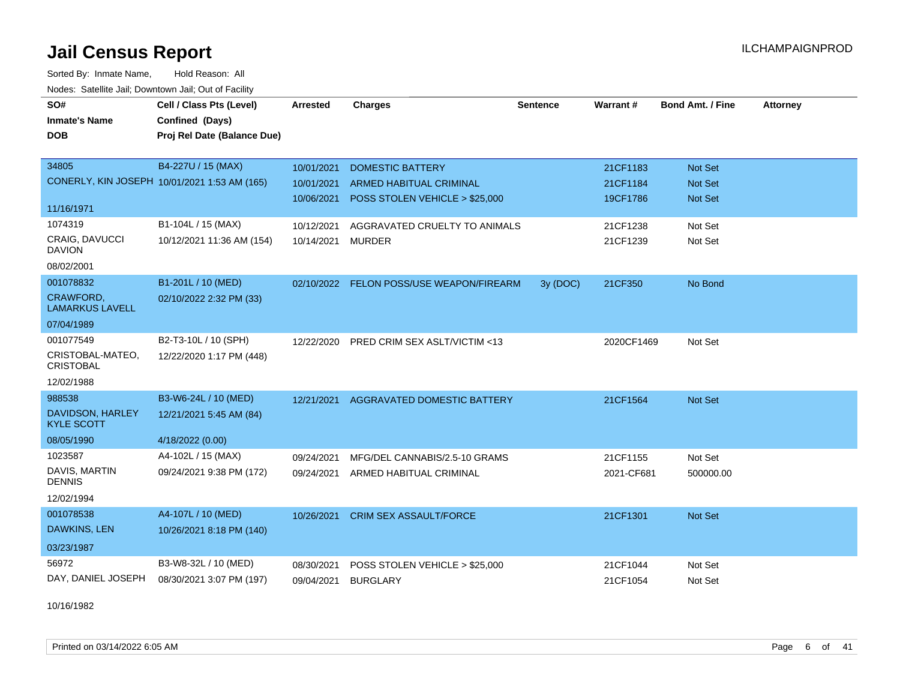# Jail Census Report

ILCHAMPAIGNPROD

Sorted By: Inmate Name, Hold Reason: All

Nodes: Satellite Jail; Downtown Jail; Out of Facility

| SO# / Inmate's Name / DOB | Cell / Class Pts (Level) / Confined (Days) / Proj Rel Date (Balance Due) | Arrested | Charges | Sentence | Warrant # | Bond Amt. / Fine | Attorney |
|---|---|---|---|---|---|---|---|
| 34805<br>CONERLY, KIN JOSEPH<br>11/16/1971 | B4-227U / 15 (MAX)<br>10/01/2021 1:53 AM (165) | 10/01/2021<br>10/01/2021<br>10/06/2021 | DOMESTIC BATTERY<br>ARMED HABITUAL CRIMINAL<br>POSS STOLEN VEHICLE > $25,000 | | 21CF1183<br>21CF1184<br>19CF1786 | Not Set<br>Not Set<br>Not Set | |
| 1074319<br>CRAIG, DAVUCCI DAVION<br>08/02/2001 | B1-104L / 15 (MAX)<br>10/12/2021 11:36 AM (154) | 10/12/2021<br>10/14/2021 | AGGRAVATED CRUELTY TO ANIMALS<br>MURDER | | 21CF1238<br>21CF1239 | Not Set<br>Not Set | |
| 001078832<br>CRAWFORD, LAMARKUS LAVELL<br>07/04/1989 | B1-201L / 10 (MED)<br>02/10/2022 2:32 PM (33) | 02/10/2022 | FELON POSS/USE WEAPON/FIREARM | 3y (DOC) | 21CF350 | No Bond | |
| 001077549<br>CRISTOBAL-MATEO, CRISTOBAL<br>12/02/1988 | B2-T3-10L / 10 (SPH)<br>12/22/2020 1:17 PM (448) | 12/22/2020 | PRED CRIM SEX ASLT/VICTIM <13 | | 2020CF1469 | Not Set | |
| 988538<br>DAVIDSON, HARLEY KYLE SCOTT<br>08/05/1990 | B3-W6-24L / 10 (MED)<br>12/21/2021 5:45 AM (84)<br>4/18/2022 (0.00) | 12/21/2021 | AGGRAVATED DOMESTIC BATTERY | | 21CF1564 | Not Set | |
| 1023587<br>DAVIS, MARTIN DENNIS<br>12/02/1994 | A4-102L / 15 (MAX)<br>09/24/2021 9:38 PM (172) | 09/24/2021<br>09/24/2021 | MFG/DEL CANNABIS/2.5-10 GRAMS<br>ARMED HABITUAL CRIMINAL | | 21CF1155<br>2021-CF681 | Not Set<br>500000.00 | |
| 001078538<br>DAWKINS, LEN<br>03/23/1987 | A4-107L / 10 (MED)<br>10/26/2021 8:18 PM (140) | 10/26/2021 | CRIM SEX ASSAULT/FORCE | | 21CF1301 | Not Set | |
| 56972<br>DAY, DANIEL JOSEPH<br>10/16/1982 | B3-W8-32L / 10 (MED)<br>08/30/2021 3:07 PM (197) | 08/30/2021<br>09/04/2021 | POSS STOLEN VEHICLE > $25,000<br>BURGLARY | | 21CF1044<br>21CF1054 | Not Set<br>Not Set | |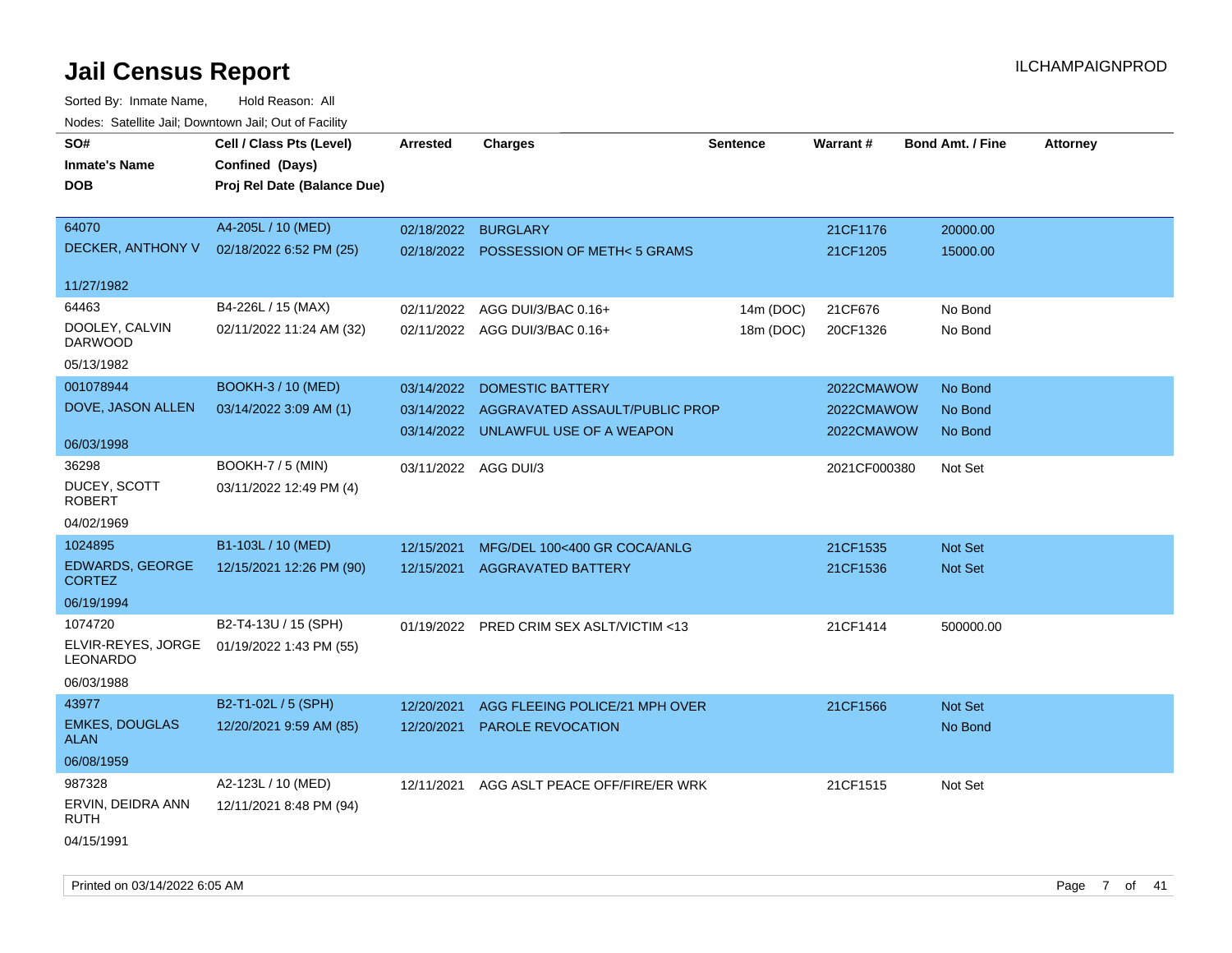# Jail Census Report

ILCHAMPAIGNPROD

Sorted By: Inmate Name, Hold Reason: All

Nodes: Satellite Jail; Downtown Jail; Out of Facility

| SO# / Inmate's Name / DOB | Cell / Class Pts (Level) / Confined (Days) / Proj Rel Date (Balance Due) | Arrested | Charges | Sentence | Warrant # | Bond Amt. / Fine | Attorney |
|---|---|---|---|---|---|---|---|
| 64070<br>DECKER, ANTHONY V<br>11/27/1982 | A4-205L / 10 (MED)<br>02/18/2022 6:52 PM (25) | 02/18/2022 | BURGLARY | | 21CF1176 | 20000.00 | |
| | | 02/18/2022 | POSSESSION OF METH< 5 GRAMS | | 21CF1205 | 15000.00 | |
| 64463<br>DOOLEY, CALVIN DARWOOD<br>05/13/1982 | B4-226L / 15 (MAX)<br>02/11/2022 11:24 AM (32) | 02/11/2022 | AGG DUI/3/BAC 0.16+ | 14m (DOC) | 21CF676 | No Bond | |
| | | 02/11/2022 | AGG DUI/3/BAC 0.16+ | 18m (DOC) | 20CF1326 | No Bond | |
| 001078944<br>DOVE, JASON ALLEN<br>06/03/1998 | BOOKH-3 / 10 (MED)<br>03/14/2022 3:09 AM (1) | 03/14/2022 | DOMESTIC BATTERY | | 2022CMAWOW | No Bond | |
| | | 03/14/2022 | AGGRAVATED ASSAULT/PUBLIC PROP | | 2022CMAWOW | No Bond | |
| | | 03/14/2022 | UNLAWFUL USE OF A WEAPON | | 2022CMAWOW | No Bond | |
| 36298<br>DUCEY, SCOTT ROBERT<br>04/02/1969 | BOOKH-7 / 5 (MIN)<br>03/11/2022 12:49 PM (4) | 03/11/2022 | AGG DUI/3 | | 2021CF000380 | Not Set | |
| 1024895<br>EDWARDS, GEORGE CORTEZ<br>06/19/1994 | B1-103L / 10 (MED)<br>12/15/2021 12:26 PM (90) | 12/15/2021 | MFG/DEL 100<400 GR COCA/ANLG | | 21CF1535 | Not Set | |
| | | 12/15/2021 | AGGRAVATED BATTERY | | 21CF1536 | Not Set | |
| 1074720<br>ELVIR-REYES, JORGE LEONARDO<br>06/03/1988 | B2-T4-13U / 15 (SPH)<br>01/19/2022 1:43 PM (55) | 01/19/2022 | PRED CRIM SEX ASLT/VICTIM <13 | | 21CF1414 | 500000.00 | |
| 43977<br>EMKES, DOUGLAS ALAN<br>06/08/1959 | B2-T1-02L / 5 (SPH)<br>12/20/2021 9:59 AM (85) | 12/20/2021 | AGG FLEEING POLICE/21 MPH OVER | | 21CF1566 | Not Set | |
| | | 12/20/2021 | PAROLE REVOCATION | | | No Bond | |
| 987328<br>ERVIN, DEIDRA ANN RUTH<br>04/15/1991 | A2-123L / 10 (MED)<br>12/11/2021 8:48 PM (94) | 12/11/2021 | AGG ASLT PEACE OFF/FIRE/ER WRK | | 21CF1515 | Not Set | |

Printed on 03/14/2022 6:05 AM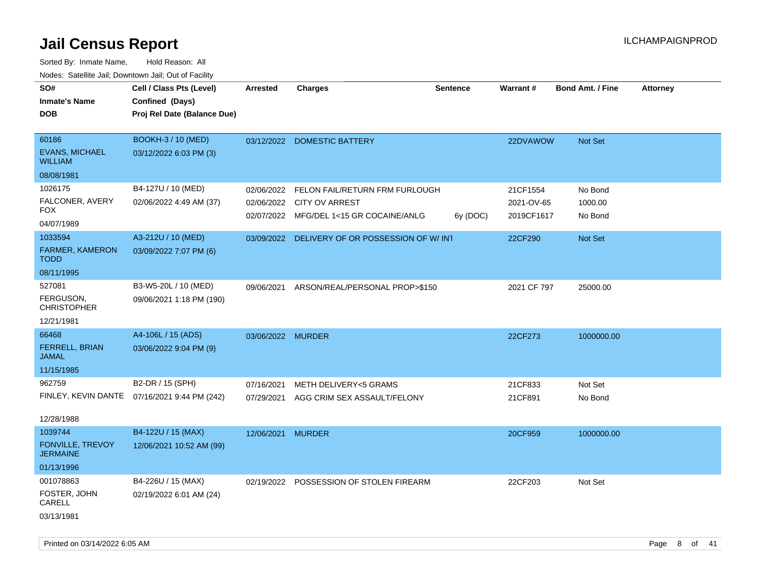# Jail Census Report

ILCHAMPAIGNPROD

Sorted By: Inmate Name, Hold Reason: All

Nodes: Satellite Jail; Downtown Jail; Out of Facility

| SO# / Inmate's Name / DOB | Cell / Class Pts (Level) / Confined (Days) / Proj Rel Date (Balance Due) | Arrested | Charges | Sentence | Warrant # | Bond Amt. / Fine | Attorney |
|---|---|---|---|---|---|---|---|
| 60186<br>EVANS, MICHAEL WILLIAM<br>08/08/1981 | BOOKH-3 / 10 (MED)<br>03/12/2022 6:03 PM (3) | 03/12/2022 | DOMESTIC BATTERY | | 22DVAWOW | Not Set | |
| 1026175<br>FALCONER, AVERY FOX<br>04/07/1989 | B4-127U / 10 (MED)<br>02/06/2022 4:49 AM (37) | 02/06/2022<br>02/06/2022<br>02/07/2022 | FELON FAIL/RETURN FRM FURLOUGH<br>CITY OV ARREST<br>MFG/DEL 1<15 GR COCAINE/ANLG | <br><br>6y (DOC) | 21CF1554<br>2021-OV-65<br>2019CF1617 | No Bond<br>1000.00<br>No Bond | |
| 1033594<br>FARMER, KAMERON TODD<br>08/11/1995 | A3-212U / 10 (MED)<br>03/09/2022 7:07 PM (6) | 03/09/2022 | DELIVERY OF OR POSSESSION OF W/ INT | | 22CF290 | Not Set | |
| 527081<br>FERGUSON, CHRISTOPHER<br>12/21/1981 | B3-W5-20L / 10 (MED)<br>09/06/2021 1:18 PM (190) | 09/06/2021 | ARSON/REAL/PERSONAL PROP>$150 | | 2021 CF 797 | 25000.00 | |
| 66468<br>FERRELL, BRIAN JAMAL<br>11/15/1985 | A4-106L / 15 (ADS)<br>03/06/2022 9:04 PM (9) | 03/06/2022 | MURDER | | 22CF273 | 1000000.00 | |
| 962759<br>FINLEY, KEVIN DANTE<br>12/28/1988 | B2-DR / 15 (SPH)<br>07/16/2021 9:44 PM (242) | 07/16/2021<br>07/29/2021 | METH DELIVERY<5 GRAMS<br>AGG CRIM SEX ASSAULT/FELONY | | 21CF833<br>21CF891 | Not Set<br>No Bond | |
| 1039744<br>FONVILLE, TREVOY JERMAINE<br>01/13/1996 | B4-122U / 15 (MAX)<br>12/06/2021 10:52 AM (99) | 12/06/2021 | MURDER | | 20CF959 | 1000000.00 | |
| 001078863<br>FOSTER, JOHN CARELL<br>03/13/1981 | B4-226U / 15 (MAX)<br>02/19/2022 6:01 AM (24) | 02/19/2022 | POSSESSION OF STOLEN FIREARM | | 22CF203 | Not Set | |

Printed on 03/14/2022 6:05 AM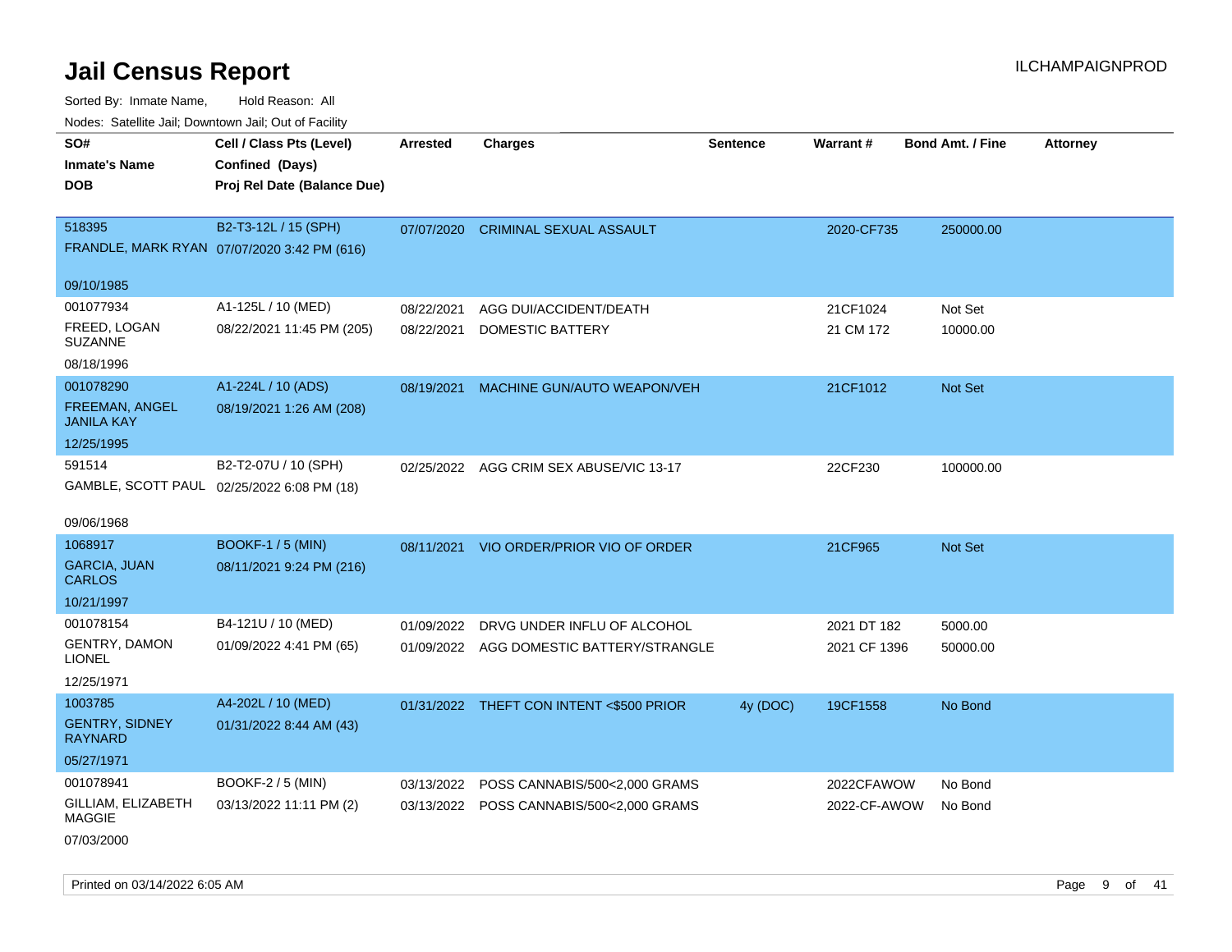# Jail Census Report

ILCHAMPAIGNPROD

Sorted By: Inmate Name, Hold Reason: All

Nodes: Satellite Jail; Downtown Jail; Out of Facility

| SO#<br>Inmate's Name<br>DOB | Cell / Class Pts (Level)<br>Confined (Days)<br>Proj Rel Date (Balance Due) | Arrested | Charges | Sentence | Warrant # | Bond Amt. / Fine | Attorney |
|---|---|---|---|---|---|---|---|
| 518395<br>FRANDLE, MARK RYAN<br>09/10/1985 | B2-T3-12L / 15 (SPH)<br>07/07/2020 3:42 PM (616) | 07/07/2020 | CRIMINAL SEXUAL ASSAULT | | 2020-CF735 | 250000.00 | |
| 001077934<br>FREED, LOGAN SUZANNE<br>08/18/1996 | A1-125L / 10 (MED)<br>08/22/2021 11:45 PM (205) | 08/22/2021<br>08/22/2021 | AGG DUI/ACCIDENT/DEATH<br>DOMESTIC BATTERY | | 21CF1024<br>21 CM 172 | Not Set<br>10000.00 | |
| 001078290<br>FREEMAN, ANGEL JANILA KAY<br>12/25/1995 | A1-224L / 10 (ADS)<br>08/19/2021 1:26 AM (208) | 08/19/2021 | MACHINE GUN/AUTO WEAPON/VEH | | 21CF1012 | Not Set | |
| 591514<br>GAMBLE, SCOTT PAUL<br>09/06/1968 | B2-T2-07U / 10 (SPH)<br>02/25/2022 6:08 PM (18) | 02/25/2022 | AGG CRIM SEX ABUSE/VIC 13-17 | | 22CF230 | 100000.00 | |
| 1068917<br>GARCIA, JUAN CARLOS<br>10/21/1997 | BOOKF-1 / 5 (MIN)<br>08/11/2021 9:24 PM (216) | 08/11/2021 | VIO ORDER/PRIOR VIO OF ORDER | | 21CF965 | Not Set | |
| 001078154<br>GENTRY, DAMON LIONEL<br>12/25/1971 | B4-121U / 10 (MED)<br>01/09/2022 4:41 PM (65) | 01/09/2022<br>01/09/2022 | DRVG UNDER INFLU OF ALCOHOL<br>AGG DOMESTIC BATTERY/STRANGLE | | 2021 DT 182<br>2021 CF 1396 | 5000.00<br>50000.00 | |
| 1003785<br>GENTRY, SIDNEY RAYNARD<br>05/27/1971 | A4-202L / 10 (MED)<br>01/31/2022 8:44 AM (43) | 01/31/2022 | THEFT CON INTENT <$500 PRIOR | 4y (DOC) | 19CF1558 | No Bond | |
| 001078941<br>GILLIAM, ELIZABETH MAGGIE<br>07/03/2000 | BOOKF-2 / 5 (MIN)<br>03/13/2022 11:11 PM (2) | 03/13/2022<br>03/13/2022 | POSS CANNABIS/500<2,000 GRAMS<br>POSS CANNABIS/500<2,000 GRAMS | | 2022CFAWOW<br>2022-CF-AWOW | No Bond<br>No Bond | |

Printed on 03/14/2022 6:05 AM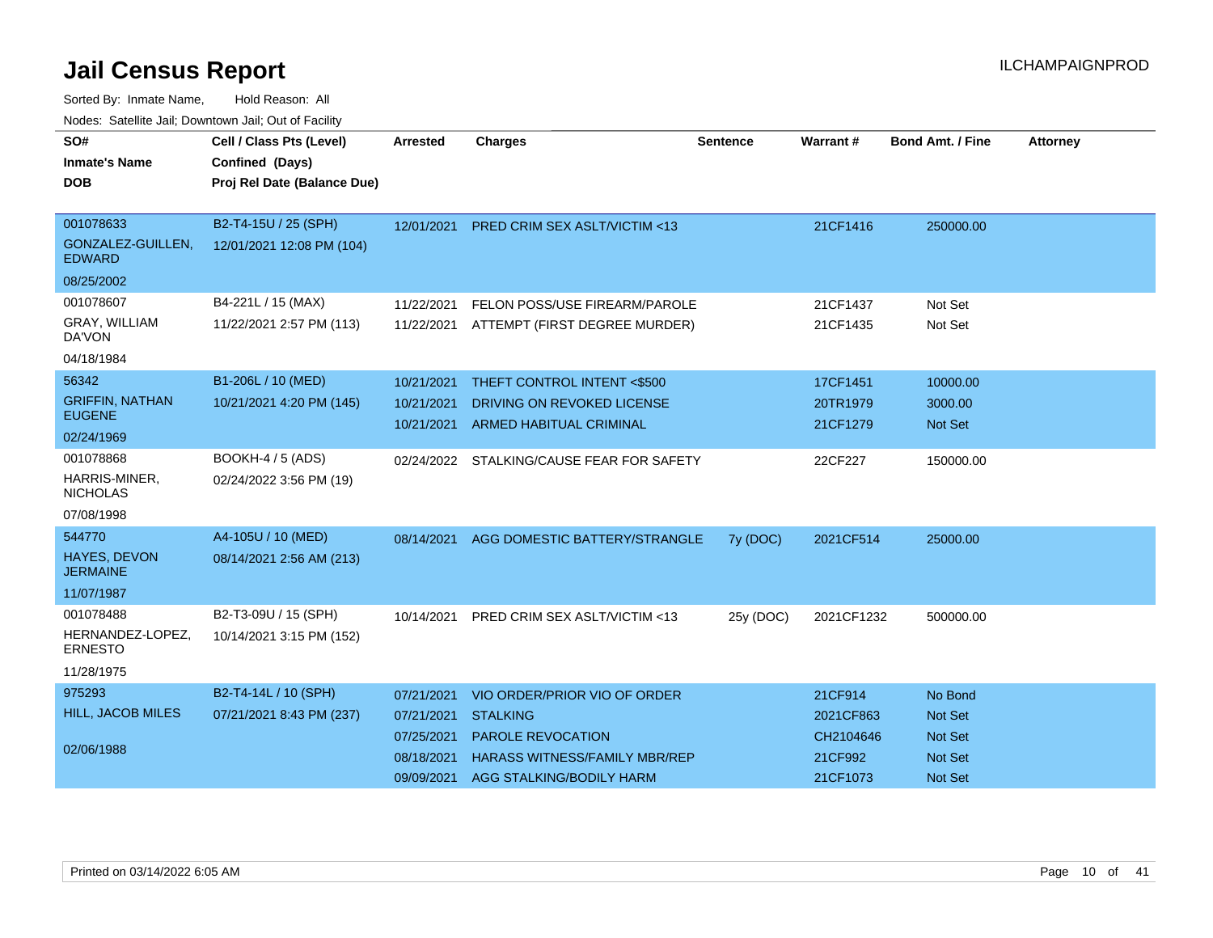# Jail Census Report

ILCHAMPAIGNPROD

Sorted By: Inmate Name, Hold Reason: All

Nodes: Satellite Jail; Downtown Jail; Out of Facility

| SO# / Inmate's Name / DOB | Cell / Class Pts (Level) / Confined (Days) / Proj Rel Date (Balance Due) | Arrested | Charges | Sentence | Warrant # | Bond Amt. / Fine | Attorney |
|---|---|---|---|---|---|---|---|
| 001078633<br>GONZALEZ-GUILLEN, EDWARD<br>08/25/2002 | B2-T4-15U / 25 (SPH)<br>12/01/2021 12:08 PM (104) | 12/01/2021 | PRED CRIM SEX ASLT/VICTIM <13 | | 21CF1416 | 250000.00 | |
| 001078607<br>GRAY, WILLIAM DA'VON<br>04/18/1984 | B4-221L / 15 (MAX)<br>11/22/2021 2:57 PM (113) | 11/22/2021 | FELON POSS/USE FIREARM/PAROLE | | 21CF1437 | Not Set | |
| | | 11/22/2021 | ATTEMPT (FIRST DEGREE MURDER) | | 21CF1435 | Not Set | |
| 56342<br>GRIFFIN, NATHAN EUGENE<br>02/24/1969 | B1-206L / 10 (MED)<br>10/21/2021 4:20 PM (145) | 10/21/2021 | THEFT CONTROL INTENT <$500 | | 17CF1451 | 10000.00 | |
| | | 10/21/2021 | DRIVING ON REVOKED LICENSE | | 20TR1979 | 3000.00 | |
| | | 10/21/2021 | ARMED HABITUAL CRIMINAL | | 21CF1279 | Not Set | |
| 001078868<br>HARRIS-MINER, NICHOLAS<br>07/08/1998 | BOOKH-4 / 5 (ADS)<br>02/24/2022 3:56 PM (19) | 02/24/2022 | STALKING/CAUSE FEAR FOR SAFETY | | 22CF227 | 150000.00 | |
| 544770<br>HAYES, DEVON JERMAINE<br>11/07/1987 | A4-105U / 10 (MED)<br>08/14/2021 2:56 AM (213) | 08/14/2021 | AGG DOMESTIC BATTERY/STRANGLE | 7y (DOC) | 2021CF514 | 25000.00 | |
| 001078488<br>HERNANDEZ-LOPEZ, ERNESTO<br>11/28/1975 | B2-T3-09U / 15 (SPH)<br>10/14/2021 3:15 PM (152) | 10/14/2021 | PRED CRIM SEX ASLT/VICTIM <13 | 25y (DOC) | 2021CF1232 | 500000.00 | |
| 975293<br>HILL, JACOB MILES<br>02/06/1988 | B2-T4-14L / 10 (SPH)<br>07/21/2021 8:43 PM (237) | 07/21/2021 | VIO ORDER/PRIOR VIO OF ORDER | | 21CF914 | No Bond | |
| | | 07/21/2021 | STALKING | | 2021CF863 | Not Set | |
| | | 07/25/2021 | PAROLE REVOCATION | | CH2104646 | Not Set | |
| | | 08/18/2021 | HARASS WITNESS/FAMILY MBR/REP | | 21CF992 | Not Set | |
| | | 09/09/2021 | AGG STALKING/BODILY HARM | | 21CF1073 | Not Set | |

Printed on 03/14/2022 6:05 AM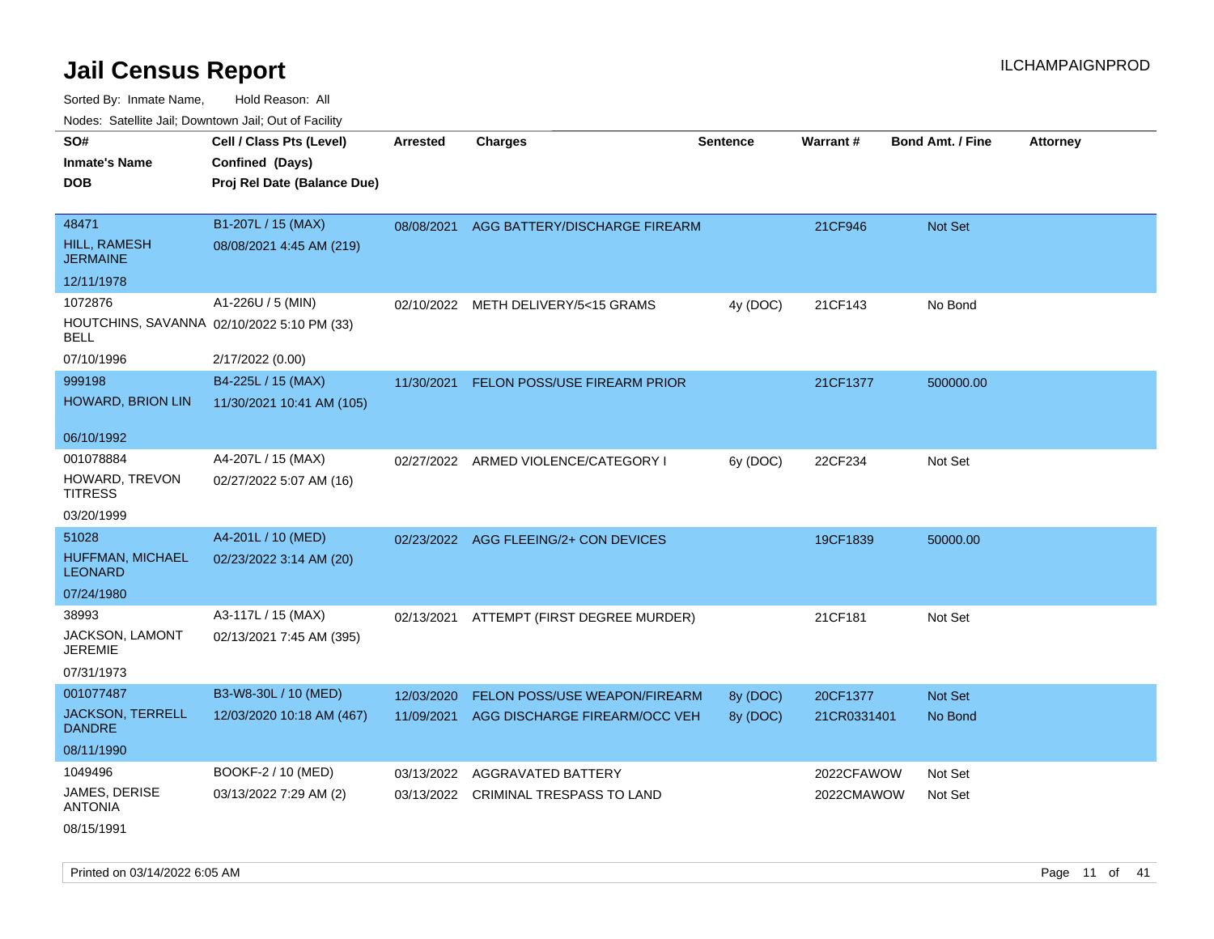# Jail Census Report

Sorted By: Inmate Name, Hold Reason: All

Nodes: Satellite Jail; Downtown Jail; Out of Facility

| SO# / Inmate's Name / DOB | Cell / Class Pts (Level) / Confined (Days) / Proj Rel Date (Balance Due) | Arrested | Charges | Sentence | Warrant # | Bond Amt. / Fine | Attorney |
|---|---|---|---|---|---|---|---|
| 48471<br>HILL, RAMESH JERMAINE<br>12/11/1978 | B1-207L / 15 (MAX)<br>08/08/2021 4:45 AM (219) | 08/08/2021 | AGG BATTERY/DISCHARGE FIREARM | | 21CF946 | Not Set | |
| 1072876<br>HOUTCHINS, SAVANNA BELL<br>07/10/1996 | A1-226U / 5 (MIN)<br>02/10/2022 5:10 PM (33)<br>2/17/2022 (0.00) | 02/10/2022 | METH DELIVERY/5<15 GRAMS | 4y (DOC) | 21CF143 | No Bond | |
| 999198<br>HOWARD, BRION LIN<br>06/10/1992 | B4-225L / 15 (MAX)<br>11/30/2021 10:41 AM (105) | 11/30/2021 | FELON POSS/USE FIREARM PRIOR | | 21CF1377 | 500000.00 | |
| 001078884<br>HOWARD, TREVON TITRESS<br>03/20/1999 | A4-207L / 15 (MAX)<br>02/27/2022 5:07 AM (16) | 02/27/2022 | ARMED VIOLENCE/CATEGORY I | 6y (DOC) | 22CF234 | Not Set | |
| 51028<br>HUFFMAN, MICHAEL LEONARD<br>07/24/1980 | A4-201L / 10 (MED)<br>02/23/2022 3:14 AM (20) | 02/23/2022 | AGG FLEEING/2+ CON DEVICES | | 19CF1839 | 50000.00 | |
| 38993<br>JACKSON, LAMONT JEREMIE<br>07/31/1973 | A3-117L / 15 (MAX)<br>02/13/2021 7:45 AM (395) | 02/13/2021 | ATTEMPT (FIRST DEGREE MURDER) | | 21CF181 | Not Set | |
| 001077487<br>JACKSON, TERRELL DANDRE<br>08/11/1990 | B3-W8-30L / 10 (MED)<br>12/03/2020 10:18 AM (467) | 12/03/2020 | FELON POSS/USE WEAPON/FIREARM | 8y (DOC) | 20CF1377 | Not Set | |
| | | 11/09/2021 | AGG DISCHARGE FIREARM/OCC VEH | 8y (DOC) | 21CR0331401 | No Bond | |
| 1049496<br>JAMES, DERISE ANTONIA<br>08/15/1991 | BOOKF-2 / 10 (MED)<br>03/13/2022 7:29 AM (2) | 03/13/2022 | AGGRAVATED BATTERY | | 2022CFAWOW | Not Set | |
| | | 03/13/2022 | CRIMINAL TRESPASS TO LAND | | 2022CMAWOW | Not Set | |

Printed on 03/14/2022 6:05 AM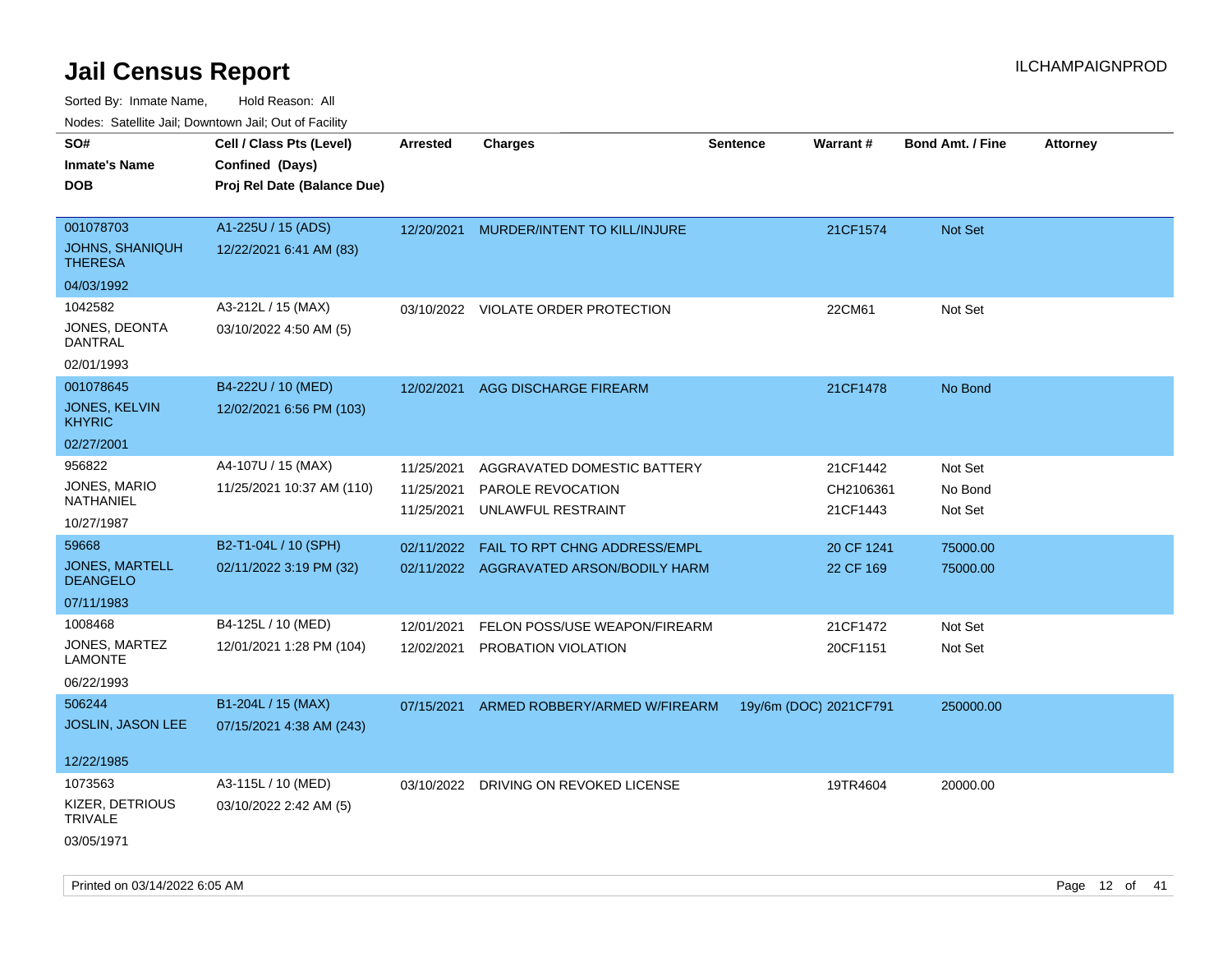# Jail Census Report

ILCHAMPAIGNPROD

Sorted By: Inmate Name, Hold Reason: All

Nodes: Satellite Jail; Downtown Jail; Out of Facility

| SO# / Inmate's Name / DOB | Cell / Class Pts (Level) / Confined (Days) / Proj Rel Date (Balance Due) | Arrested | Charges | Sentence | Warrant # | Bond Amt. / Fine | Attorney |
|---|---|---|---|---|---|---|---|
| 001078703<br>JOHNS, SHANIQUH THERESA<br>04/03/1992 | A1-225U / 15 (ADS)<br>12/22/2021 6:41 AM (83) | 12/20/2021 | MURDER/INTENT TO KILL/INJURE | | 21CF1574 | Not Set | |
| 1042582<br>JONES, DEONTA DANTRAL<br>02/01/1993 | A3-212L / 15 (MAX)<br>03/10/2022 4:50 AM (5) | 03/10/2022 | VIOLATE ORDER PROTECTION | | 22CM61 | Not Set | |
| 001078645<br>JONES, KELVIN KHYRIC<br>02/27/2001 | B4-222U / 10 (MED)<br>12/02/2021 6:56 PM (103) | 12/02/2021 | AGG DISCHARGE FIREARM | | 21CF1478 | No Bond | |
| 956822<br>JONES, MARIO NATHANIEL<br>10/27/1987 | A4-107U / 15 (MAX)<br>11/25/2021 10:37 AM (110) | 11/25/2021<br>11/25/2021<br>11/25/2021 | AGGRAVATED DOMESTIC BATTERY<br>PAROLE REVOCATION<br>UNLAWFUL RESTRAINT | | 21CF1442<br>CH2106361<br>21CF1443 | Not Set<br>No Bond<br>Not Set | |
| 59668<br>JONES, MARTELL DEANGELO<br>07/11/1983 | B2-T1-04L / 10 (SPH)<br>02/11/2022 3:19 PM (32) | 02/11/2022<br>02/11/2022 | FAIL TO RPT CHNG ADDRESS/EMPL<br>AGGRAVATED ARSON/BODILY HARM | | 20 CF 1241<br>22 CF 169 | 75000.00<br>75000.00 | |
| 1008468<br>JONES, MARTEZ LAMONTE<br>06/22/1993 | B4-125L / 10 (MED)<br>12/01/2021 1:28 PM (104) | 12/01/2021<br>12/02/2021 | FELON POSS/USE WEAPON/FIREARM<br>PROBATION VIOLATION | | 21CF1472<br>20CF1151 | Not Set<br>Not Set | |
| 506244<br>JOSLIN, JASON LEE<br>12/22/1985 | B1-204L / 15 (MAX)<br>07/15/2021 4:38 AM (243) | 07/15/2021 | ARMED ROBBERY/ARMED W/FIREARM | 19y/6m (DOC) | 2021CF791 | 250000.00 | |
| 1073563<br>KIZER, DETRIOUS TRIVALE<br>03/05/1971 | A3-115L / 10 (MED)<br>03/10/2022 2:42 AM (5) | 03/10/2022 | DRIVING ON REVOKED LICENSE | | 19TR4604 | 20000.00 | |

Printed on 03/14/2022 6:05 AM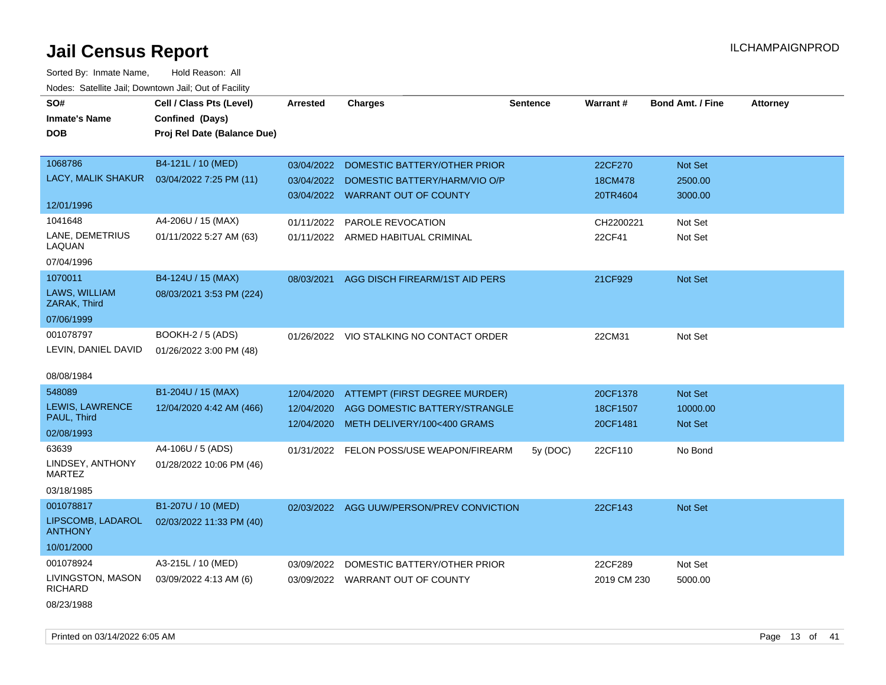# Jail Census Report

Sorted By: Inmate Name, Hold Reason: All

Nodes: Satellite Jail; Downtown Jail; Out of Facility

| SO# / Inmate's Name / DOB | Cell / Class Pts (Level) / Confined (Days) / Proj Rel Date (Balance Due) | Arrested | Charges | Sentence | Warrant # | Bond Amt. / Fine | Attorney |
|---|---|---|---|---|---|---|---|
| 1068786<br>LACY, MALIK SHAKUR<br>12/01/1996 | B4-121L / 10 (MED)<br>03/04/2022 7:25 PM (11) | 03/04/2022 | DOMESTIC BATTERY/OTHER PRIOR | | 22CF270 | Not Set | |
| | | 03/04/2022 | DOMESTIC BATTERY/HARM/VIO O/P | | 18CM478 | 2500.00 | |
| | | 03/04/2022 | WARRANT OUT OF COUNTY | | 20TR4604 | 3000.00 | |
| 1041648<br>LANE, DEMETRIUS LAQUAN<br>07/04/1996 | A4-206U / 15 (MAX)<br>01/11/2022 5:27 AM (63) | 01/11/2022 | PAROLE REVOCATION | | CH2200221 | Not Set | |
| | | 01/11/2022 | ARMED HABITUAL CRIMINAL | | 22CF41 | Not Set | |
| 1070011<br>LAWS, WILLIAM ZARAK, Third<br>07/06/1999 | B4-124U / 15 (MAX)<br>08/03/2021 3:53 PM (224) | 08/03/2021 | AGG DISCH FIREARM/1ST AID PERS | | 21CF929 | Not Set | |
| 001078797<br>LEVIN, DANIEL DAVID<br>08/08/1984 | BOOKH-2 / 5 (ADS)<br>01/26/2022 3:00 PM (48) | 01/26/2022 | VIO STALKING NO CONTACT ORDER | | 22CM31 | Not Set | |
| 548089<br>LEWIS, LAWRENCE PAUL, Third<br>02/08/1993 | B1-204U / 15 (MAX)<br>12/04/2020 4:42 AM (466) | 12/04/2020 | ATTEMPT (FIRST DEGREE MURDER) | | 20CF1378 | Not Set | |
| | | 12/04/2020 | AGG DOMESTIC BATTERY/STRANGLE | | 18CF1507 | 10000.00 | |
| | | 12/04/2020 | METH DELIVERY/100<400 GRAMS | | 20CF1481 | Not Set | |
| 63639<br>LINDSEY, ANTHONY MARTEZ<br>03/18/1985 | A4-106U / 5 (ADS)<br>01/28/2022 10:06 PM (46) | 01/31/2022 | FELON POSS/USE WEAPON/FIREARM | 5y (DOC) | 22CF110 | No Bond | |
| 001078817<br>LIPSCOMB, LADAROL ANTHONY<br>10/01/2000 | B1-207U / 10 (MED)<br>02/03/2022 11:33 PM (40) | 02/03/2022 | AGG UUW/PERSON/PREV CONVICTION | | 22CF143 | Not Set | |
| 001078924<br>LIVINGSTON, MASON RICHARD<br>08/23/1988 | A3-215L / 10 (MED)<br>03/09/2022 4:13 AM (6) | 03/09/2022 | DOMESTIC BATTERY/OTHER PRIOR | | 22CF289 | Not Set | |
| | | 03/09/2022 | WARRANT OUT OF COUNTY | | 2019 CM 230 | 5000.00 | |

Printed on 03/14/2022 6:05 AM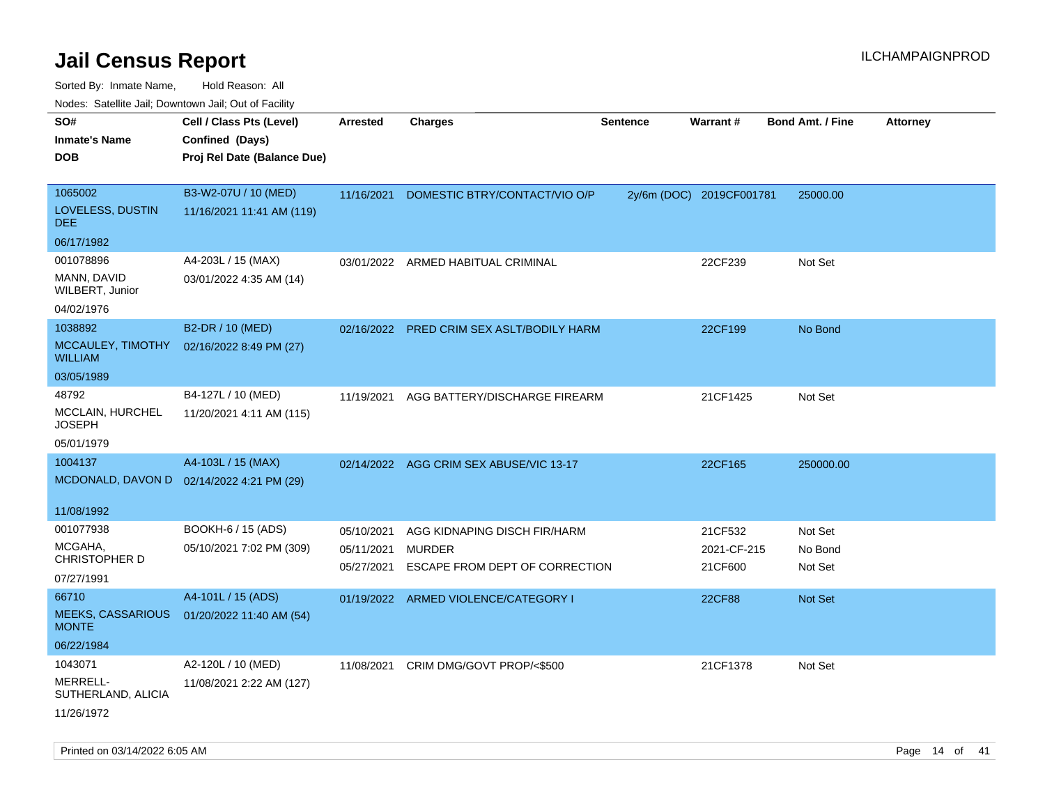# Jail Census Report

ILCHAMPAIGNPROD

Sorted By: Inmate Name, Hold Reason: All

Nodes: Satellite Jail; Downtown Jail; Out of Facility

| SO# / Inmate's Name / DOB | Cell / Class Pts (Level) / Confined (Days) / Proj Rel Date (Balance Due) | Arrested | Charges | Sentence | Warrant # | Bond Amt. / Fine | Attorney |
|---|---|---|---|---|---|---|---|
| 1065002<br>LOVELESS, DUSTIN DEE<br>06/17/1982 | B3-W2-07U / 10 (MED)<br>11/16/2021 11:41 AM (119) | 11/16/2021 | DOMESTIC BTRY/CONTACT/VIO O/P | 2y/6m (DOC) | 2019CF001781 | 25000.00 | |
| 001078896<br>MANN, DAVID WILBERT, Junior<br>04/02/1976 | A4-203L / 15 (MAX)<br>03/01/2022 4:35 AM (14) | 03/01/2022 | ARMED HABITUAL CRIMINAL | | 22CF239 | Not Set | |
| 1038892<br>MCCAULEY, TIMOTHY WILLIAM<br>03/05/1989 | B2-DR / 10 (MED)<br>02/16/2022 8:49 PM (27) | 02/16/2022 | PRED CRIM SEX ASLT/BODILY HARM | | 22CF199 | No Bond | |
| 48792<br>MCCLAIN, HURCHEL JOSEPH<br>05/01/1979 | B4-127L / 10 (MED)<br>11/20/2021 4:11 AM (115) | 11/19/2021 | AGG BATTERY/DISCHARGE FIREARM | | 21CF1425 | Not Set | |
| 1004137<br>MCDONALD, DAVON D<br>11/08/1992 | A4-103L / 15 (MAX)<br>02/14/2022 4:21 PM (29) | 02/14/2022 | AGG CRIM SEX ABUSE/VIC 13-17 | | 22CF165 | 250000.00 | |
| 001077938<br>MCGAHA, CHRISTOPHER D<br>07/27/1991 | BOOKH-6 / 15 (ADS)<br>05/10/2021 7:02 PM (309) | 05/10/2021<br>05/11/2021<br>05/27/2021 | AGG KIDNAPING DISCH FIR/HARM<br>MURDER<br>ESCAPE FROM DEPT OF CORRECTION | | 21CF532<br>2021-CF-215<br>21CF600 | Not Set<br>No Bond<br>Not Set | |
| 66710<br>MEEKS, CASSARIOUS MONTE<br>06/22/1984 | A4-101L / 15 (ADS)<br>01/20/2022 11:40 AM (54) | 01/19/2022 | ARMED VIOLENCE/CATEGORY I | | 22CF88 | Not Set | |
| 1043071<br>MERRELL-SUTHERLAND, ALICIA<br>11/26/1972 | A2-120L / 10 (MED)<br>11/08/2021 2:22 AM (127) | 11/08/2021 | CRIM DMG/GOVT PROP/<$500 | | 21CF1378 | Not Set | |

Printed on 03/14/2022 6:05 AM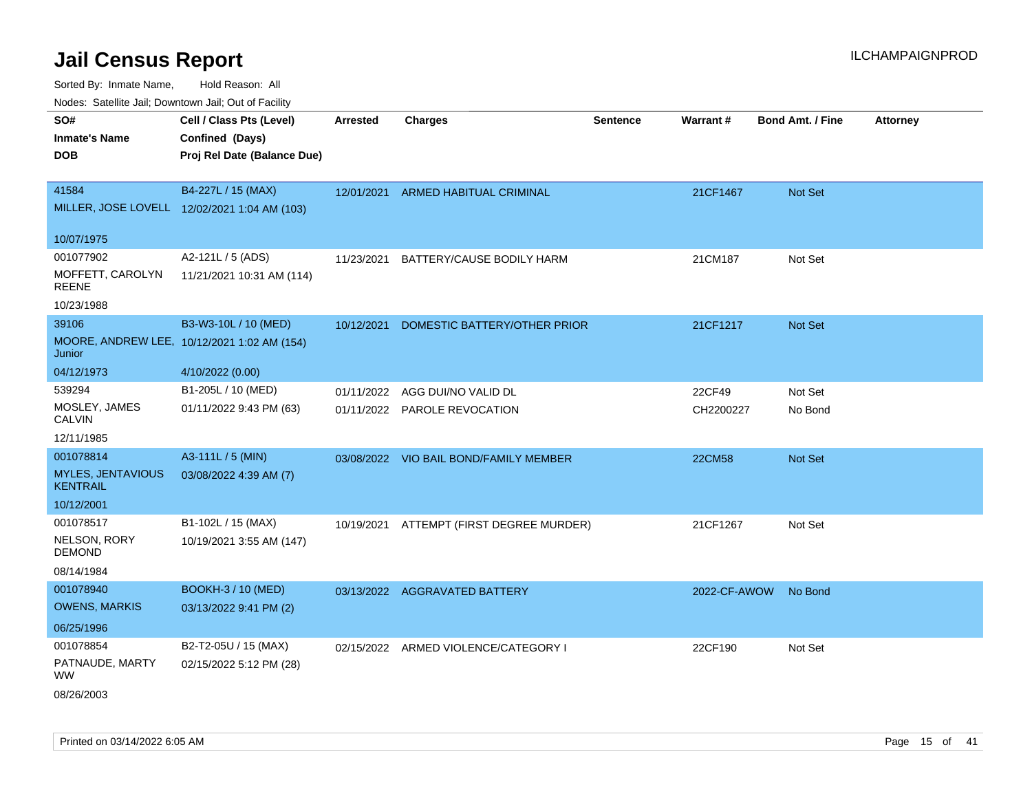# Jail Census Report

ILCHAMPAIGNPROD

Sorted By: Inmate Name, Hold Reason: All

Nodes: Satellite Jail; Downtown Jail; Out of Facility

| SO# / Inmate's Name / DOB | Cell / Class Pts (Level) / Confined (Days) / Proj Rel Date (Balance Due) | Arrested | Charges | Sentence | Warrant # | Bond Amt. / Fine | Attorney |
|---|---|---|---|---|---|---|---|
| 41584<br>MILLER, JOSE LOVELL<br>10/07/1975 | B4-227L / 15 (MAX)<br>12/02/2021 1:04 AM (103) | 12/01/2021 | ARMED HABITUAL CRIMINAL | | 21CF1467 | Not Set | |
| 001077902<br>MOFFETT, CAROLYN REENE<br>10/23/1988 | A2-121L / 5 (ADS)<br>11/21/2021 10:31 AM (114) | 11/23/2021 | BATTERY/CAUSE BODILY HARM | | 21CM187 | Not Set | |
| 39106<br>MOORE, ANDREW LEE, Junior<br>04/12/1973 | B3-W3-10L / 10 (MED)<br>10/12/2021 1:02 AM (154)<br>4/10/2022 (0.00) | 10/12/2021 | DOMESTIC BATTERY/OTHER PRIOR | | 21CF1217 | Not Set | |
| 539294<br>MOSLEY, JAMES CALVIN<br>12/11/1985 | B1-205L / 10 (MED)<br>01/11/2022 9:43 PM (63) | 01/11/2022 | AGG DUI/NO VALID DL | | 22CF49 | Not Set | |
| | | 01/11/2022 | PAROLE REVOCATION | | CH2200227 | No Bond | |
| 001078814<br>MYLES, JENTAVIOUS KENTRAIL<br>10/12/2001 | A3-111L / 5 (MIN)<br>03/08/2022 4:39 AM (7) | 03/08/2022 | VIO BAIL BOND/FAMILY MEMBER | | 22CM58 | Not Set | |
| 001078517<br>NELSON, RORY DEMOND<br>08/14/1984 | B1-102L / 15 (MAX)<br>10/19/2021 3:55 AM (147) | 10/19/2021 | ATTEMPT (FIRST DEGREE MURDER) | | 21CF1267 | Not Set | |
| 001078940<br>OWENS, MARKIS<br>06/25/1996 | BOOKH-3 / 10 (MED)<br>03/13/2022 9:41 PM (2) | 03/13/2022 | AGGRAVATED BATTERY | | 2022-CF-AWOW | No Bond | |
| 001078854<br>PATNAUDE, MARTY WW<br>08/26/2003 | B2-T2-05U / 15 (MAX)<br>02/15/2022 5:12 PM (28) | 02/15/2022 | ARMED VIOLENCE/CATEGORY I | | 22CF190 | Not Set | |

Printed on 03/14/2022 6:05 AM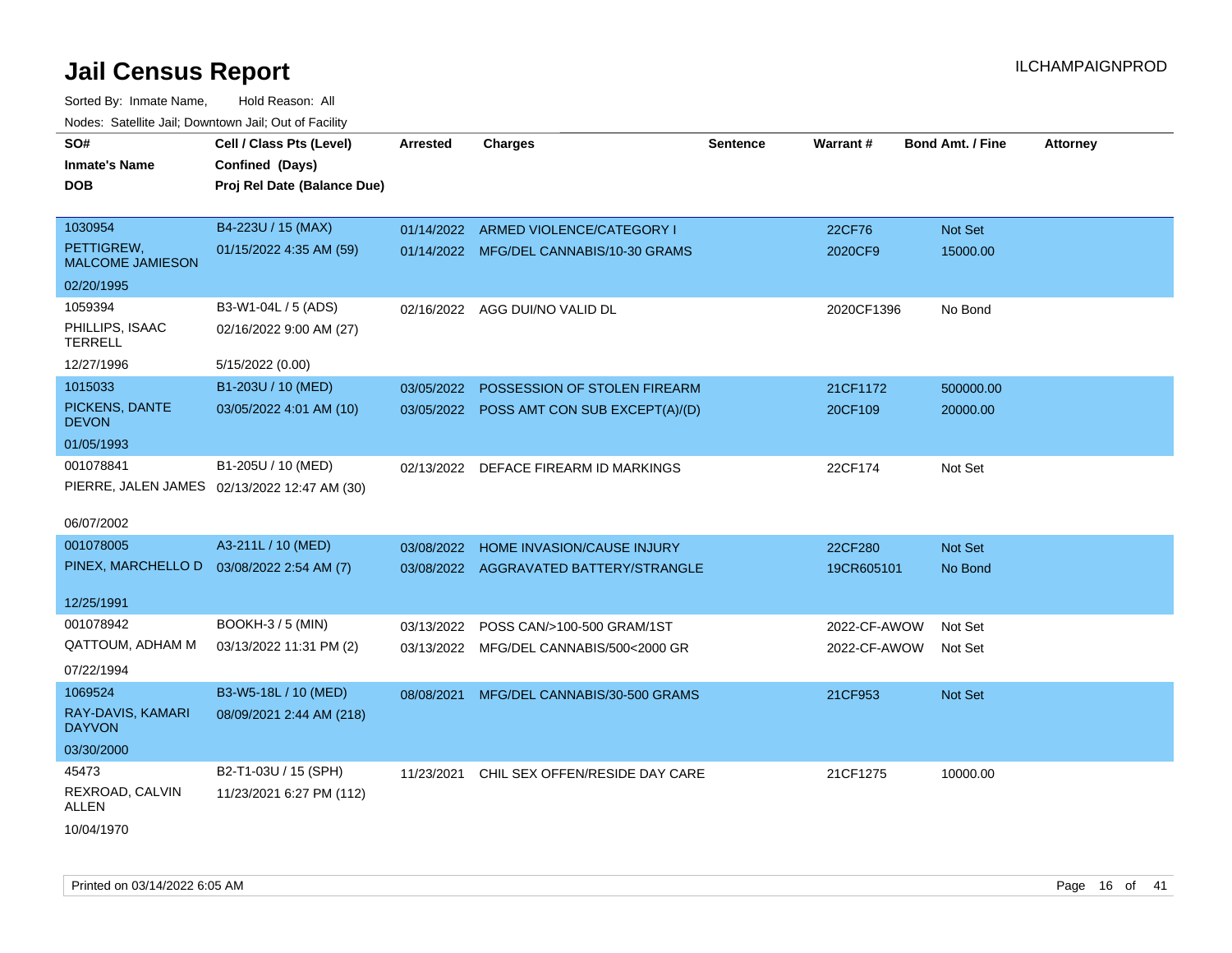# Jail Census Report

Sorted By: Inmate Name, Hold Reason: All

Nodes: Satellite Jail; Downtown Jail; Out of Facility

| SO# / Inmate's Name / DOB | Cell / Class Pts (Level) / Confined (Days) / Proj Rel Date (Balance Due) | Arrested | Charges | Sentence | Warrant # | Bond Amt. / Fine | Attorney |
|---|---|---|---|---|---|---|---|
| 1030954<br>PETTIGREW, MALCOME JAMIESON<br>02/20/1995 | B4-223U / 15 (MAX)<br>01/15/2022 4:35 AM (59) | 01/14/2022 | ARMED VIOLENCE/CATEGORY I | | 22CF76 | Not Set | |
| | | 01/14/2022 | MFG/DEL CANNABIS/10-30 GRAMS | | 2020CF9 | 15000.00 | |
| 1059394<br>PHILLIPS, ISAAC TERRELL<br>12/27/1996 | B3-W1-04L / 5 (ADS)<br>02/16/2022 9:00 AM (27)<br>5/15/2022 (0.00) | 02/16/2022 | AGG DUI/NO VALID DL | | 2020CF1396 | No Bond | |
| 1015033<br>PICKENS, DANTE DEVON<br>01/05/1993 | B1-203U / 10 (MED)<br>03/05/2022 4:01 AM (10) | 03/05/2022 | POSSESSION OF STOLEN FIREARM | | 21CF1172 | 500000.00 | |
| | | 03/05/2022 | POSS AMT CON SUB EXCEPT(A)/(D) | | 20CF109 | 20000.00 | |
| 001078841<br>PIERRE, JALEN JAMES<br>06/07/2002 | B1-205U / 10 (MED)<br>02/13/2022 12:47 AM (30) | 02/13/2022 | DEFACE FIREARM ID MARKINGS | | 22CF174 | Not Set | |
| 001078005<br>PINEX, MARCHELLO D<br>12/25/1991 | A3-211L / 10 (MED)<br>03/08/2022 2:54 AM (7) | 03/08/2022 | HOME INVASION/CAUSE INJURY | | 22CF280 | Not Set | |
| | | 03/08/2022 | AGGRAVATED BATTERY/STRANGLE | | 19CR605101 | No Bond | |
| 001078942<br>QATTOUM, ADHAM M<br>07/22/1994 | BOOKH-3 / 5 (MIN)<br>03/13/2022 11:31 PM (2) | 03/13/2022 | POSS CAN/>100-500 GRAM/1ST | | 2022-CF-AWOW | Not Set | |
| | | 03/13/2022 | MFG/DEL CANNABIS/500<2000 GR | | 2022-CF-AWOW | Not Set | |
| 1069524<br>RAY-DAVIS, KAMARI DAYVON<br>03/30/2000 | B3-W5-18L / 10 (MED)<br>08/09/2021 2:44 AM (218) | 08/08/2021 | MFG/DEL CANNABIS/30-500 GRAMS | | 21CF953 | Not Set | |
| 45473<br>REXROAD, CALVIN ALLEN<br>10/04/1970 | B2-T1-03U / 15 (SPH)<br>11/23/2021 6:27 PM (112) | 11/23/2021 | CHIL SEX OFFEN/RESIDE DAY CARE | | 21CF1275 | 10000.00 | |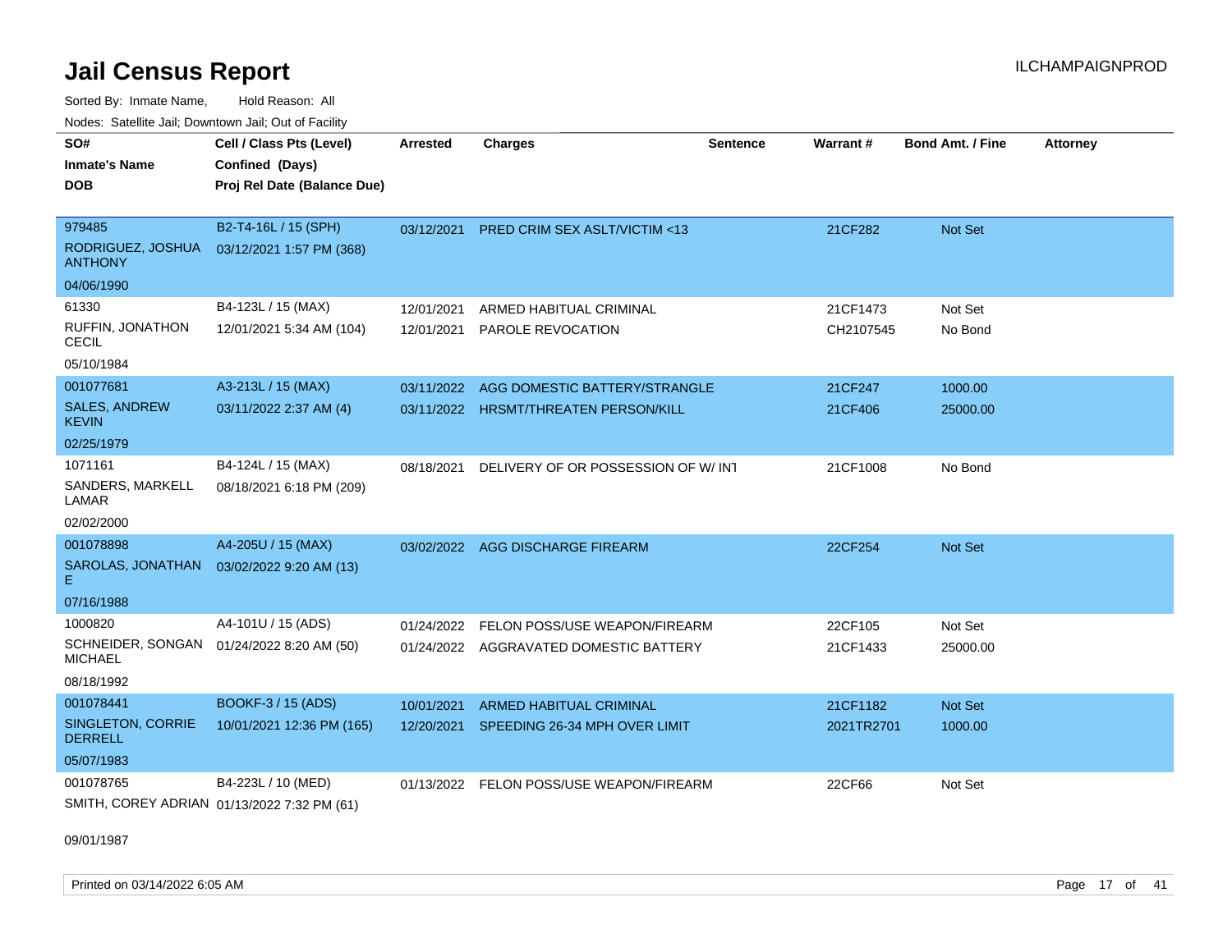# Jail Census Report

ILCHAMPAIGNPROD

Sorted By: Inmate Name, Hold Reason: All

Nodes: Satellite Jail; Downtown Jail; Out of Facility

| SO# / Inmate's Name / DOB | Cell / Class Pts (Level) / Confined (Days) / Proj Rel Date (Balance Due) | Arrested | Charges | Sentence | Warrant # | Bond Amt. / Fine | Attorney |
|---|---|---|---|---|---|---|---|
| 979485<br>RODRIGUEZ, JOSHUA ANTHONY<br>04/06/1990 | B2-T4-16L / 15 (SPH)<br>03/12/2021 1:57 PM (368) | 03/12/2021 | PRED CRIM SEX ASLT/VICTIM <13 | | 21CF282 | Not Set | |
| 61330<br>RUFFIN, JONATHON CECIL<br>05/10/1984 | B4-123L / 15 (MAX)<br>12/01/2021 5:34 AM (104) | 12/01/2021<br>12/01/2021 | ARMED HABITUAL CRIMINAL<br>PAROLE REVOCATION | | 21CF1473<br>CH2107545 | Not Set<br>No Bond | |
| 001077681<br>SALES, ANDREW KEVIN<br>02/25/1979 | A3-213L / 15 (MAX)<br>03/11/2022 2:37 AM (4) | 03/11/2022<br>03/11/2022 | AGG DOMESTIC BATTERY/STRANGLE<br>HRSMT/THREATEN PERSON/KILL | | 21CF247<br>21CF406 | 1000.00<br>25000.00 | |
| 1071161<br>SANDERS, MARKELL LAMAR<br>02/02/2000 | B4-124L / 15 (MAX)<br>08/18/2021 6:18 PM (209) | 08/18/2021 | DELIVERY OF OR POSSESSION OF W/ INT | | 21CF1008 | No Bond | |
| 001078898<br>SAROLAS, JONATHAN E<br>07/16/1988 | A4-205U / 15 (MAX)<br>03/02/2022 9:20 AM (13) | 03/02/2022 | AGG DISCHARGE FIREARM | | 22CF254 | Not Set | |
| 1000820<br>SCHNEIDER, SONGAN MICHAEL<br>08/18/1992 | A4-101U / 15 (ADS)<br>01/24/2022 8:20 AM (50) | 01/24/2022<br>01/24/2022 | FELON POSS/USE WEAPON/FIREARM<br>AGGRAVATED DOMESTIC BATTERY | | 22CF105<br>21CF1433 | Not Set<br>25000.00 | |
| 001078441<br>SINGLETON, CORRIE DERRELL<br>05/07/1983 | BOOKF-3 / 15 (ADS)<br>10/01/2021 12:36 PM (165) | 10/01/2021<br>12/20/2021 | ARMED HABITUAL CRIMINAL<br>SPEEDING 26-34 MPH OVER LIMIT | | 21CF1182<br>2021TR2701 | Not Set<br>1000.00 | |
| 001078765<br>SMITH, COREY ADRIAN<br>09/01/1987 | B4-223L / 10 (MED)<br>01/13/2022 7:32 PM (61) | 01/13/2022 | FELON POSS/USE WEAPON/FIREARM | | 22CF66 | Not Set | |

Printed on 03/14/2022 6:05 AM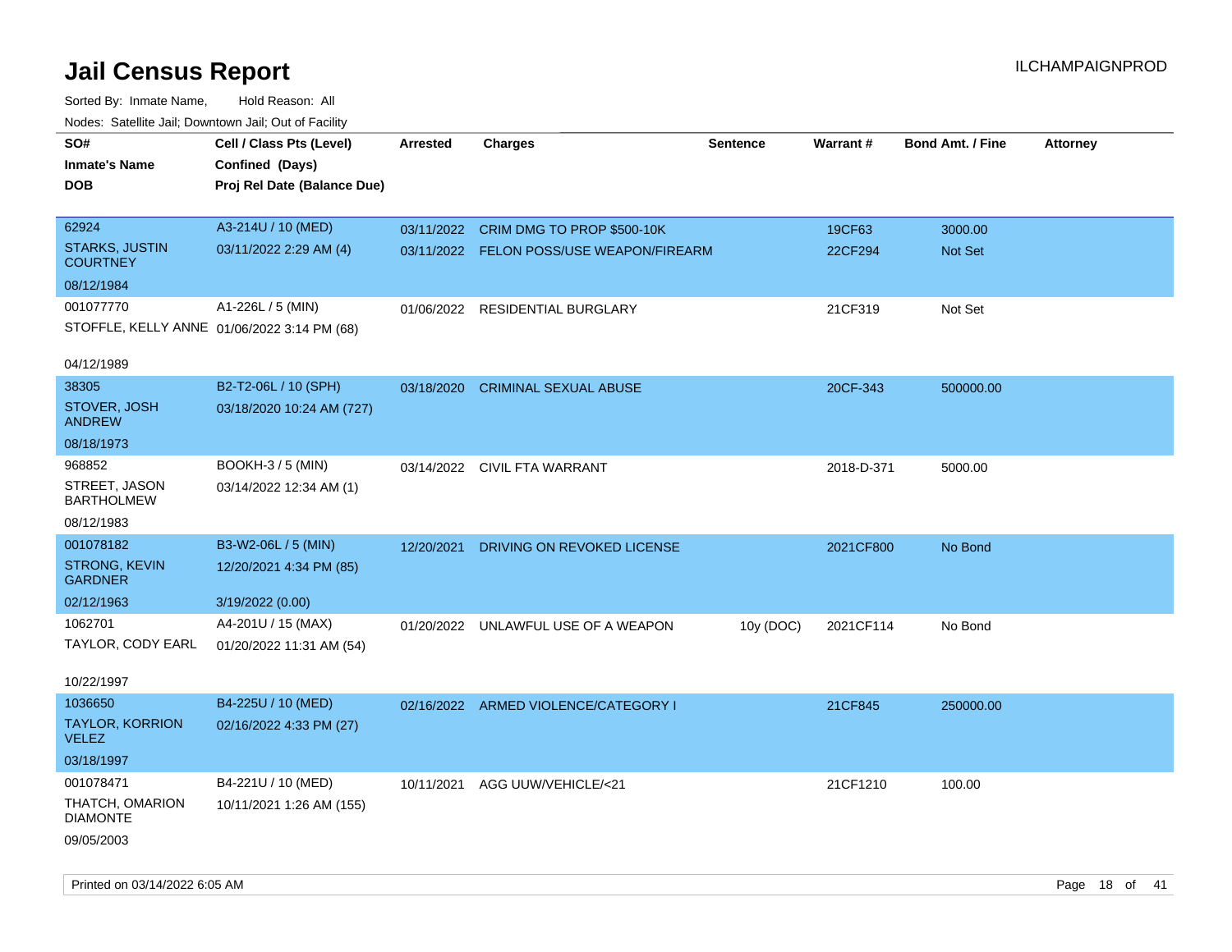# Jail Census Report

ILCHAMPAIGNPROD

Sorted By: Inmate Name, Hold Reason: All

Nodes: Satellite Jail; Downtown Jail; Out of Facility

| SO#<br>Inmate's Name<br>DOB | Cell / Class Pts (Level)<br>Confined (Days)<br>Proj Rel Date (Balance Due) | Arrested | Charges | Sentence | Warrant # | Bond Amt. / Fine | Attorney |
|---|---|---|---|---|---|---|---|
| 62924<br>STARKS, JUSTIN COURTNEY<br>08/12/1984 | A3-214U / 10 (MED)<br>03/11/2022 2:29 AM (4) | 03/11/2022 | CRIM DMG TO PROP $500-10K | | 19CF63 | 3000.00 | |
| | | 03/11/2022 | FELON POSS/USE WEAPON/FIREARM | | 22CF294 | Not Set | |
| 001077770<br>STOFFLE, KELLY ANNE<br>04/12/1989 | A1-226L / 5 (MIN)<br>01/06/2022 3:14 PM (68) | 01/06/2022 | RESIDENTIAL BURGLARY | | 21CF319 | Not Set | |
| 38305<br>STOVER, JOSH ANDREW<br>08/18/1973 | B2-T2-06L / 10 (SPH)<br>03/18/2020 10:24 AM (727) | 03/18/2020 | CRIMINAL SEXUAL ABUSE | | 20CF-343 | 500000.00 | |
| 968852<br>STREET, JASON BARTHOLMEW<br>08/12/1983 | BOOKH-3 / 5 (MIN)<br>03/14/2022 12:34 AM (1) | 03/14/2022 | CIVIL FTA WARRANT | | 2018-D-371 | 5000.00 | |
| 001078182<br>STRONG, KEVIN GARDNER<br>02/12/1963 | B3-W2-06L / 5 (MIN)<br>12/20/2021 4:34 PM (85)<br>3/19/2022 (0.00) | 12/20/2021 | DRIVING ON REVOKED LICENSE | | 2021CF800 | No Bond | |
| 1062701<br>TAYLOR, CODY EARL<br>10/22/1997 | A4-201U / 15 (MAX)<br>01/20/2022 11:31 AM (54) | 01/20/2022 | UNLAWFUL USE OF A WEAPON | 10y (DOC) | 2021CF114 | No Bond | |
| 1036650<br>TAYLOR, KORRION VELEZ<br>03/18/1997 | B4-225U / 10 (MED)<br>02/16/2022 4:33 PM (27) | 02/16/2022 | ARMED VIOLENCE/CATEGORY I | | 21CF845 | 250000.00 | |
| 001078471<br>THATCH, OMARION DIAMONTE<br>09/05/2003 | B4-221U / 10 (MED)<br>10/11/2021 1:26 AM (155) | 10/11/2021 | AGG UUW/VEHICLE/<21 | | 21CF1210 | 100.00 | |

Printed on 03/14/2022 6:05 AM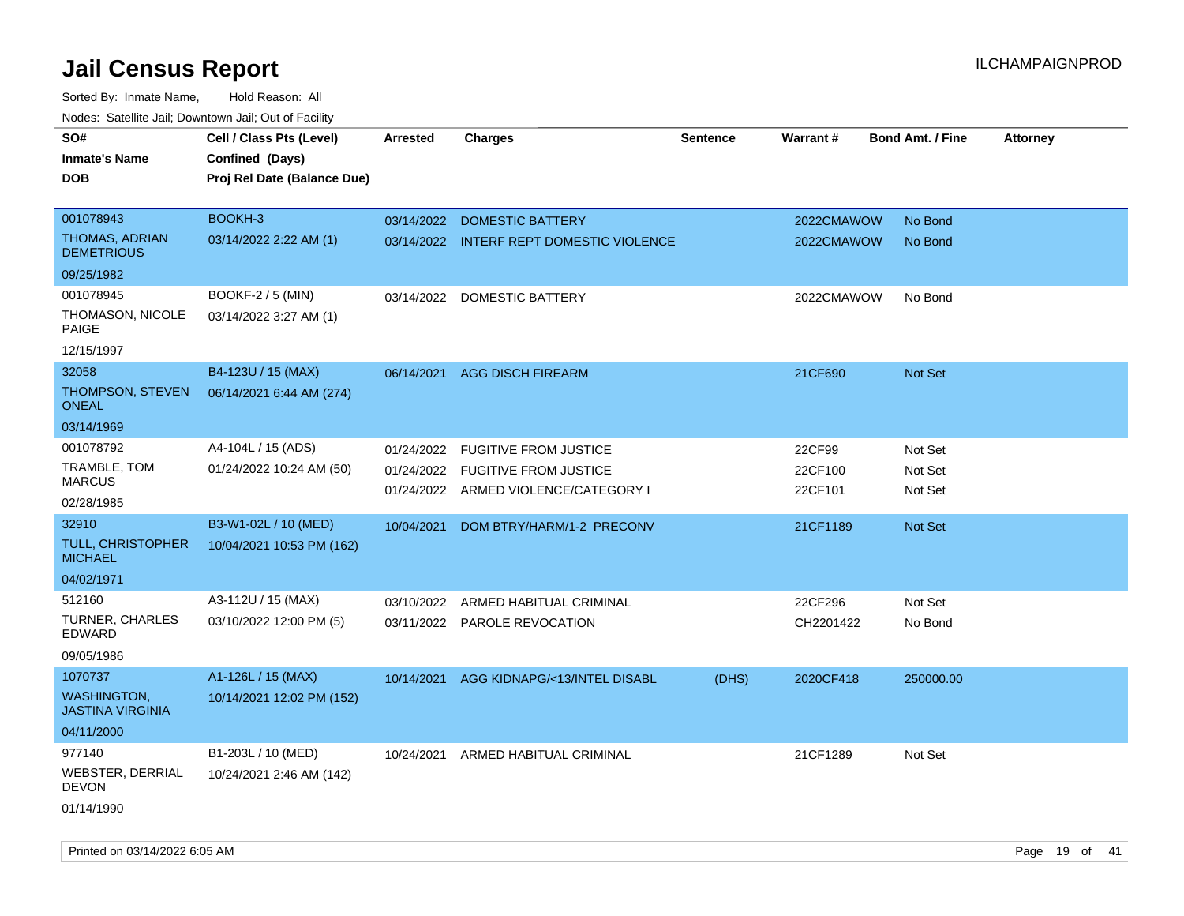# Jail Census Report

Sorted By: Inmate Name, Hold Reason: All

Nodes: Satellite Jail; Downtown Jail; Out of Facility

| SO# / Inmate's Name / DOB | Cell / Class Pts (Level) / Confined (Days) / Proj Rel Date (Balance Due) | Arrested | Charges | Sentence | Warrant # | Bond Amt. / Fine | Attorney |
|---|---|---|---|---|---|---|---|
| 001078943 THOMAS, ADRIAN DEMETRIOUS 09/25/1982 | BOOKH-3 03/14/2022 2:22 AM (1) | 03/14/2022 | DOMESTIC BATTERY | | 2022CMAWOW | No Bond | |
| | | 03/14/2022 | INTERF REPT DOMESTIC VIOLENCE | | 2022CMAWOW | No Bond | |
| 001078945 THOMASON, NICOLE PAIGE 12/15/1997 | BOOKF-2 / 5 (MIN) 03/14/2022 3:27 AM (1) | 03/14/2022 | DOMESTIC BATTERY | | 2022CMAWOW | No Bond | |
| 32058 THOMPSON, STEVEN ONEAL 03/14/1969 | B4-123U / 15 (MAX) 06/14/2021 6:44 AM (274) | 06/14/2021 | AGG DISCH FIREARM | | 21CF690 | Not Set | |
| 001078792 TRAMBLE, TOM MARCUS 02/28/1985 | A4-104L / 15 (ADS) 01/24/2022 10:24 AM (50) | 01/24/2022 | FUGITIVE FROM JUSTICE | | 22CF99 | Not Set | |
| | | 01/24/2022 | FUGITIVE FROM JUSTICE | | 22CF100 | Not Set | |
| | | 01/24/2022 | ARMED VIOLENCE/CATEGORY I | | 22CF101 | Not Set | |
| 32910 TULL, CHRISTOPHER MICHAEL 04/02/1971 | B3-W1-02L / 10 (MED) 10/04/2021 10:53 PM (162) | 10/04/2021 | DOM BTRY/HARM/1-2 PRECONV | | 21CF1189 | Not Set | |
| 512160 TURNER, CHARLES EDWARD 09/05/1986 | A3-112U / 15 (MAX) 03/10/2022 12:00 PM (5) | 03/10/2022 | ARMED HABITUAL CRIMINAL | | 22CF296 | Not Set | |
| | | 03/11/2022 | PAROLE REVOCATION | | CH2201422 | No Bond | |
| 1070737 WASHINGTON, JASTINA VIRGINIA 04/11/2000 | A1-126L / 15 (MAX) 10/14/2021 12:02 PM (152) | 10/14/2021 | AGG KIDNAPG/<13/INTEL DISABL | (DHS) | 2020CF418 | 250000.00 | |
| 977140 WEBSTER, DERRIAL DEVON 01/14/1990 | B1-203L / 10 (MED) 10/24/2021 2:46 AM (142) | 10/24/2021 | ARMED HABITUAL CRIMINAL | | 21CF1289 | Not Set | |

Printed on 03/14/2022 6:05 AM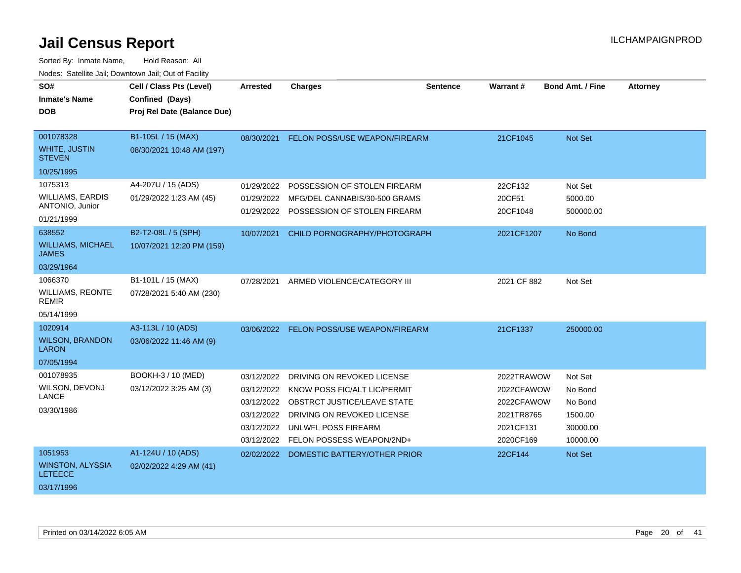# Jail Census Report

ILCHAMPAIGNPROD

Sorted By: Inmate Name, Hold Reason: All

Nodes: Satellite Jail; Downtown Jail; Out of Facility

| SO# / Inmate's Name / DOB | Cell / Class Pts (Level) / Confined (Days) / Proj Rel Date (Balance Due) | Arrested | Charges | Sentence | Warrant # | Bond Amt. / Fine | Attorney |
|---|---|---|---|---|---|---|---|
| 001078328<br>WHITE, JUSTIN STEVEN<br>10/25/1995 | B1-105L / 15 (MAX)<br>08/30/2021 10:48 AM (197) | 08/30/2021 | FELON POSS/USE WEAPON/FIREARM | | 21CF1045 | Not Set | |
| 1075313<br>WILLIAMS, EARDIS ANTONIO, Junior<br>01/21/1999 | A4-207U / 15 (ADS)<br>01/29/2022 1:23 AM (45) | 01/29/2022 | POSSESSION OF STOLEN FIREARM | | 22CF132 | Not Set | |
| | | 01/29/2022 | MFG/DEL CANNABIS/30-500 GRAMS | | 20CF51 | 5000.00 | |
| | | 01/29/2022 | POSSESSION OF STOLEN FIREARM | | 20CF1048 | 500000.00 | |
| 638552<br>WILLIAMS, MICHAEL JAMES<br>03/29/1964 | B2-T2-08L / 5 (SPH)<br>10/07/2021 12:20 PM (159) | 10/07/2021 | CHILD PORNOGRAPHY/PHOTOGRAPH | | 2021CF1207 | No Bond | |
| 1066370<br>WILLIAMS, REONTE REMIR<br>05/14/1999 | B1-101L / 15 (MAX)<br>07/28/2021 5:40 AM (230) | 07/28/2021 | ARMED VIOLENCE/CATEGORY III | | 2021 CF 882 | Not Set | |
| 1020914<br>WILSON, BRANDON LARON<br>07/05/1994 | A3-113L / 10 (ADS)<br>03/06/2022 11:46 AM (9) | 03/06/2022 | FELON POSS/USE WEAPON/FIREARM | | 21CF1337 | 250000.00 | |
| 001078935<br>WILSON, DEVONJ LANCE<br>03/30/1986 | BOOKH-3 / 10 (MED)<br>03/12/2022 3:25 AM (3) | 03/12/2022 | DRIVING ON REVOKED LICENSE | | 2022TRAWOW | Not Set | |
| | | 03/12/2022 | KNOW POSS FIC/ALT LIC/PERMIT | | 2022CFAWOW | No Bond | |
| | | 03/12/2022 | OBSTRCT JUSTICE/LEAVE STATE | | 2022CFAWOW | No Bond | |
| | | 03/12/2022 | DRIVING ON REVOKED LICENSE | | 2021TR8765 | 1500.00 | |
| | | 03/12/2022 | UNLWFL POSS FIREARM | | 2021CF131 | 30000.00 | |
| | | 03/12/2022 | FELON POSSESS WEAPON/2ND+ | | 2020CF169 | 10000.00 | |
| 1051953<br>WINSTON, ALYSSIA LETEECE<br>03/17/1996 | A1-124U / 10 (ADS)<br>02/02/2022 4:29 AM (41) | 02/02/2022 | DOMESTIC BATTERY/OTHER PRIOR | | 22CF144 | Not Set | |

Printed on 03/14/2022 6:05 AM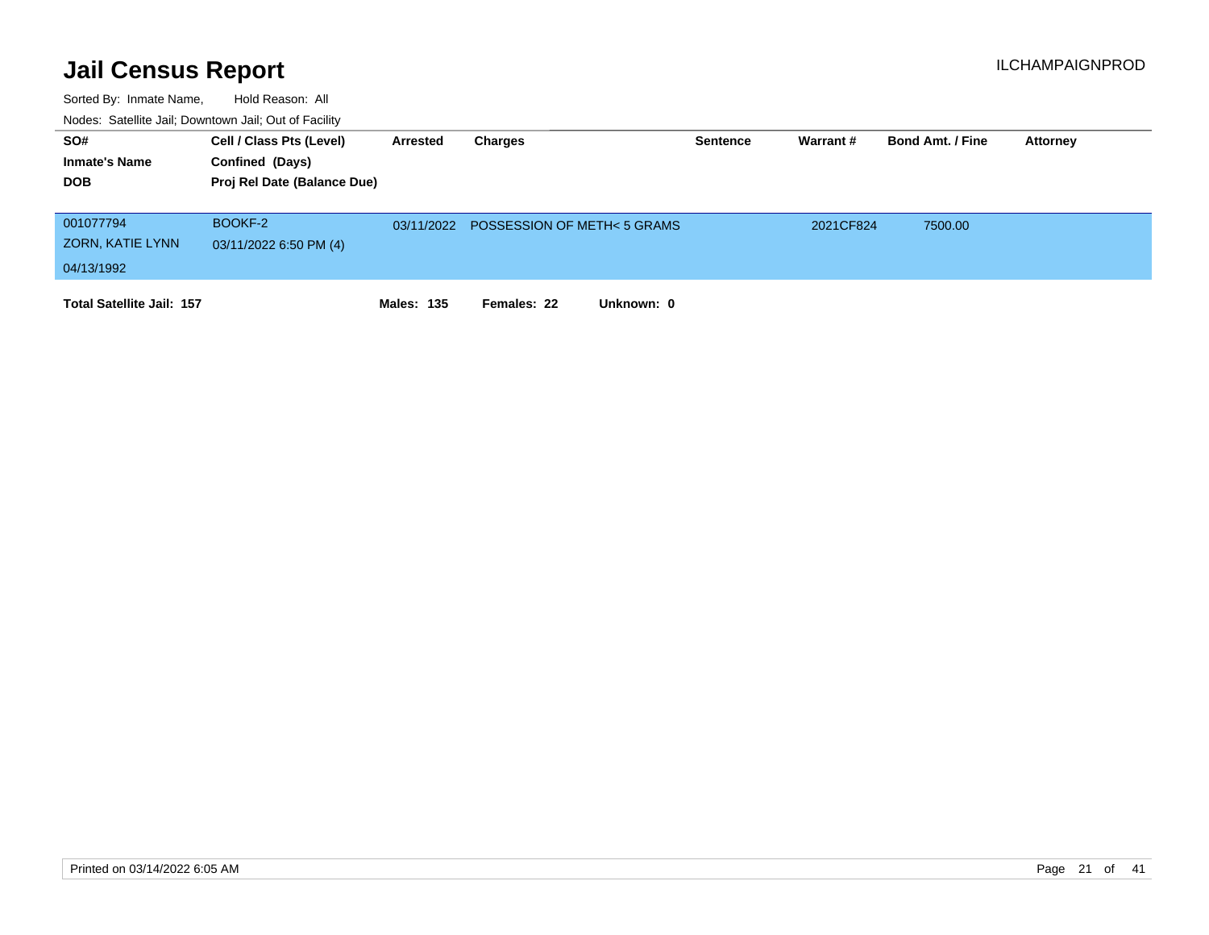# Jail Census Report

ILCHAMPAIGNPROD

Sorted By: Inmate Name, Hold Reason: All

Nodes: Satellite Jail; Downtown Jail; Out of Facility

| SO# / Inmate's Name / DOB | Cell / Class Pts (Level) / Confined (Days) / Proj Rel Date (Balance Due) | Arrested | Charges | Sentence | Warrant # | Bond Amt. / Fine | Attorney |
|---|---|---|---|---|---|---|---|
| 001077794<br>ZORN, KATIE LYNN<br>04/13/1992 | BOOKF-2<br>03/11/2022 6:50 PM (4) | 03/11/2022 | POSSESSION OF METH< 5 GRAMS | | 2021CF824 | 7500.00 | |

**Total Satellite Jail: 157** **Males: 135** **Females: 22** **Unknown: 0**

Printed on 03/14/2022 6:05 AM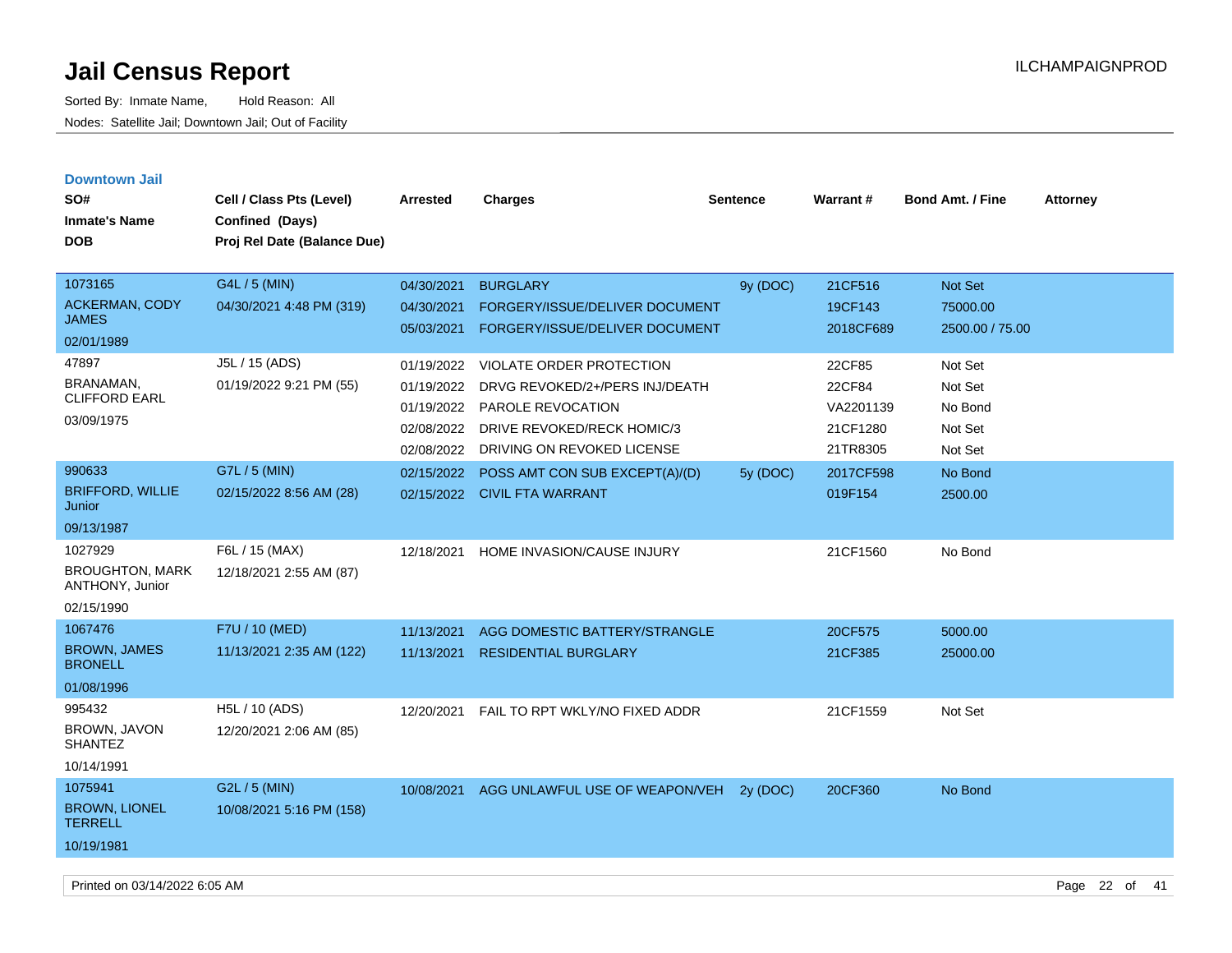# Jail Census Report

Sorted By: Inmate Name, Hold Reason: All

Nodes: Satellite Jail; Downtown Jail; Out of Facility

## Downtown Jail

| SO# / Inmate's Name / DOB | Cell / Class Pts (Level) / Confined (Days) / Proj Rel Date (Balance Due) | Arrested | Charges | Sentence | Warrant # | Bond Amt. / Fine | Attorney |
|---|---|---|---|---|---|---|---|
| 1073165 ACKERMAN, CODY JAMES 02/01/1989 | G4L / 5 (MIN) 04/30/2021 4:48 PM (319) | 04/30/2021 | BURGLARY | 9y (DOC) | 21CF516 | Not Set | |
| | | 04/30/2021 | FORGERY/ISSUE/DELIVER DOCUMENT | | 19CF143 | 75000.00 | |
| | | 05/03/2021 | FORGERY/ISSUE/DELIVER DOCUMENT | | 2018CF689 | 2500.00 / 75.00 | |
| 47897 BRANAMAN, CLIFFORD EARL 03/09/1975 | J5L / 15 (ADS) 01/19/2022 9:21 PM (55) | 01/19/2022 | VIOLATE ORDER PROTECTION | | 22CF85 | Not Set | |
| | | 01/19/2022 | DRVG REVOKED/2+/PERS INJ/DEATH | | 22CF84 | Not Set | |
| | | 01/19/2022 | PAROLE REVOCATION | | VA2201139 | No Bond | |
| | | 02/08/2022 | DRIVE REVOKED/RECK HOMIC/3 | | 21CF1280 | Not Set | |
| | | 02/08/2022 | DRIVING ON REVOKED LICENSE | | 21TR8305 | Not Set | |
| 990633 BRIFFORD, WILLIE Junior 09/13/1987 | G7L / 5 (MIN) 02/15/2022 8:56 AM (28) | 02/15/2022 | POSS AMT CON SUB EXCEPT(A)/(D) | 5y (DOC) | 2017CF598 | No Bond | |
| | | 02/15/2022 | CIVIL FTA WARRANT | | 019F154 | 2500.00 | |
| 1027929 BROUGHTON, MARK ANTHONY, Junior 02/15/1990 | F6L / 15 (MAX) 12/18/2021 2:55 AM (87) | 12/18/2021 | HOME INVASION/CAUSE INJURY | | 21CF1560 | No Bond | |
| 1067476 BROWN, JAMES BRONELL 01/08/1996 | F7U / 10 (MED) 11/13/2021 2:35 AM (122) | 11/13/2021 | AGG DOMESTIC BATTERY/STRANGLE | | 20CF575 | 5000.00 | |
| | | 11/13/2021 | RESIDENTIAL BURGLARY | | 21CF385 | 25000.00 | |
| 995432 BROWN, JAVON SHANTEZ 10/14/1991 | H5L / 10 (ADS) 12/20/2021 2:06 AM (85) | 12/20/2021 | FAIL TO RPT WKLY/NO FIXED ADDR | | 21CF1559 | Not Set | |
| 1075941 BROWN, LIONEL TERRELL 10/19/1981 | G2L / 5 (MIN) 10/08/2021 5:16 PM (158) | 10/08/2021 | AGG UNLAWFUL USE OF WEAPON/VEH | 2y (DOC) | 20CF360 | No Bond | |

Printed on 03/14/2022 6:05 AM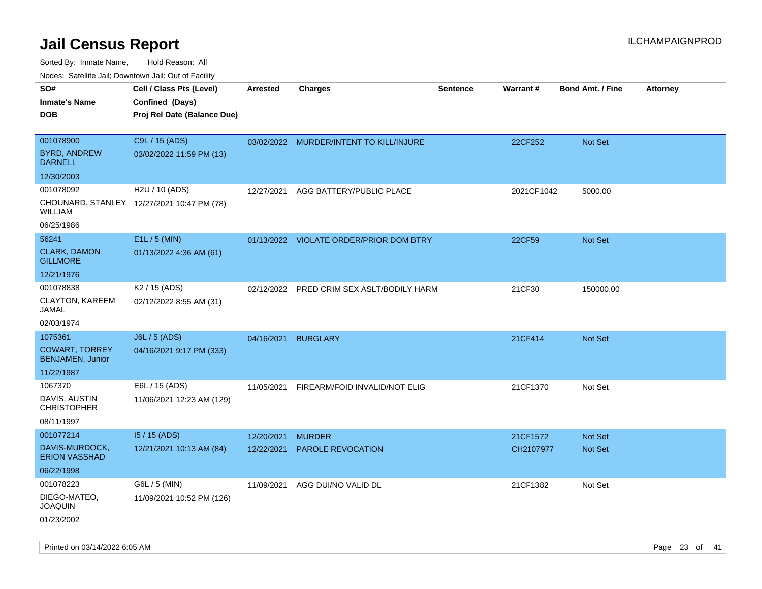# Jail Census Report

Sorted By: Inmate Name, Hold Reason: All

Nodes: Satellite Jail; Downtown Jail; Out of Facility

| SO# / Inmate's Name / DOB | Cell / Class Pts (Level) / Confined (Days) / Proj Rel Date (Balance Due) | Arrested | Charges | Sentence | Warrant # | Bond Amt. / Fine | Attorney |
|---|---|---|---|---|---|---|---|
| 001078900<br>BYRD, ANDREW DARNELL<br>12/30/2003 | C9L / 15 (ADS)<br>03/02/2022 11:59 PM (13) | 03/02/2022 | MURDER/INTENT TO KILL/INJURE | | 22CF252 | Not Set | |
| 001078092<br>CHOUNARD, STANLEY WILLIAM<br>06/25/1986 | H2U / 10 (ADS)<br>12/27/2021 10:47 PM (78) | 12/27/2021 | AGG BATTERY/PUBLIC PLACE | | 2021CF1042 | 5000.00 | |
| 56241<br>CLARK, DAMON GILLMORE<br>12/21/1976 | E1L / 5 (MIN)<br>01/13/2022 4:36 AM (61) | 01/13/2022 | VIOLATE ORDER/PRIOR DOM BTRY | | 22CF59 | Not Set | |
| 001078838<br>CLAYTON, KAREEM JAMAL<br>02/03/1974 | K2 / 15 (ADS)<br>02/12/2022 8:55 AM (31) | 02/12/2022 | PRED CRIM SEX ASLT/BODILY HARM | | 21CF30 | 150000.00 | |
| 1075361<br>COWART, TORREY BENJAMEN, Junior<br>11/22/1987 | J6L / 5 (ADS)<br>04/16/2021 9:17 PM (333) | 04/16/2021 | BURGLARY | | 21CF414 | Not Set | |
| 1067370<br>DAVIS, AUSTIN CHRISTOPHER<br>08/11/1997 | E6L / 15 (ADS)<br>11/06/2021 12:23 AM (129) | 11/05/2021 | FIREARM/FOID INVALID/NOT ELIG | | 21CF1370 | Not Set | |
| 001077214<br>DAVIS-MURDOCK, ERION VASSHAD<br>06/22/1998 | I5 / 15 (ADS)<br>12/21/2021 10:13 AM (84) | 12/20/2021<br>12/22/2021 | MURDER<br>PAROLE REVOCATION | | 21CF1572<br>CH2107977 | Not Set<br>Not Set | |
| 001078223<br>DIEGO-MATEO, JOAQUIN<br>01/23/2002 | G6L / 5 (MIN)<br>11/09/2021 10:52 PM (126) | 11/09/2021 | AGG DUI/NO VALID DL | | 21CF1382 | Not Set | |

Printed on 03/14/2022 6:05 AM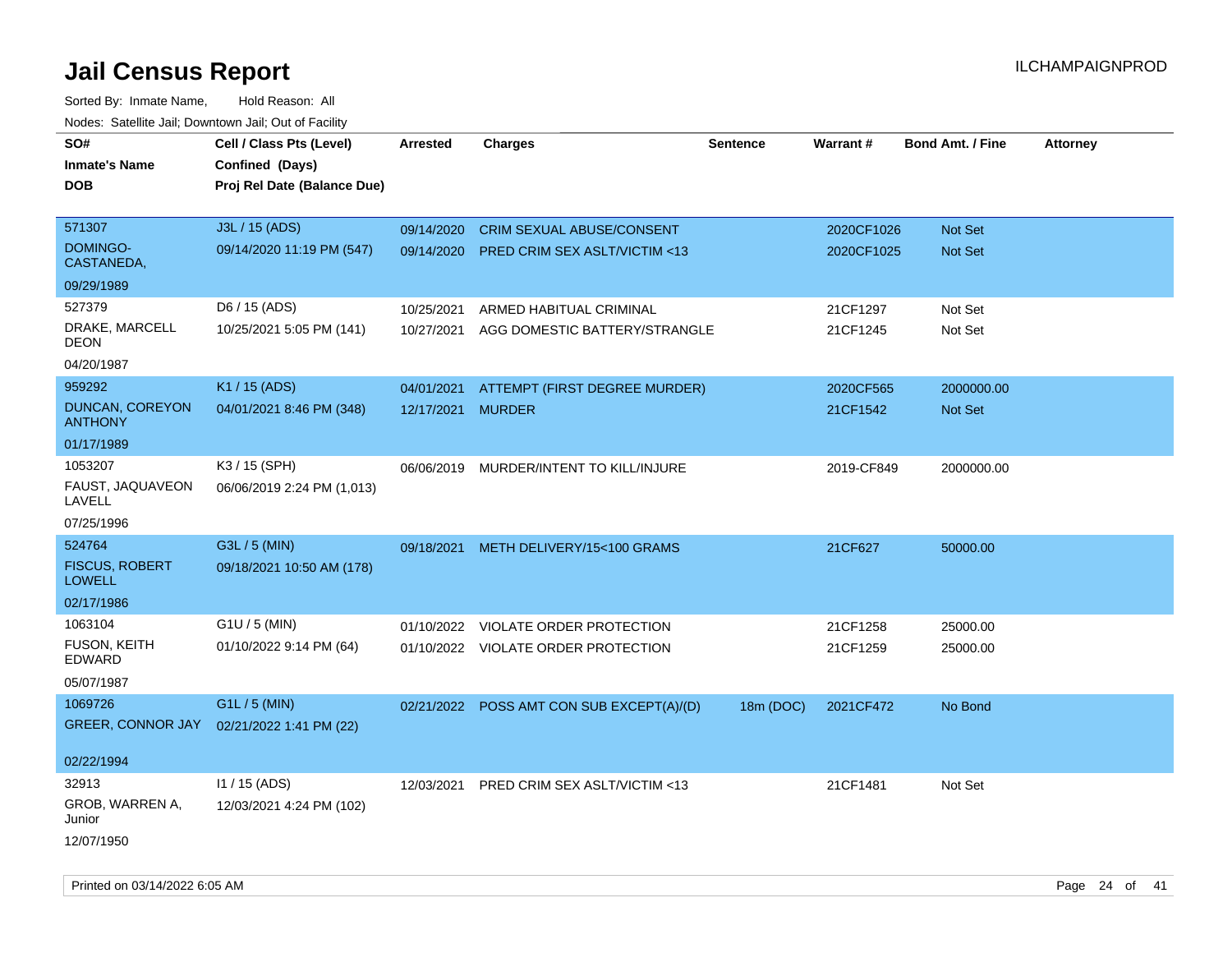# Jail Census Report

ILCHAMPAIGNPROD

Sorted By: Inmate Name, Hold Reason: All

Nodes: Satellite Jail; Downtown Jail; Out of Facility

| SO# / Inmate's Name / DOB | Cell / Class Pts (Level) / Confined (Days) / Proj Rel Date (Balance Due) | Arrested | Charges | Sentence | Warrant # | Bond Amt. / Fine | Attorney |
|---|---|---|---|---|---|---|---|
| 571307 | J3L / 15 (ADS) | 09/14/2020 | CRIM SEXUAL ABUSE/CONSENT | | 2020CF1026 | Not Set | |
| DOMINGO-CASTANEDA, | 09/14/2020 11:19 PM (547) | 09/14/2020 | PRED CRIM SEX ASLT/VICTIM <13 | | 2020CF1025 | Not Set | |
| 09/29/1989 | | | | | | | |
| 527379 | D6 / 15 (ADS) | 10/25/2021 | ARMED HABITUAL CRIMINAL | | 21CF1297 | Not Set | |
| DRAKE, MARCELL DEON | 10/25/2021 5:05 PM (141) | 10/27/2021 | AGG DOMESTIC BATTERY/STRANGLE | | 21CF1245 | Not Set | |
| 04/20/1987 | | | | | | | |
| 959292 | K1 / 15 (ADS) | 04/01/2021 | ATTEMPT (FIRST DEGREE MURDER) | | 2020CF565 | 2000000.00 | |
| DUNCAN, COREYON ANTHONY | 04/01/2021 8:46 PM (348) | 12/17/2021 | MURDER | | 21CF1542 | Not Set | |
| 01/17/1989 | | | | | | | |
| 1053207 | K3 / 15 (SPH) | 06/06/2019 | MURDER/INTENT TO KILL/INJURE | | 2019-CF849 | 2000000.00 | |
| FAUST, JAQUAVEON LAVELL | 06/06/2019 2:24 PM (1,013) | | | | | | |
| 07/25/1996 | | | | | | | |
| 524764 | G3L / 5 (MIN) | 09/18/2021 | METH DELIVERY/15<100 GRAMS | | 21CF627 | 50000.00 | |
| FISCUS, ROBERT LOWELL | 09/18/2021 10:50 AM (178) | | | | | | |
| 02/17/1986 | | | | | | | |
| 1063104 | G1U / 5 (MIN) | 01/10/2022 | VIOLATE ORDER PROTECTION | | 21CF1258 | 25000.00 | |
| FUSON, KEITH EDWARD | 01/10/2022 9:14 PM (64) | 01/10/2022 | VIOLATE ORDER PROTECTION | | 21CF1259 | 25000.00 | |
| 05/07/1987 | | | | | | | |
| 1069726 | G1L / 5 (MIN) | 02/21/2022 | POSS AMT CON SUB EXCEPT(A)/(D) | 18m (DOC) | 2021CF472 | No Bond | |
| GREER, CONNOR JAY | 02/21/2022 1:41 PM (22) | | | | | | |
| 02/22/1994 | | | | | | | |
| 32913 | I1 / 15 (ADS) | 12/03/2021 | PRED CRIM SEX ASLT/VICTIM <13 | | 21CF1481 | Not Set | |
| GROB, WARREN A, Junior | 12/03/2021 4:24 PM (102) | | | | | | |
| 12/07/1950 | | | | | | | |

Printed on 03/14/2022 6:05 AM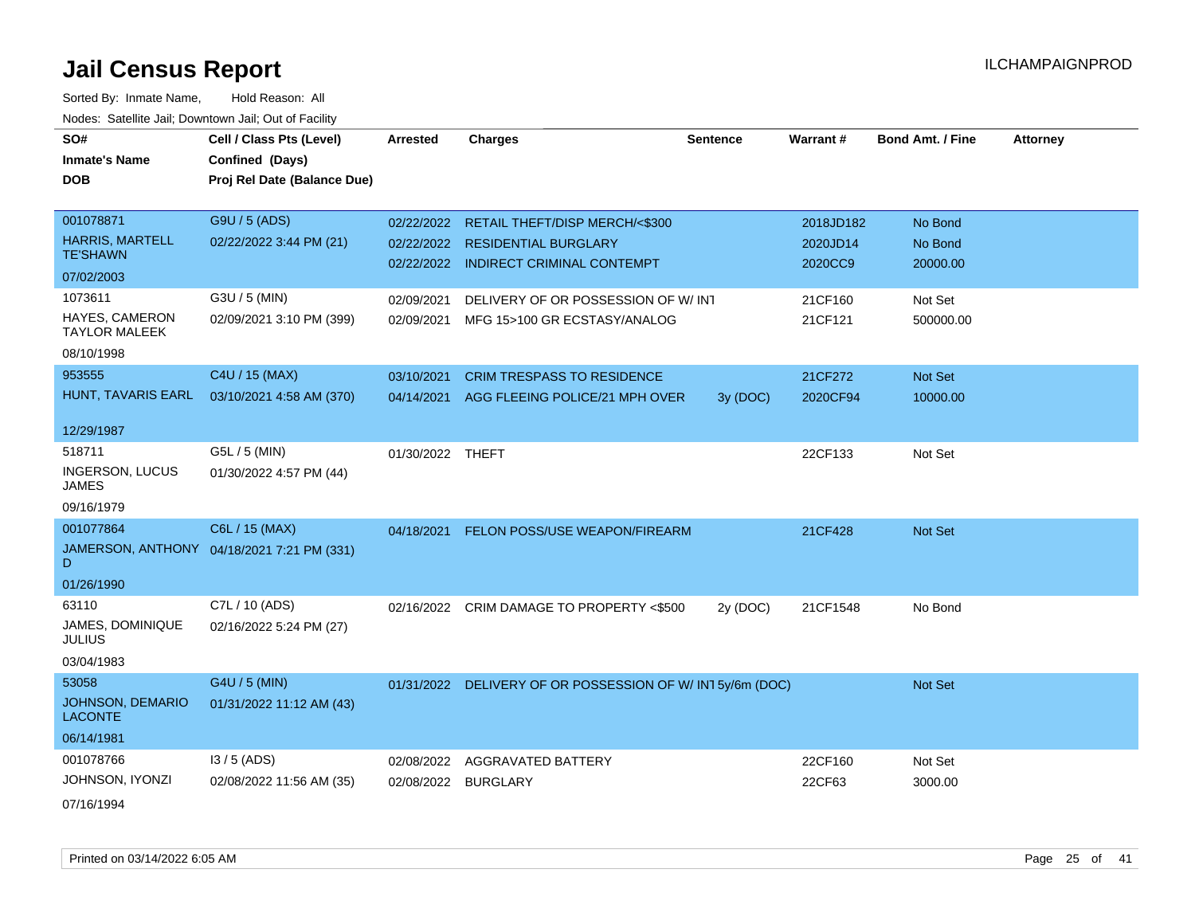# Jail Census Report

Sorted By: Inmate Name, Hold Reason: All

Nodes: Satellite Jail; Downtown Jail; Out of Facility

| SO# / Inmate's Name / DOB | Cell / Class Pts (Level) / Confined (Days) / Proj Rel Date (Balance Due) | Arrested | Charges | Sentence | Warrant # | Bond Amt. / Fine | Attorney |
|---|---|---|---|---|---|---|---|
| 001078871 HARRIS, MARTELL TE'SHAWN 07/02/2003 | G9U / 5 (ADS) 02/22/2022 3:44 PM (21) | 02/22/2022 | RETAIL THEFT/DISP MERCH/<$300 | | 2018JD182 | No Bond | |
| | | 02/22/2022 | RESIDENTIAL BURGLARY | | 2020JD14 | No Bond | |
| | | 02/22/2022 | INDIRECT CRIMINAL CONTEMPT | | 2020CC9 | 20000.00 | |
| 1073611 HAYES, CAMERON TAYLOR MALEEK 08/10/1998 | G3U / 5 (MIN) 02/09/2021 3:10 PM (399) | 02/09/2021 | DELIVERY OF OR POSSESSION OF W/ INT | | 21CF160 | Not Set | |
| | | 02/09/2021 | MFG 15>100 GR ECSTASY/ANALOG | | 21CF121 | 500000.00 | |
| 953555 HUNT, TAVARIS EARL 12/29/1987 | C4U / 15 (MAX) 03/10/2021 4:58 AM (370) | 03/10/2021 | CRIM TRESPASS TO RESIDENCE | | 21CF272 | Not Set | |
| | | 04/14/2021 | AGG FLEEING POLICE/21 MPH OVER | 3y (DOC) | 2020CF94 | 10000.00 | |
| 518711 INGERSON, LUCUS JAMES 09/16/1979 | G5L / 5 (MIN) 01/30/2022 4:57 PM (44) | 01/30/2022 | THEFT | | 22CF133 | Not Set | |
| 001077864 JAMERSON, ANTHONY D 01/26/1990 | C6L / 15 (MAX) 04/18/2021 7:21 PM (331) | 04/18/2021 | FELON POSS/USE WEAPON/FIREARM | | 21CF428 | Not Set | |
| 63110 JAMES, DOMINIQUE JULIUS 03/04/1983 | C7L / 10 (ADS) 02/16/2022 5:24 PM (27) | 02/16/2022 | CRIM DAMAGE TO PROPERTY <$500 | 2y (DOC) | 21CF1548 | No Bond | |
| 53058 JOHNSON, DEMARIO LACONTE 06/14/1981 | G4U / 5 (MIN) 01/31/2022 11:12 AM (43) | 01/31/2022 | DELIVERY OF OR POSSESSION OF W/ INT | 5y/6m (DOC) | | Not Set | |
| 001078766 JOHNSON, IYONZI 07/16/1994 | I3 / 5 (ADS) 02/08/2022 11:56 AM (35) | 02/08/2022 | AGGRAVATED BATTERY | | 22CF160 | Not Set | |
| | | 02/08/2022 | BURGLARY | | 22CF63 | 3000.00 | |

Printed on 03/14/2022 6:05 AM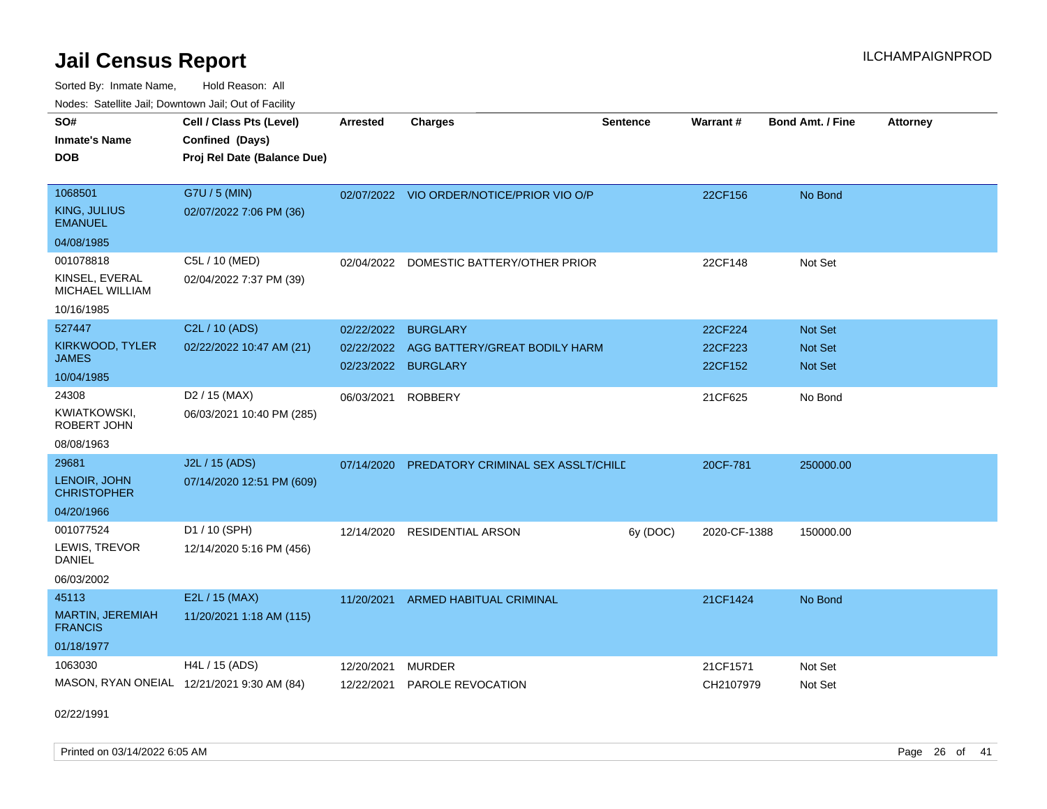# Jail Census Report

ILCHAMPAIGNPROD

Sorted By: Inmate Name, Hold Reason: All

Nodes: Satellite Jail; Downtown Jail; Out of Facility

| SO# / Inmate's Name / DOB | Cell / Class Pts (Level) / Confined (Days) / Proj Rel Date (Balance Due) | Arrested | Charges | Sentence | Warrant # | Bond Amt. / Fine | Attorney |
|---|---|---|---|---|---|---|---|
| 1068501<br>KING, JULIUS EMANUEL<br>04/08/1985 | G7U / 5 (MIN)<br>02/07/2022 7:06 PM (36) | 02/07/2022 | VIO ORDER/NOTICE/PRIOR VIO O/P | | 22CF156 | No Bond | |
| 001078818<br>KINSEL, EVERAL MICHAEL WILLIAM<br>10/16/1985 | C5L / 10 (MED)<br>02/04/2022 7:37 PM (39) | 02/04/2022 | DOMESTIC BATTERY/OTHER PRIOR | | 22CF148 | Not Set | |
| 527447<br>KIRKWOOD, TYLER JAMES<br>10/04/1985 | C2L / 10 (ADS)<br>02/22/2022 10:47 AM (21) | 02/22/2022<br>02/22/2022<br>02/23/2022 | BURGLARY<br>AGG BATTERY/GREAT BODILY HARM<br>BURGLARY | | 22CF224<br>22CF223<br>22CF152 | Not Set<br>Not Set<br>Not Set | |
| 24308<br>KWIATKOWSKI, ROBERT JOHN<br>08/08/1963 | D2 / 15 (MAX)<br>06/03/2021 10:40 PM (285) | 06/03/2021 | ROBBERY | | 21CF625 | No Bond | |
| 29681<br>LENOIR, JOHN CHRISTOPHER<br>04/20/1966 | J2L / 15 (ADS)<br>07/14/2020 12:51 PM (609) | 07/14/2020 | PREDATORY CRIMINAL SEX ASSLT/CHILD | | 20CF-781 | 250000.00 | |
| 001077524<br>LEWIS, TREVOR DANIEL<br>06/03/2002 | D1 / 10 (SPH)<br>12/14/2020 5:16 PM (456) | 12/14/2020 | RESIDENTIAL ARSON | 6y (DOC) | 2020-CF-1388 | 150000.00 | |
| 45113<br>MARTIN, JEREMIAH FRANCIS<br>01/18/1977 | E2L / 15 (MAX)<br>11/20/2021 1:18 AM (115) | 11/20/2021 | ARMED HABITUAL CRIMINAL | | 21CF1424 | No Bond | |
| 1063030<br>MASON, RYAN ONEIAL<br>02/22/1991 | H4L / 15 (ADS)<br>12/21/2021 9:30 AM (84) | 12/20/2021<br>12/22/2021 | MURDER<br>PAROLE REVOCATION | | 21CF1571<br>CH2107979 | Not Set<br>Not Set | |

Printed on 03/14/2022 6:05 AM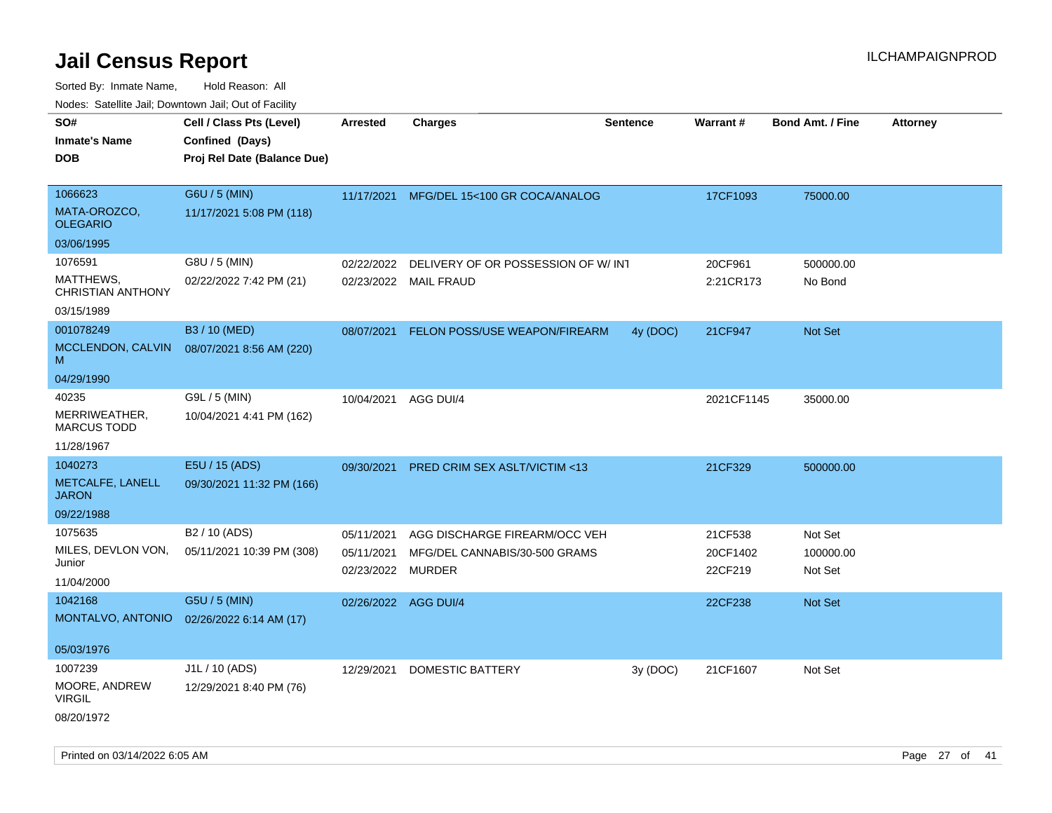# Jail Census Report

ILCHAMPAIGNPROD

Sorted By: Inmate Name, Hold Reason: All

Nodes: Satellite Jail; Downtown Jail; Out of Facility

| SO# / Inmate's Name / DOB | Cell / Class Pts (Level) / Confined (Days) / Proj Rel Date (Balance Due) | Arrested | Charges | Sentence | Warrant # | Bond Amt. / Fine | Attorney |
|---|---|---|---|---|---|---|---|
| 1066623<br>MATA-OROZCO, OLEGARIO<br>03/06/1995 | G6U / 5 (MIN)<br>11/17/2021 5:08 PM (118) | 11/17/2021 | MFG/DEL 15<100 GR COCA/ANALOG | | 17CF1093 | 75000.00 | |
| 1076591<br>MATTHEWS, CHRISTIAN ANTHONY<br>03/15/1989 | G8U / 5 (MIN)<br>02/22/2022 7:42 PM (21) | 02/22/2022 | DELIVERY OF OR POSSESSION OF W/ INT | | 20CF961 | 500000.00 | |
| | | 02/23/2022 | MAIL FRAUD | | 2:21CR173 | No Bond | |
| 001078249<br>MCCLENDON, CALVIN M<br>04/29/1990 | B3 / 10 (MED)<br>08/07/2021 8:56 AM (220) | 08/07/2021 | FELON POSS/USE WEAPON/FIREARM | 4y (DOC) | 21CF947 | Not Set | |
| 40235<br>MERRIWEATHER, MARCUS TODD<br>11/28/1967 | G9L / 5 (MIN)<br>10/04/2021 4:41 PM (162) | 10/04/2021 | AGG DUI/4 | | 2021CF1145 | 35000.00 | |
| 1040273<br>METCALFE, LANELL JARON<br>09/22/1988 | E5U / 15 (ADS)<br>09/30/2021 11:32 PM (166) | 09/30/2021 | PRED CRIM SEX ASLT/VICTIM <13 | | 21CF329 | 500000.00 | |
| 1075635<br>MILES, DEVLON VON, Junior<br>11/04/2000 | B2 / 10 (ADS)<br>05/11/2021 10:39 PM (308) | 05/11/2021 | AGG DISCHARGE FIREARM/OCC VEH | | 21CF538 | Not Set | |
| | | 05/11/2021 | MFG/DEL CANNABIS/30-500 GRAMS | | 20CF1402 | 100000.00 | |
| | | 02/23/2022 | MURDER | | 22CF219 | Not Set | |
| 1042168<br>MONTALVO, ANTONIO<br>05/03/1976 | G5U / 5 (MIN)<br>02/26/2022 6:14 AM (17) | 02/26/2022 | AGG DUI/4 | | 22CF238 | Not Set | |
| 1007239<br>MOORE, ANDREW VIRGIL<br>08/20/1972 | J1L / 10 (ADS)<br>12/29/2021 8:40 PM (76) | 12/29/2021 | DOMESTIC BATTERY | 3y (DOC) | 21CF1607 | Not Set | |

Printed on 03/14/2022 6:05 AM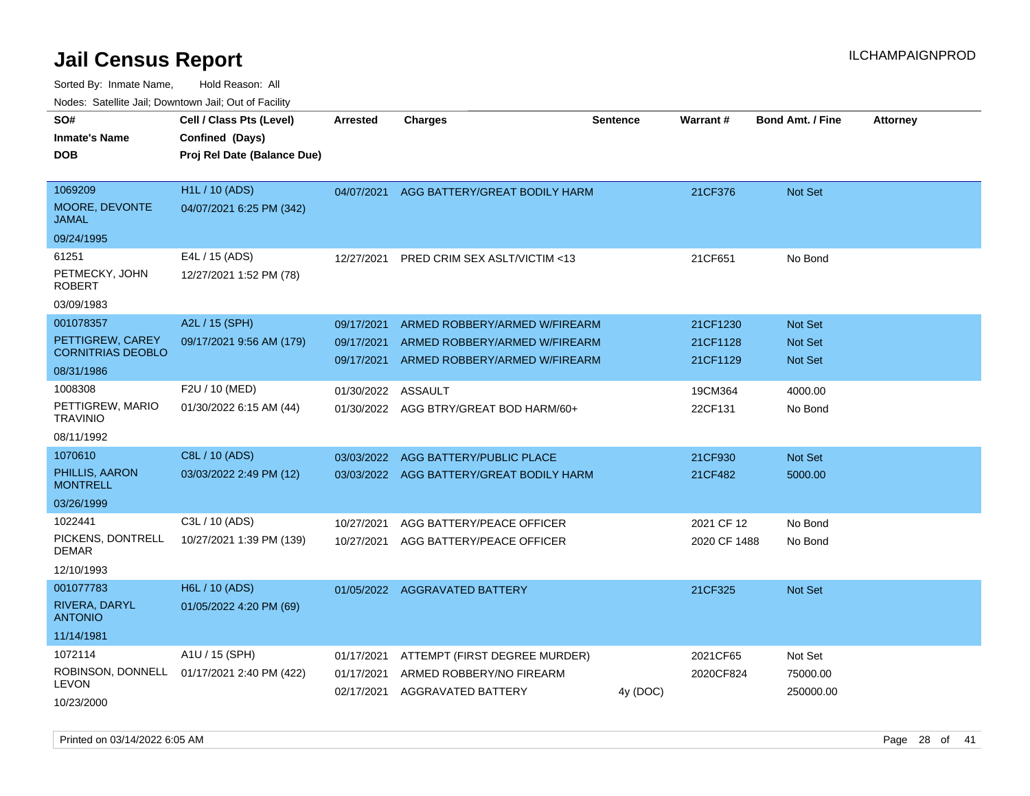# Jail Census Report

Sorted By: Inmate Name, Hold Reason: All

Nodes: Satellite Jail; Downtown Jail; Out of Facility

| SO# / Inmate's Name / DOB | Cell / Class Pts (Level) / Confined (Days) / Proj Rel Date (Balance Due) | Arrested | Charges | Sentence | Warrant # | Bond Amt. / Fine | Attorney |
|---|---|---|---|---|---|---|---|
| 1069209<br>MOORE, DEVONTE JAMAL<br>09/24/1995 | H1L / 10 (ADS)<br>04/07/2021 6:25 PM (342) | 04/07/2021 | AGG BATTERY/GREAT BODILY HARM | | 21CF376 | Not Set | |
| 61251<br>PETMECKY, JOHN ROBERT<br>03/09/1983 | E4L / 15 (ADS)<br>12/27/2021 1:52 PM (78) | 12/27/2021 | PRED CRIM SEX ASLT/VICTIM <13 | | 21CF651 | No Bond | |
| 001078357<br>PETTIGREW, CAREY CORNITRIAS DEOBLO<br>08/31/1986 | A2L / 15 (SPH)<br>09/17/2021 9:56 AM (179) | 09/17/2021 | ARMED ROBBERY/ARMED W/FIREARM | | 21CF1230 | Not Set | |
| | | 09/17/2021 | ARMED ROBBERY/ARMED W/FIREARM | | 21CF1128 | Not Set | |
| | | 09/17/2021 | ARMED ROBBERY/ARMED W/FIREARM | | 21CF1129 | Not Set | |
| 1008308<br>PETTIGREW, MARIO TRAVINIO<br>08/11/1992 | F2U / 10 (MED)<br>01/30/2022 6:15 AM (44) | 01/30/2022 | ASSAULT | | 19CM364 | 4000.00 | |
| | | 01/30/2022 | AGG BTRY/GREAT BOD HARM/60+ | | 22CF131 | No Bond | |
| 1070610<br>PHILLIS, AARON MONTRELL<br>03/26/1999 | C8L / 10 (ADS)<br>03/03/2022 2:49 PM (12) | 03/03/2022 | AGG BATTERY/PUBLIC PLACE | | 21CF930 | Not Set | |
| | | 03/03/2022 | AGG BATTERY/GREAT BODILY HARM | | 21CF482 | 5000.00 | |
| 1022441<br>PICKENS, DONTRELL DEMAR<br>12/10/1993 | C3L / 10 (ADS)<br>10/27/2021 1:39 PM (139) | 10/27/2021 | AGG BATTERY/PEACE OFFICER | | 2021 CF 12 | No Bond | |
| | | 10/27/2021 | AGG BATTERY/PEACE OFFICER | | 2020 CF 1488 | No Bond | |
| 001077783<br>RIVERA, DARYL ANTONIO<br>11/14/1981 | H6L / 10 (ADS)<br>01/05/2022 4:20 PM (69) | 01/05/2022 | AGGRAVATED BATTERY | | 21CF325 | Not Set | |
| 1072114<br>ROBINSON, DONNELL LEVON<br>10/23/2000 | A1U / 15 (SPH)<br>01/17/2021 2:40 PM (422) | 01/17/2021 | ATTEMPT (FIRST DEGREE MURDER) | | 2021CF65 | Not Set | |
| | | 01/17/2021 | ARMED ROBBERY/NO FIREARM | | 2020CF824 | 75000.00 | |
| | | 02/17/2021 | AGGRAVATED BATTERY | 4y (DOC) | | 250000.00 | |

Printed on 03/14/2022 6:05 AM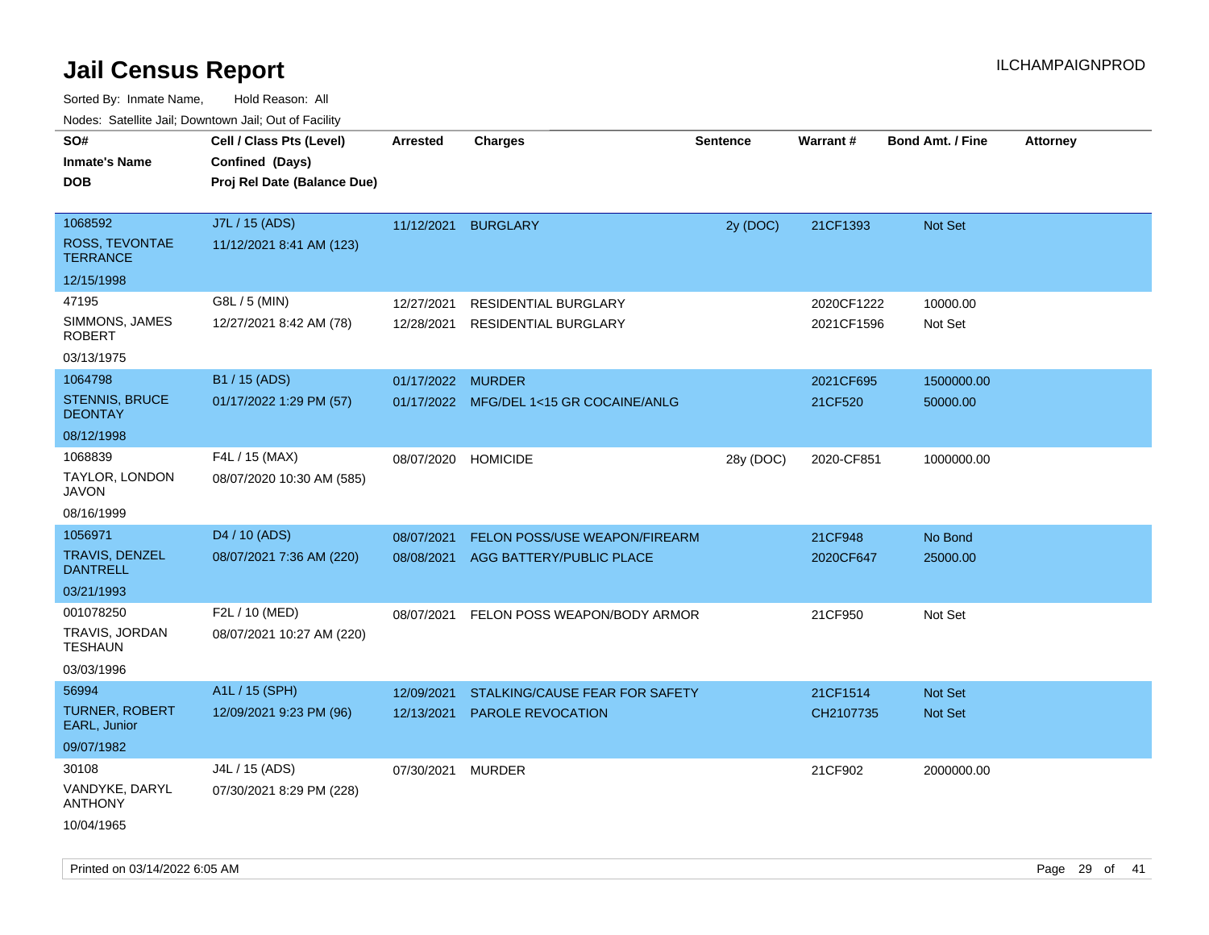# Jail Census Report

ILCHAMPAIGNPROD

Sorted By: Inmate Name, Hold Reason: All

Nodes: Satellite Jail; Downtown Jail; Out of Facility

| SO# / Inmate's Name / DOB | Cell / Class Pts (Level) / Confined (Days) / Proj Rel Date (Balance Due) | Arrested | Charges | Sentence | Warrant # | Bond Amt. / Fine | Attorney |
|---|---|---|---|---|---|---|---|
| 1068592 ROSS, TEVONTAE TERRANCE 12/15/1998 | J7L / 15 (ADS) 11/12/2021 8:41 AM (123) | 11/12/2021 | BURGLARY | 2y (DOC) | 21CF1393 | Not Set | |
| 47195 SIMMONS, JAMES ROBERT 03/13/1975 | G8L / 5 (MIN) 12/27/2021 8:42 AM (78) | 12/27/2021 | RESIDENTIAL BURGLARY | | 2020CF1222 | 10000.00 | |
| | | 12/28/2021 | RESIDENTIAL BURGLARY | | 2021CF1596 | Not Set | |
| 1064798 STENNIS, BRUCE DEONTAY 08/12/1998 | B1 / 15 (ADS) 01/17/2022 1:29 PM (57) | 01/17/2022 | MURDER | | 2021CF695 | 1500000.00 | |
| | | 01/17/2022 | MFG/DEL 1<15 GR COCAINE/ANLG | | 21CF520 | 50000.00 | |
| 1068839 TAYLOR, LONDON JAVON 08/16/1999 | F4L / 15 (MAX) 08/07/2020 10:30 AM (585) | 08/07/2020 | HOMICIDE | 28y (DOC) | 2020-CF851 | 1000000.00 | |
| 1056971 TRAVIS, DENZEL DANTRELL 03/21/1993 | D4 / 10 (ADS) 08/07/2021 7:36 AM (220) | 08/07/2021 | FELON POSS/USE WEAPON/FIREARM | | 21CF948 | No Bond | |
| | | 08/08/2021 | AGG BATTERY/PUBLIC PLACE | | 2020CF647 | 25000.00 | |
| 001078250 TRAVIS, JORDAN TESHAUN 03/03/1996 | F2L / 10 (MED) 08/07/2021 10:27 AM (220) | 08/07/2021 | FELON POSS WEAPON/BODY ARMOR | | 21CF950 | Not Set | |
| 56994 TURNER, ROBERT EARL, Junior 09/07/1982 | A1L / 15 (SPH) 12/09/2021 9:23 PM (96) | 12/09/2021 | STALKING/CAUSE FEAR FOR SAFETY | | 21CF1514 | Not Set | |
| | | 12/13/2021 | PAROLE REVOCATION | | CH2107735 | Not Set | |
| 30108 VANDYKE, DARYL ANTHONY 10/04/1965 | J4L / 15 (ADS) 07/30/2021 8:29 PM (228) | 07/30/2021 | MURDER | | 21CF902 | 2000000.00 | |

Printed on 03/14/2022 6:05 AM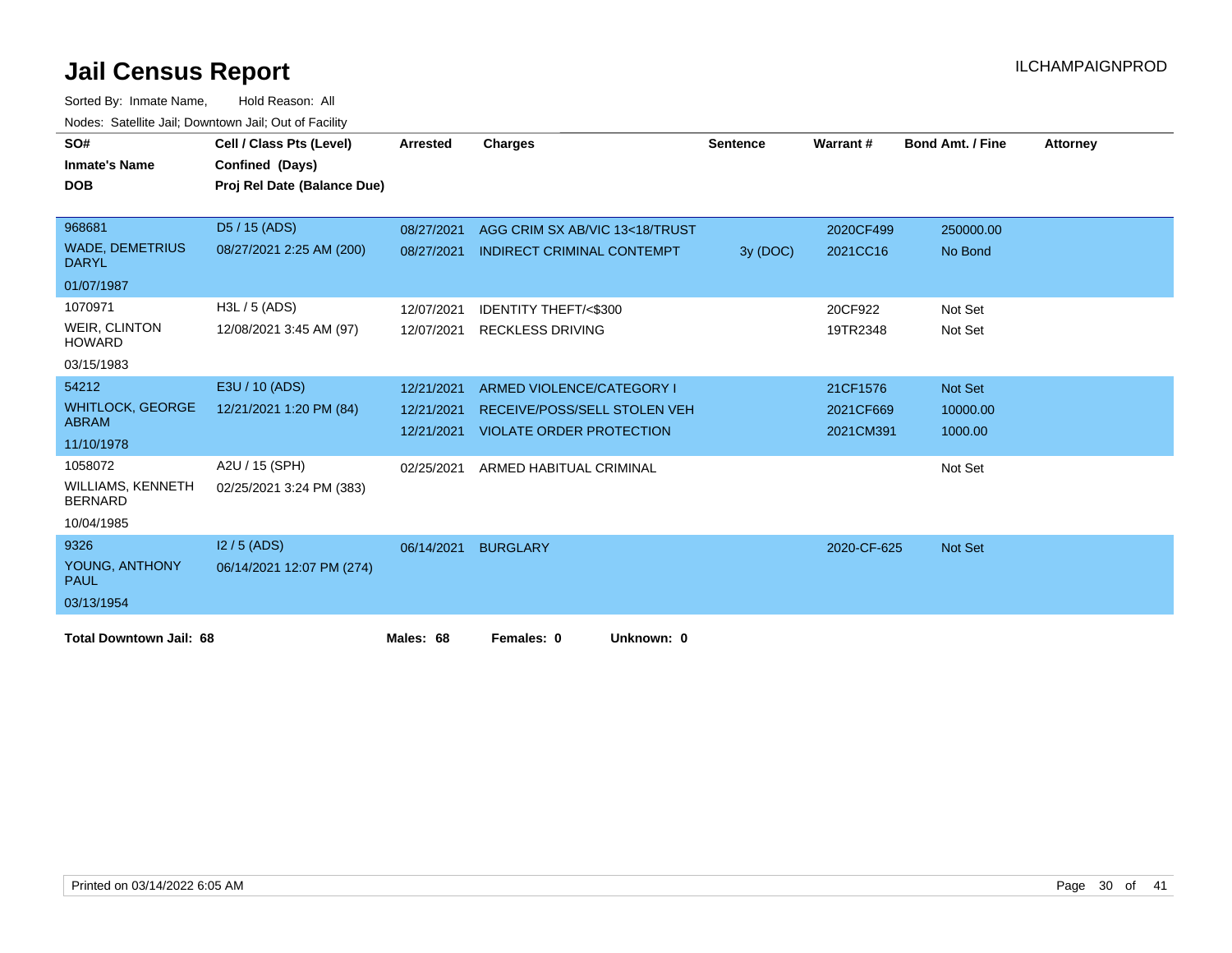# Jail Census Report

ILCHAMPAIGNPROD

Sorted By: Inmate Name, Hold Reason: All

Nodes: Satellite Jail; Downtown Jail; Out of Facility

| SO# / Inmate's Name / DOB | Cell / Class Pts (Level) / Confined (Days) / Proj Rel Date (Balance Due) | Arrested | Charges | Sentence | Warrant # | Bond Amt. / Fine | Attorney |
|---|---|---|---|---|---|---|---|
| 968681<br>WADE, DEMETRIUS DARYL<br>01/07/1987 | D5 / 15 (ADS)<br>08/27/2021 2:25 AM (200) | 08/27/2021 | AGG CRIM SX AB/VIC 13<18/TRUST | | 2020CF499 | 250000.00 | |
| | | 08/27/2021 | INDIRECT CRIMINAL CONTEMPT | 3y (DOC) | 2021CC16 | No Bond | |
| 1070971<br>WEIR, CLINTON HOWARD<br>03/15/1983 | H3L / 5 (ADS)<br>12/08/2021 3:45 AM (97) | 12/07/2021 | IDENTITY THEFT/<$300 | | 20CF922 | Not Set | |
| | | 12/07/2021 | RECKLESS DRIVING | | 19TR2348 | Not Set | |
| 54212<br>WHITLOCK, GEORGE ABRAM<br>11/10/1978 | E3U / 10 (ADS)<br>12/21/2021 1:20 PM (84) | 12/21/2021 | ARMED VIOLENCE/CATEGORY I | | 21CF1576 | Not Set | |
| | | 12/21/2021 | RECEIVE/POSS/SELL STOLEN VEH | | 2021CF669 | 10000.00 | |
| | | 12/21/2021 | VIOLATE ORDER PROTECTION | | 2021CM391 | 1000.00 | |
| 1058072<br>WILLIAMS, KENNETH BERNARD<br>10/04/1985 | A2U / 15 (SPH)<br>02/25/2021 3:24 PM (383) | 02/25/2021 | ARMED HABITUAL CRIMINAL | | | Not Set | |
| 9326<br>YOUNG, ANTHONY PAUL<br>03/13/1954 | I2 / 5 (ADS)<br>06/14/2021 12:07 PM (274) | 06/14/2021 | BURGLARY | | 2020-CF-625 | Not Set | |

**Total Downtown Jail: 68** **Males: 68** **Females: 0** **Unknown: 0**

Printed on 03/14/2022 6:05 AM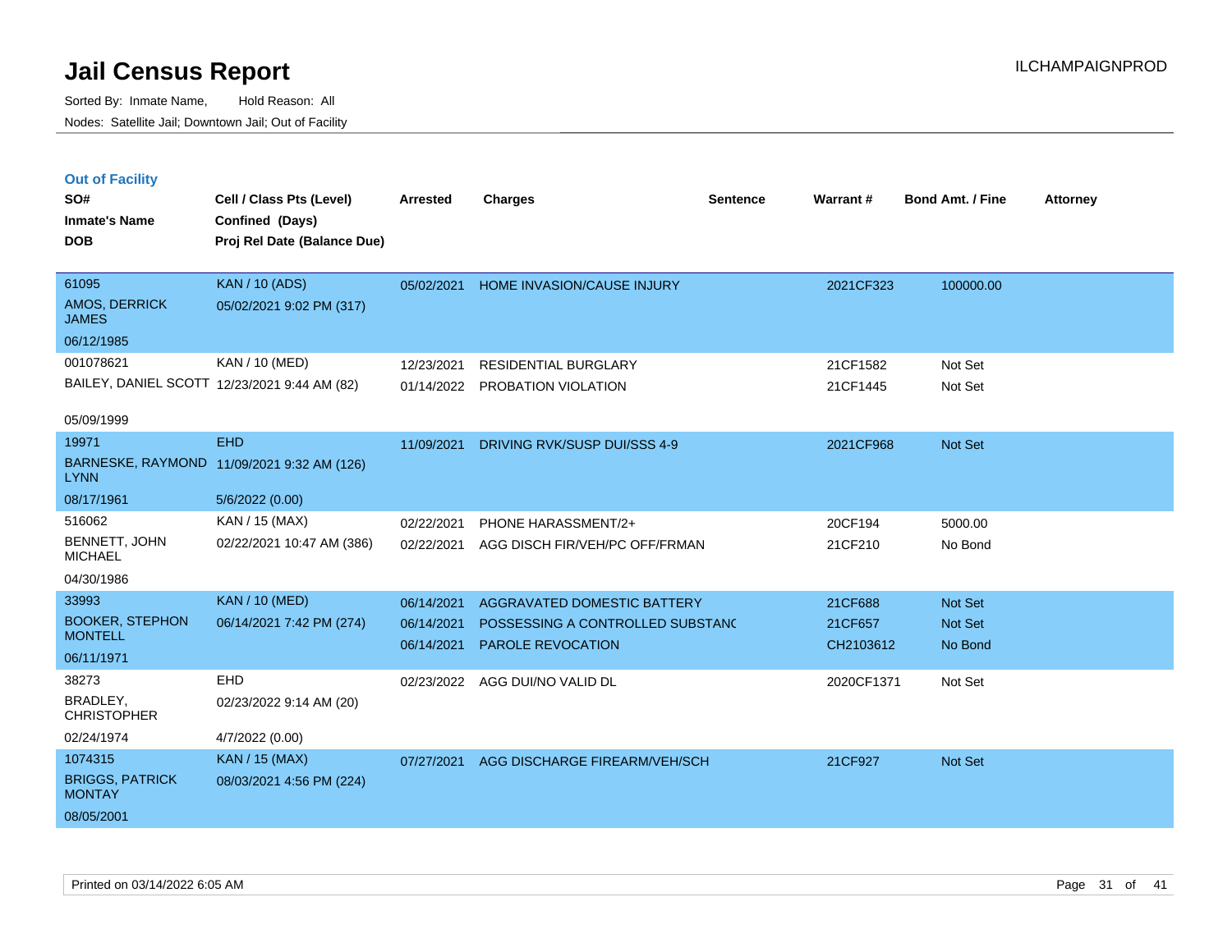# Jail Census Report

Sorted By: Inmate Name, Hold Reason: All

Nodes: Satellite Jail; Downtown Jail; Out of Facility

ILCHAMPAIGNPROD

## Out of Facility

| SO# / Inmate's Name / DOB | Cell / Class Pts (Level) / Confined (Days) / Proj Rel Date (Balance Due) | Arrested | Charges | Sentence | Warrant # | Bond Amt. / Fine | Attorney |
|---|---|---|---|---|---|---|---|
| 61095<br>AMOS, DERRICK JAMES<br>06/12/1985 | KAN / 10 (ADS)<br>05/02/2021 9:02 PM (317) | 05/02/2021 | HOME INVASION/CAUSE INJURY | | 2021CF323 | 100000.00 | |
| 001078621<br>BAILEY, DANIEL SCOTT<br>05/09/1999 | KAN / 10 (MED)<br>12/23/2021 9:44 AM (82) | 12/23/2021<br>01/14/2022 | RESIDENTIAL BURGLARY<br>PROBATION VIOLATION | | 21CF1582<br>21CF1445 | Not Set<br>Not Set | |
| 19971<br>BARNESKE, RAYMOND LYNN<br>08/17/1961 | EHD<br>11/09/2021 9:32 AM (126)<br>5/6/2022 (0.00) | 11/09/2021 | DRIVING RVK/SUSP DUI/SSS 4-9 | | 2021CF968 | Not Set | |
| 516062<br>BENNETT, JOHN MICHAEL<br>04/30/1986 | KAN / 15 (MAX)<br>02/22/2021 10:47 AM (386) | 02/22/2021<br>02/22/2021 | PHONE HARASSMENT/2+<br>AGG DISCH FIR/VEH/PC OFF/FRMAN | | 20CF194<br>21CF210 | 5000.00<br>No Bond | |
| 33993<br>BOOKER, STEPHON MONTELL<br>06/11/1971 | KAN / 10 (MED)<br>06/14/2021 7:42 PM (274) | 06/14/2021<br>06/14/2021<br>06/14/2021 | AGGRAVATED DOMESTIC BATTERY<br>POSSESSING A CONTROLLED SUBSTANC<br>PAROLE REVOCATION | | 21CF688<br>21CF657<br>CH2103612 | Not Set<br>Not Set<br>No Bond | |
| 38273<br>BRADLEY, CHRISTOPHER<br>02/24/1974 | EHD<br>02/23/2022 9:14 AM (20)<br>4/7/2022 (0.00) | 02/23/2022 | AGG DUI/NO VALID DL | | 2020CF1371 | Not Set | |
| 1074315<br>BRIGGS, PATRICK MONTAY<br>08/05/2001 | KAN / 15 (MAX)<br>08/03/2021 4:56 PM (224) | 07/27/2021 | AGG DISCHARGE FIREARM/VEH/SCH | | 21CF927 | Not Set | |

Printed on 03/14/2022 6:05 AM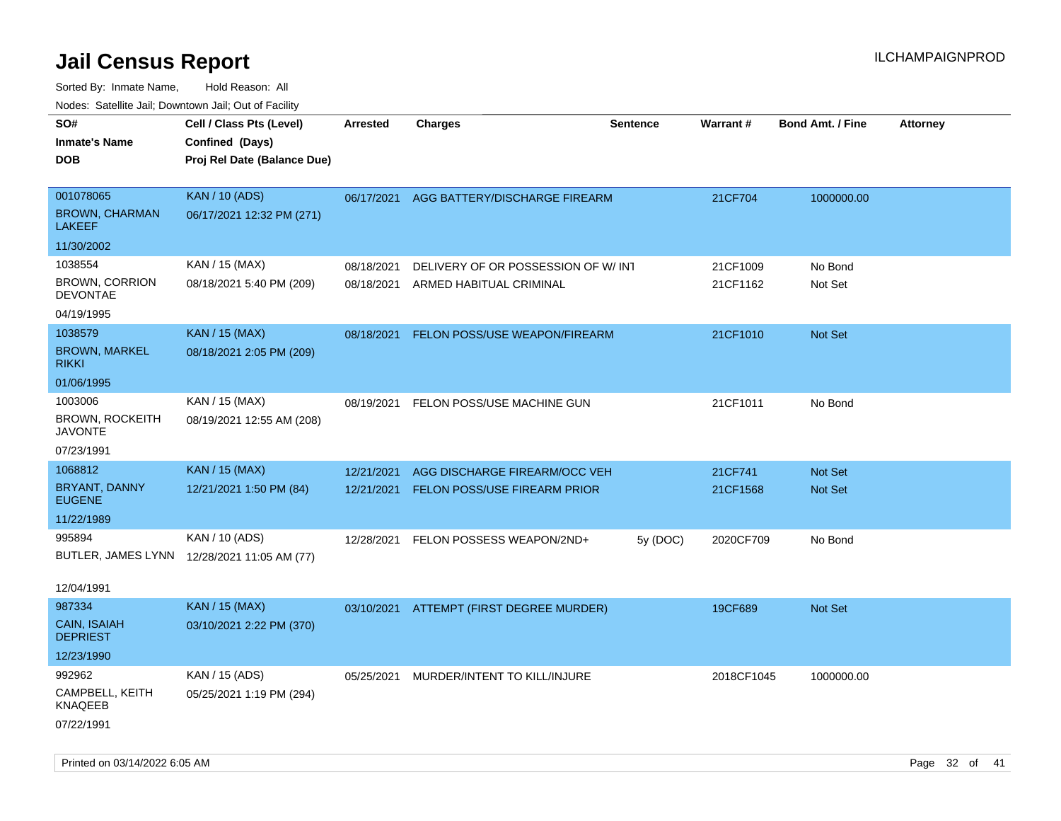# Jail Census Report

ILCHAMPAIGNPROD

Sorted By: Inmate Name, Hold Reason: All

Nodes: Satellite Jail; Downtown Jail; Out of Facility

| SO# / Inmate's Name / DOB | Cell / Class Pts (Level) / Confined (Days) / Proj Rel Date (Balance Due) | Arrested | Charges | Sentence | Warrant # | Bond Amt. / Fine | Attorney |
|---|---|---|---|---|---|---|---|
| 001078065<br>BROWN, CHARMAN LAKEEF<br>11/30/2002 | KAN / 10 (ADS)<br>06/17/2021 12:32 PM (271) | 06/17/2021 | AGG BATTERY/DISCHARGE FIREARM | | 21CF704 | 1000000.00 | |
| 1038554<br>BROWN, CORRION DEVONTAE<br>04/19/1995 | KAN / 15 (MAX)<br>08/18/2021 5:40 PM (209) | 08/18/2021<br>08/18/2021 | DELIVERY OF OR POSSESSION OF W/ INT<br>ARMED HABITUAL CRIMINAL | | 21CF1009<br>21CF1162 | No Bond<br>Not Set | |
| 1038579<br>BROWN, MARKEL RIKKI<br>01/06/1995 | KAN / 15 (MAX)<br>08/18/2021 2:05 PM (209) | 08/18/2021 | FELON POSS/USE WEAPON/FIREARM | | 21CF1010 | Not Set | |
| 1003006<br>BROWN, ROCKEITH JAVONTE<br>07/23/1991 | KAN / 15 (MAX)<br>08/19/2021 12:55 AM (208) | 08/19/2021 | FELON POSS/USE MACHINE GUN | | 21CF1011 | No Bond | |
| 1068812<br>BRYANT, DANNY EUGENE<br>11/22/1989 | KAN / 15 (MAX)<br>12/21/2021 1:50 PM (84) | 12/21/2021<br>12/21/2021 | AGG DISCHARGE FIREARM/OCC VEH<br>FELON POSS/USE FIREARM PRIOR | | 21CF741<br>21CF1568 | Not Set<br>Not Set | |
| 995894<br>BUTLER, JAMES LYNN<br>12/04/1991 | KAN / 10 (ADS)<br>12/28/2021 11:05 AM (77) | 12/28/2021 | FELON POSSESS WEAPON/2ND+ | 5y (DOC) | 2020CF709 | No Bond | |
| 987334<br>CAIN, ISAIAH DEPRIEST<br>12/23/1990 | KAN / 15 (MAX)<br>03/10/2021 2:22 PM (370) | 03/10/2021 | ATTEMPT (FIRST DEGREE MURDER) | | 19CF689 | Not Set | |
| 992962<br>CAMPBELL, KEITH KNAQEEB<br>07/22/1991 | KAN / 15 (ADS)<br>05/25/2021 1:19 PM (294) | 05/25/2021 | MURDER/INTENT TO KILL/INJURE | | 2018CF1045 | 1000000.00 | |

Printed on 03/14/2022 6:05 AM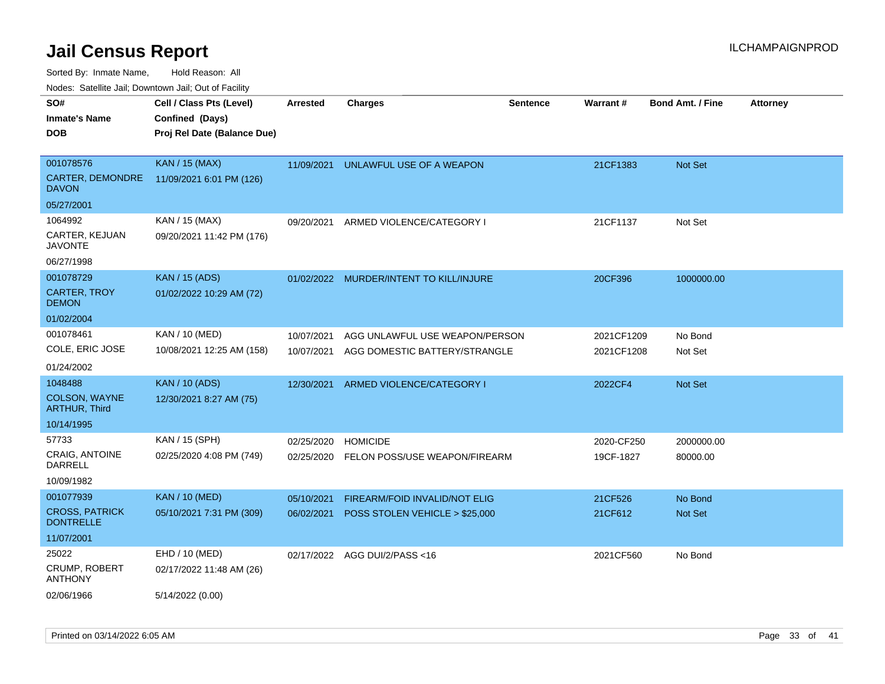# Jail Census Report

ILCHAMPAIGNPROD

Sorted By: Inmate Name, Hold Reason: All

Nodes: Satellite Jail; Downtown Jail; Out of Facility

| SO#<br>Inmate's Name<br>DOB | Cell / Class Pts (Level)<br>Confined (Days)<br>Proj Rel Date (Balance Due) | Arrested | Charges | Sentence | Warrant # | Bond Amt. / Fine | Attorney |
|---|---|---|---|---|---|---|---|
| 001078576<br>CARTER, DEMONDRE DAVON<br>05/27/2001 | KAN / 15 (MAX)<br>11/09/2021 6:01 PM (126) | 11/09/2021 | UNLAWFUL USE OF A WEAPON | | 21CF1383 | Not Set | |
| 1064992<br>CARTER, KEJUAN JAVONTE<br>06/27/1998 | KAN / 15 (MAX)<br>09/20/2021 11:42 PM (176) | 09/20/2021 | ARMED VIOLENCE/CATEGORY I | | 21CF1137 | Not Set | |
| 001078729<br>CARTER, TROY DEMON<br>01/02/2004 | KAN / 15 (ADS)<br>01/02/2022 10:29 AM (72) | 01/02/2022 | MURDER/INTENT TO KILL/INJURE | | 20CF396 | 1000000.00 | |
| 001078461<br>COLE, ERIC JOSE<br>01/24/2002 | KAN / 10 (MED)<br>10/08/2021 12:25 AM (158) | 10/07/2021<br>10/07/2021 | AGG UNLAWFUL USE WEAPON/PERSON<br>AGG DOMESTIC BATTERY/STRANGLE | | 2021CF1209<br>2021CF1208 | No Bond<br>Not Set | |
| 1048488<br>COLSON, WAYNE ARTHUR, Third<br>10/14/1995 | KAN / 10 (ADS)<br>12/30/2021 8:27 AM (75) | 12/30/2021 | ARMED VIOLENCE/CATEGORY I | | 2022CF4 | Not Set | |
| 57733<br>CRAIG, ANTOINE DARRELL<br>10/09/1982 | KAN / 15 (SPH)<br>02/25/2020 4:08 PM (749) | 02/25/2020<br>02/25/2020 | HOMICIDE<br>FELON POSS/USE WEAPON/FIREARM | | 2020-CF250<br>19CF-1827 | 2000000.00<br>80000.00 | |
| 001077939<br>CROSS, PATRICK DONTRELLE<br>11/07/2001 | KAN / 10 (MED)<br>05/10/2021 7:31 PM (309) | 05/10/2021<br>06/02/2021 | FIREARM/FOID INVALID/NOT ELIG<br>POSS STOLEN VEHICLE > $25,000 | | 21CF526<br>21CF612 | No Bond<br>Not Set | |
| 25022<br>CRUMP, ROBERT ANTHONY<br>02/06/1966 | EHD / 10 (MED)<br>02/17/2022 11:48 AM (26)<br>5/14/2022 (0.00) | 02/17/2022 | AGG DUI/2/PASS <16 | | 2021CF560 | No Bond | |

Printed on 03/14/2022 6:05 AM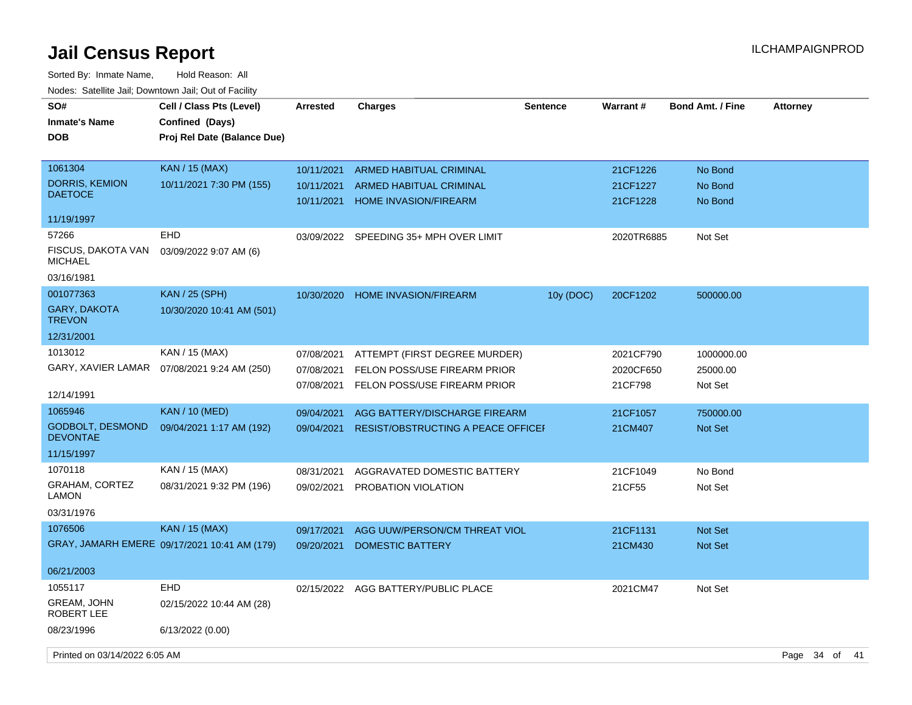# Jail Census Report

ILCHAMPAIGNPROD

Sorted By: Inmate Name, Hold Reason: All

Nodes: Satellite Jail; Downtown Jail; Out of Facility

| SO# / Inmate's Name / DOB | Cell / Class Pts (Level) / Confined (Days) / Proj Rel Date (Balance Due) | Arrested | Charges | Sentence | Warrant # | Bond Amt. / Fine | Attorney |
|---|---|---|---|---|---|---|---|
| 1061304 DORRIS, KEMION DAETOCE 11/19/1997 | KAN / 15 (MAX) 10/11/2021 7:30 PM (155) | 10/11/2021 | ARMED HABITUAL CRIMINAL | | 21CF1226 | No Bond | |
| | | 10/11/2021 | ARMED HABITUAL CRIMINAL | | 21CF1227 | No Bond | |
| | | 10/11/2021 | HOME INVASION/FIREARM | | 21CF1228 | No Bond | |
| 57266 FISCUS, DAKOTA VAN MICHAEL 03/16/1981 | EHD 03/09/2022 9:07 AM (6) | 03/09/2022 | SPEEDING 35+ MPH OVER LIMIT | | 2020TR6885 | Not Set | |
| 001077363 GARY, DAKOTA TREVON 12/31/2001 | KAN / 25 (SPH) 10/30/2020 10:41 AM (501) | 10/30/2020 | HOME INVASION/FIREARM | 10y (DOC) | 20CF1202 | 500000.00 | |
| 1013012 GARY, XAVIER LAMAR 12/14/1991 | KAN / 15 (MAX) 07/08/2021 9:24 AM (250) | 07/08/2021 | ATTEMPT (FIRST DEGREE MURDER) | | 2021CF790 | 1000000.00 | |
| | | 07/08/2021 | FELON POSS/USE FIREARM PRIOR | | 2020CF650 | 25000.00 | |
| | | 07/08/2021 | FELON POSS/USE FIREARM PRIOR | | 21CF798 | Not Set | |
| 1065946 GODBOLT, DESMOND DEVONTAE 11/15/1997 | KAN / 10 (MED) 09/04/2021 1:17 AM (192) | 09/04/2021 | AGG BATTERY/DISCHARGE FIREARM | | 21CF1057 | 750000.00 | |
| | | 09/04/2021 | RESIST/OBSTRUCTING A PEACE OFFICEI | | 21CM407 | Not Set | |
| 1070118 GRAHAM, CORTEZ LAMON 03/31/1976 | KAN / 15 (MAX) 08/31/2021 9:32 PM (196) | 08/31/2021 | AGGRAVATED DOMESTIC BATTERY | | 21CF1049 | No Bond | |
| | | 09/02/2021 | PROBATION VIOLATION | | 21CF55 | Not Set | |
| 1076506 GRAY, JAMARH EMERE 06/21/2003 | KAN / 15 (MAX) 09/17/2021 10:41 AM (179) | 09/17/2021 | AGG UUW/PERSON/CM THREAT VIOL | | 21CF1131 | Not Set | |
| | | 09/20/2021 | DOMESTIC BATTERY | | 21CM430 | Not Set | |
| 1055117 GREAM, JOHN ROBERT LEE 08/23/1996 | EHD 02/15/2022 10:44 AM (28) 6/13/2022 (0.00) | 02/15/2022 | AGG BATTERY/PUBLIC PLACE | | 2021CM47 | Not Set | |

Printed on 03/14/2022 6:05 AM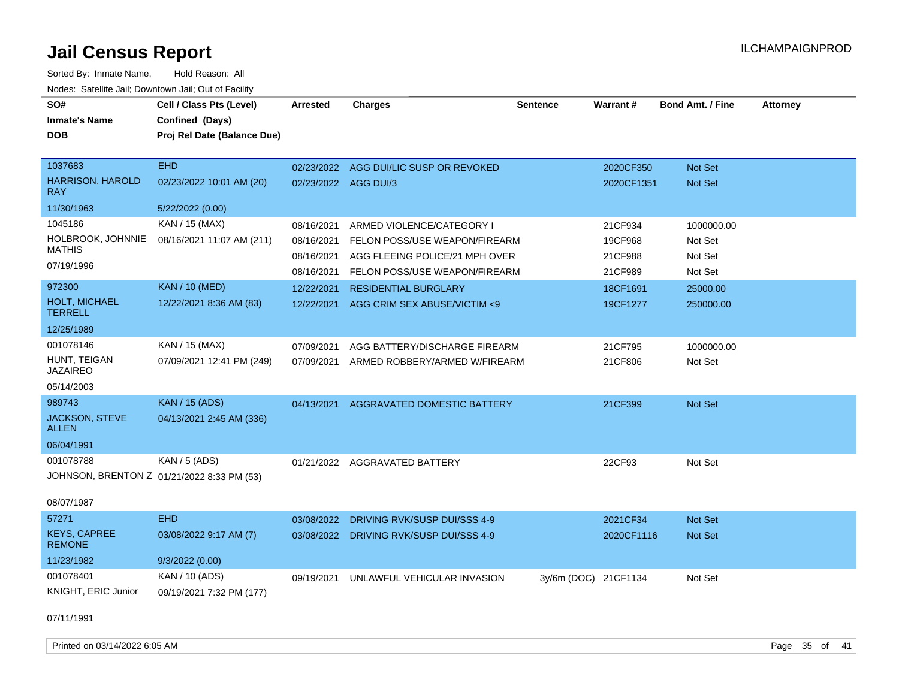# Jail Census Report

ILCHAMPAIGNPROD

Sorted By: Inmate Name, Hold Reason: All

Nodes: Satellite Jail; Downtown Jail; Out of Facility

| SO# / Inmate's Name / DOB | Cell / Class Pts (Level) / Confined (Days) / Proj Rel Date (Balance Due) | Arrested | Charges | Sentence | Warrant # | Bond Amt. / Fine | Attorney |
|---|---|---|---|---|---|---|---|
| 1037683 | EHD | 02/23/2022 | AGG DUI/LIC SUSP OR REVOKED | | 2020CF350 | Not Set | |
| HARRISON, HAROLD RAY | 02/23/2022 10:01 AM (20) | 02/23/2022 | AGG DUI/3 | | 2020CF1351 | Not Set | |
| 11/30/1963 | 5/22/2022 (0.00) | | | | | | |
| 1045186 | KAN / 15 (MAX) | 08/16/2021 | ARMED VIOLENCE/CATEGORY I | | 21CF934 | 1000000.00 | |
| HOLBROOK, JOHNNIE MATHIS | 08/16/2021 11:07 AM (211) | 08/16/2021 | FELON POSS/USE WEAPON/FIREARM | | 19CF968 | Not Set | |
| 07/19/1996 | | 08/16/2021 | AGG FLEEING POLICE/21 MPH OVER | | 21CF988 | Not Set | |
| | | 08/16/2021 | FELON POSS/USE WEAPON/FIREARM | | 21CF989 | Not Set | |
| 972300 | KAN / 10 (MED) | 12/22/2021 | RESIDENTIAL BURGLARY | | 18CF1691 | 25000.00 | |
| HOLT, MICHAEL TERRELL | 12/22/2021 8:36 AM (83) | 12/22/2021 | AGG CRIM SEX ABUSE/VICTIM <9 | | 19CF1277 | 250000.00 | |
| 12/25/1989 | | | | | | | |
| 001078146 | KAN / 15 (MAX) | 07/09/2021 | AGG BATTERY/DISCHARGE FIREARM | | 21CF795 | 1000000.00 | |
| HUNT, TEIGAN JAZAIREO | 07/09/2021 12:41 PM (249) | 07/09/2021 | ARMED ROBBERY/ARMED W/FIREARM | | 21CF806 | Not Set | |
| 05/14/2003 | | | | | | | |
| 989743 | KAN / 15 (ADS) | 04/13/2021 | AGGRAVATED DOMESTIC BATTERY | | 21CF399 | Not Set | |
| JACKSON, STEVE ALLEN | 04/13/2021 2:45 AM (336) | | | | | | |
| 06/04/1991 | | | | | | | |
| 001078788 | KAN / 5 (ADS) | 01/21/2022 | AGGRAVATED BATTERY | | 22CF93 | Not Set | |
| JOHNSON, BRENTON Z | 01/21/2022 8:33 PM (53) | | | | | | |
| 08/07/1987 | | | | | | | |
| 57271 | EHD | 03/08/2022 | DRIVING RVK/SUSP DUI/SSS 4-9 | | 2021CF34 | Not Set | |
| KEYS, CAPREE REMONE | 03/08/2022 9:17 AM (7) | 03/08/2022 | DRIVING RVK/SUSP DUI/SSS 4-9 | | 2020CF1116 | Not Set | |
| 11/23/1982 | 9/3/2022 (0.00) | | | | | | |
| 001078401 | KAN / 10 (ADS) | 09/19/2021 | UNLAWFUL VEHICULAR INVASION | 3y/6m (DOC) | 21CF1134 | Not Set | |
| KNIGHT, ERIC Junior | 09/19/2021 7:32 PM (177) | | | | | | |
| 07/11/1991 | | | | | | | |

Printed on 03/14/2022 6:05 AM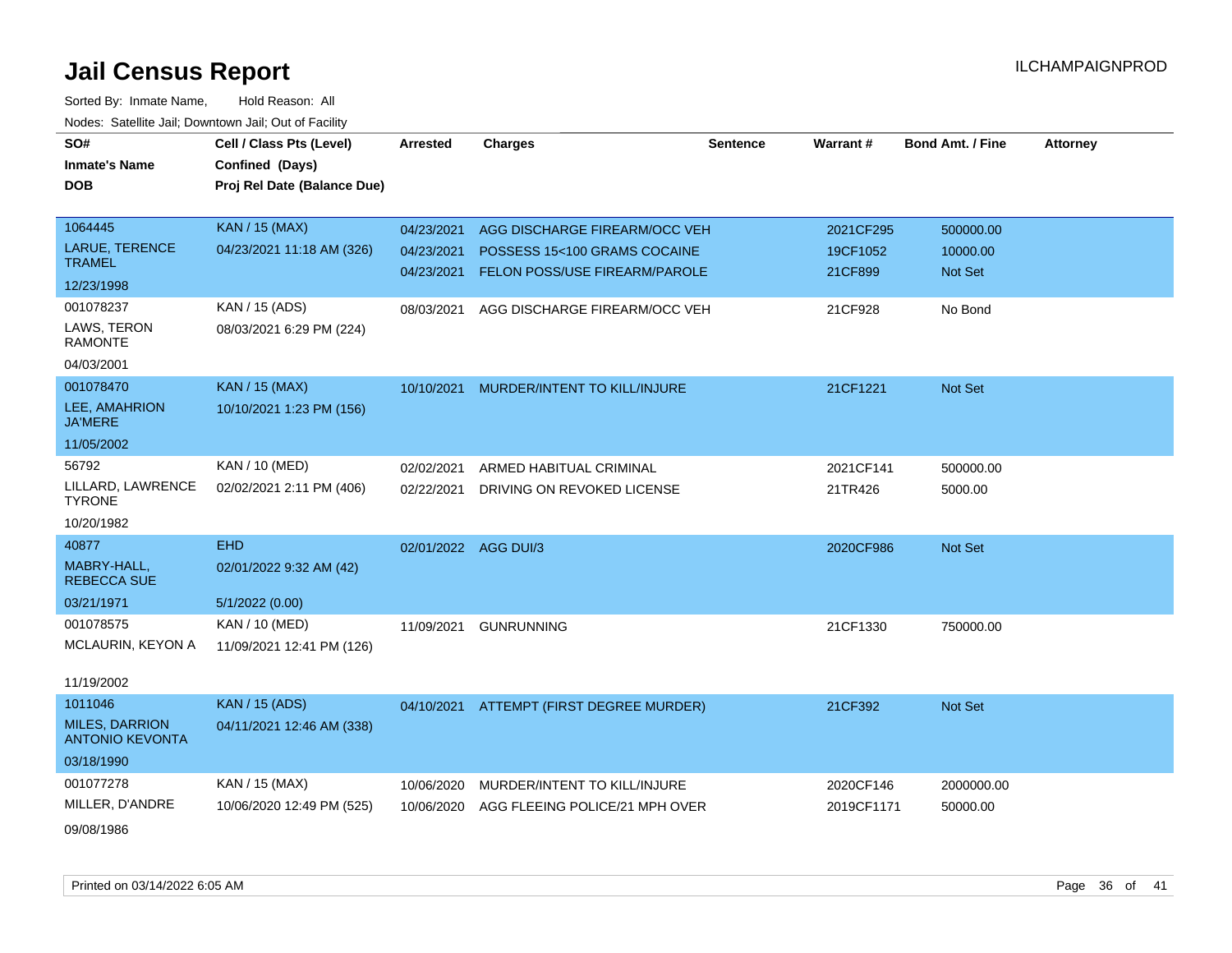# Jail Census Report

Sorted By: Inmate Name, Hold Reason: All

Nodes: Satellite Jail; Downtown Jail; Out of Facility

| SO# / Inmate's Name / DOB | Cell / Class Pts (Level) / Confined (Days) / Proj Rel Date (Balance Due) | Arrested | Charges | Sentence | Warrant # | Bond Amt. / Fine | Attorney |
|---|---|---|---|---|---|---|---|
| 1064445<br>LARUE, TERENCE TRAMEL<br>12/23/1998 | KAN / 15 (MAX)<br>04/23/2021 11:18 AM (326) | 04/23/2021 | AGG DISCHARGE FIREARM/OCC VEH | | 2021CF295 | 500000.00 | |
| | | 04/23/2021 | POSSESS 15<100 GRAMS COCAINE | | 19CF1052 | 10000.00 | |
| | | 04/23/2021 | FELON POSS/USE FIREARM/PAROLE | | 21CF899 | Not Set | |
| 001078237<br>LAWS, TERON RAMONTE<br>04/03/2001 | KAN / 15 (ADS)<br>08/03/2021 6:29 PM (224) | 08/03/2021 | AGG DISCHARGE FIREARM/OCC VEH | | 21CF928 | No Bond | |
| 001078470<br>LEE, AMAHRION JA'MERE<br>11/05/2002 | KAN / 15 (MAX)<br>10/10/2021 1:23 PM (156) | 10/10/2021 | MURDER/INTENT TO KILL/INJURE | | 21CF1221 | Not Set | |
| 56792<br>LILLARD, LAWRENCE TYRONE<br>10/20/1982 | KAN / 10 (MED)<br>02/02/2021 2:11 PM (406) | 02/02/2021 | ARMED HABITUAL CRIMINAL | | 2021CF141 | 500000.00 | |
| | | 02/22/2021 | DRIVING ON REVOKED LICENSE | | 21TR426 | 5000.00 | |
| 40877<br>MABRY-HALL, REBECCA SUE<br>03/21/1971 | EHD<br>02/01/2022 9:32 AM (42)<br>5/1/2022 (0.00) | 02/01/2022 | AGG DUI/3 | | 2020CF986 | Not Set | |
| 001078575<br>MCLAURIN, KEYON A<br>11/19/2002 | KAN / 10 (MED)<br>11/09/2021 12:41 PM (126) | 11/09/2021 | GUNRUNNING | | 21CF1330 | 750000.00 | |
| 1011046<br>MILES, DARRION ANTONIO KEVONTA<br>03/18/1990 | KAN / 15 (ADS)<br>04/11/2021 12:46 AM (338) | 04/10/2021 | ATTEMPT (FIRST DEGREE MURDER) | | 21CF392 | Not Set | |
| 001077278<br>MILLER, D'ANDRE<br>09/08/1986 | KAN / 15 (MAX)<br>10/06/2020 12:49 PM (525) | 10/06/2020 | MURDER/INTENT TO KILL/INJURE | | 2020CF146 | 2000000.00 | |
| | | 10/06/2020 | AGG FLEEING POLICE/21 MPH OVER | | 2019CF1171 | 50000.00 | |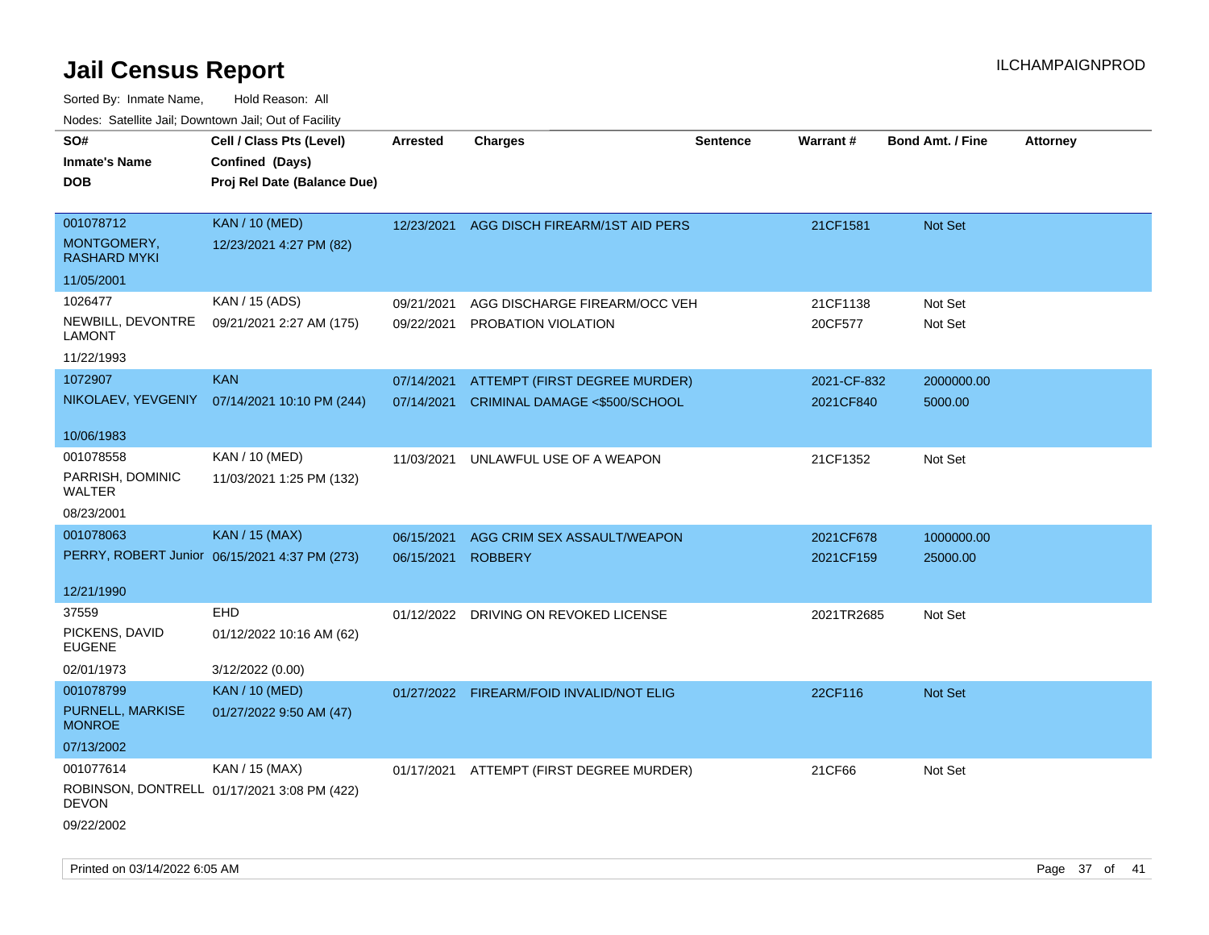# Jail Census Report

ILCHAMPAIGNPROD

Sorted By: Inmate Name, Hold Reason: All

Nodes: Satellite Jail; Downtown Jail; Out of Facility

| SO# / Inmate's Name / DOB | Cell / Class Pts (Level) / Confined (Days) / Proj Rel Date (Balance Due) | Arrested | Charges | Sentence | Warrant # | Bond Amt. / Fine | Attorney |
|---|---|---|---|---|---|---|---|
| 001078712<br>MONTGOMERY, RASHARD MYKI<br>11/05/2001 | KAN / 10 (MED)<br>12/23/2021 4:27 PM (82) | 12/23/2021 | AGG DISCH FIREARM/1ST AID PERS | | 21CF1581 | Not Set | |
| 1026477<br>NEWBILL, DEVONTRE LAMONT<br>11/22/1993 | KAN / 15 (ADS)<br>09/21/2021 2:27 AM (175) | 09/21/2021 | AGG DISCHARGE FIREARM/OCC VEH | | 21CF1138 | Not Set | |
| | | 09/22/2021 | PROBATION VIOLATION | | 20CF577 | Not Set | |
| 1072907<br>NIKOLAEV, YEVGENIY<br>10/06/1983 | KAN<br>07/14/2021 10:10 PM (244) | 07/14/2021 | ATTEMPT (FIRST DEGREE MURDER) | | 2021-CF-832 | 2000000.00 | |
| | | 07/14/2021 | CRIMINAL DAMAGE <$500/SCHOOL | | 2021CF840 | 5000.00 | |
| 001078558<br>PARRISH, DOMINIC WALTER<br>08/23/2001 | KAN / 10 (MED)<br>11/03/2021 1:25 PM (132) | 11/03/2021 | UNLAWFUL USE OF A WEAPON | | 21CF1352 | Not Set | |
| 001078063<br>PERRY, ROBERT Junior<br>12/21/1990 | KAN / 15 (MAX)<br>06/15/2021 4:37 PM (273) | 06/15/2021 | AGG CRIM SEX ASSAULT/WEAPON | | 2021CF678 | 1000000.00 | |
| | | 06/15/2021 | ROBBERY | | 2021CF159 | 25000.00 | |
| 37559<br>PICKENS, DAVID EUGENE<br>02/01/1973 | EHD<br>01/12/2022 10:16 AM (62)<br>3/12/2022 (0.00) | 01/12/2022 | DRIVING ON REVOKED LICENSE | | 2021TR2685 | Not Set | |
| 001078799<br>PURNELL, MARKISE MONROE<br>07/13/2002 | KAN / 10 (MED)<br>01/27/2022 9:50 AM (47) | 01/27/2022 | FIREARM/FOID INVALID/NOT ELIG | | 22CF116 | Not Set | |
| 001077614<br>ROBINSON, DONTRELL DEVON<br>09/22/2002 | KAN / 15 (MAX)<br>01/17/2021 3:08 PM (422) | 01/17/2021 | ATTEMPT (FIRST DEGREE MURDER) | | 21CF66 | Not Set | |

Printed on 03/14/2022 6:05 AM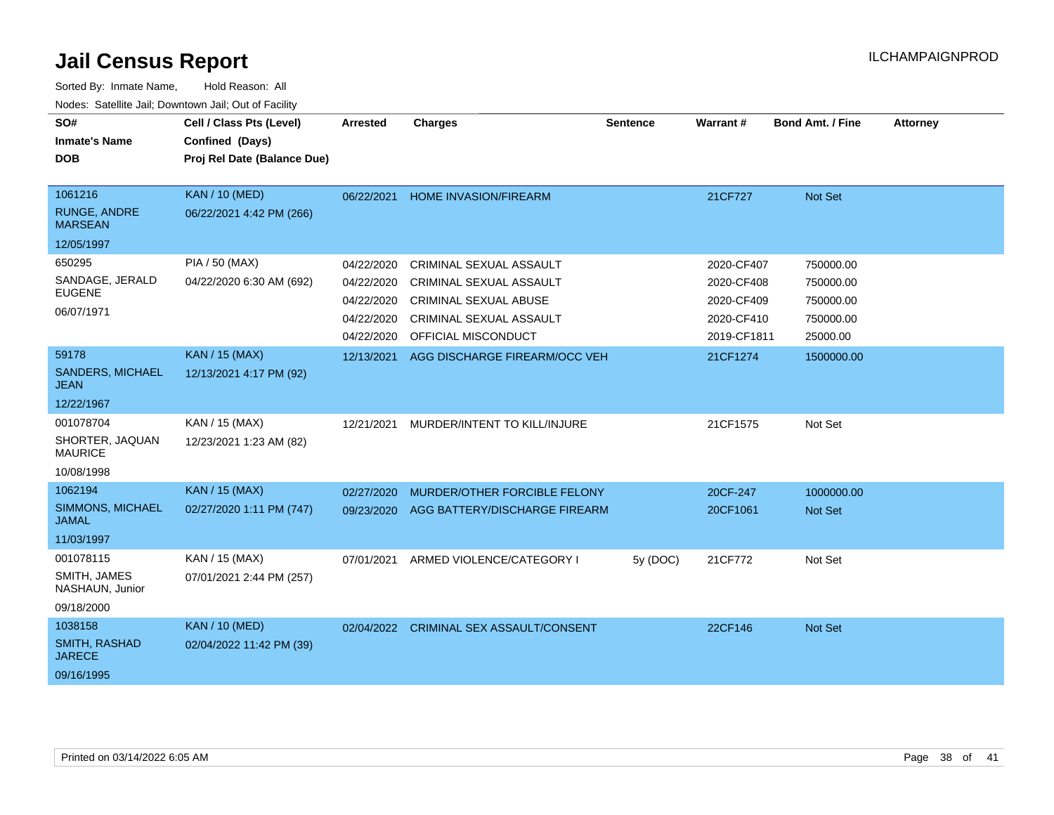# Jail Census Report

Sorted By: Inmate Name, Hold Reason: All

Nodes: Satellite Jail; Downtown Jail; Out of Facility

| SO# / Inmate's Name / DOB | Cell / Class Pts (Level) / Confined (Days) / Proj Rel Date (Balance Due) | Arrested | Charges | Sentence | Warrant # | Bond Amt. / Fine | Attorney |
|---|---|---|---|---|---|---|---|
| 1061216<br>RUNGE, ANDRE MARSEAN<br>12/05/1997 | KAN / 10 (MED)<br>06/22/2021 4:42 PM (266) | 06/22/2021 | HOME INVASION/FIREARM | | 21CF727 | Not Set | |
| 650295<br>SANDAGE, JERALD EUGENE<br>06/07/1971 | PIA / 50 (MAX)<br>04/22/2020 6:30 AM (692) | 04/22/2020 | CRIMINAL SEXUAL ASSAULT | | 2020-CF407 | 750000.00 | |
| | | 04/22/2020 | CRIMINAL SEXUAL ASSAULT | | 2020-CF408 | 750000.00 | |
| | | 04/22/2020 | CRIMINAL SEXUAL ABUSE | | 2020-CF409 | 750000.00 | |
| | | 04/22/2020 | CRIMINAL SEXUAL ASSAULT | | 2020-CF410 | 750000.00 | |
| | | 04/22/2020 | OFFICIAL MISCONDUCT | | 2019-CF1811 | 25000.00 | |
| 59178<br>SANDERS, MICHAEL JEAN<br>12/22/1967 | KAN / 15 (MAX)<br>12/13/2021 4:17 PM (92) | 12/13/2021 | AGG DISCHARGE FIREARM/OCC VEH | | 21CF1274 | 1500000.00 | |
| 001078704<br>SHORTER, JAQUAN MAURICE<br>10/08/1998 | KAN / 15 (MAX)<br>12/23/2021 1:23 AM (82) | 12/21/2021 | MURDER/INTENT TO KILL/INJURE | | 21CF1575 | Not Set | |
| 1062194<br>SIMMONS, MICHAEL JAMAL<br>11/03/1997 | KAN / 15 (MAX)<br>02/27/2020 1:11 PM (747) | 02/27/2020 | MURDER/OTHER FORCIBLE FELONY | | 20CF-247 | 1000000.00 | |
| | | 09/23/2020 | AGG BATTERY/DISCHARGE FIREARM | | 20CF1061 | Not Set | |
| 001078115<br>SMITH, JAMES NASHAUN, Junior<br>09/18/2000 | KAN / 15 (MAX)<br>07/01/2021 2:44 PM (257) | 07/01/2021 | ARMED VIOLENCE/CATEGORY I | 5y (DOC) | 21CF772 | Not Set | |
| 1038158<br>SMITH, RASHAD JARECE<br>09/16/1995 | KAN / 10 (MED)<br>02/04/2022 11:42 PM (39) | 02/04/2022 | CRIMINAL SEX ASSAULT/CONSENT | | 22CF146 | Not Set | |

Printed on 03/14/2022 6:05 AM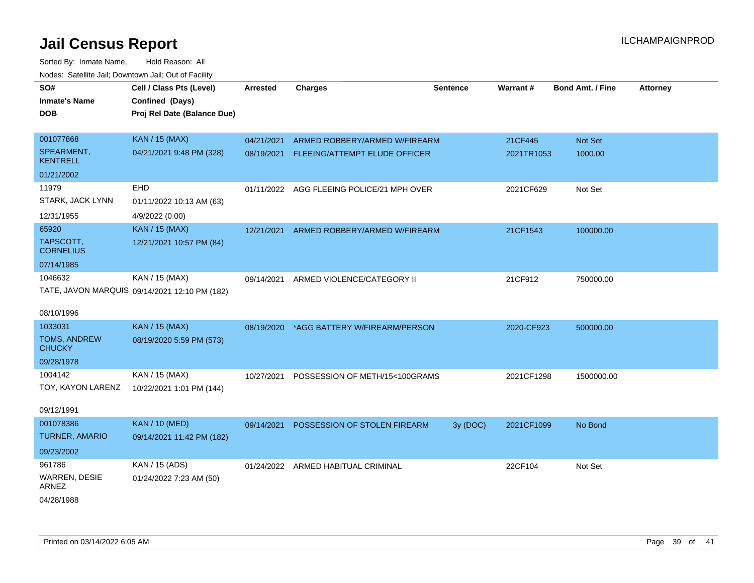# Jail Census Report

ILCHAMPAIGNPROD

Sorted By: Inmate Name, Hold Reason: All

Nodes: Satellite Jail; Downtown Jail; Out of Facility

| SO# / Inmate's Name / DOB | Cell / Class Pts (Level) / Confined (Days) / Proj Rel Date (Balance Due) | Arrested | Charges | Sentence | Warrant # | Bond Amt. / Fine | Attorney |
|---|---|---|---|---|---|---|---|
| 001077868<br>SPEARMENT, KENTRELL<br>01/21/2002 | KAN / 15 (MAX)<br>04/21/2021 9:48 PM (328) | 04/21/2021 | ARMED ROBBERY/ARMED W/FIREARM | | 21CF445 | Not Set | |
| | | 08/19/2021 | FLEEING/ATTEMPT ELUDE OFFICER | | 2021TR1053 | 1000.00 | |
| 11979<br>STARK, JACK LYNN<br>12/31/1955 | EHD<br>01/11/2022 10:13 AM (63)<br>4/9/2022 (0.00) | 01/11/2022 | AGG FLEEING POLICE/21 MPH OVER | | 2021CF629 | Not Set | |
| 65920<br>TAPSCOTT, CORNELIUS<br>07/14/1985 | KAN / 15 (MAX)<br>12/21/2021 10:57 PM (84) | 12/21/2021 | ARMED ROBBERY/ARMED W/FIREARM | | 21CF1543 | 100000.00 | |
| 1046632<br>TATE, JAVON MARQUIS<br>08/10/1996 | KAN / 15 (MAX)<br>09/14/2021 12:10 PM (182) | 09/14/2021 | ARMED VIOLENCE/CATEGORY II | | 21CF912 | 750000.00 | |
| 1033031<br>TOMS, ANDREW CHUCKY<br>09/28/1978 | KAN / 15 (MAX)<br>08/19/2020 5:59 PM (573) | 08/19/2020 | *AGG BATTERY W/FIREARM/PERSON | | 2020-CF923 | 500000.00 | |
| 1004142<br>TOY, KAYON LARENZ<br>09/12/1991 | KAN / 15 (MAX)<br>10/22/2021 1:01 PM (144) | 10/27/2021 | POSSESSION OF METH/15<100GRAMS | | 2021CF1298 | 1500000.00 | |
| 001078386<br>TURNER, AMARIO<br>09/23/2002 | KAN / 10 (MED)<br>09/14/2021 11:42 PM (182) | 09/14/2021 | POSSESSION OF STOLEN FIREARM | 3y (DOC) | 2021CF1099 | No Bond | |
| 961786<br>WARREN, DESIE ARNEZ<br>04/28/1988 | KAN / 15 (ADS)<br>01/24/2022 7:23 AM (50) | 01/24/2022 | ARMED HABITUAL CRIMINAL | | 22CF104 | Not Set | |

Printed on 03/14/2022 6:05 AM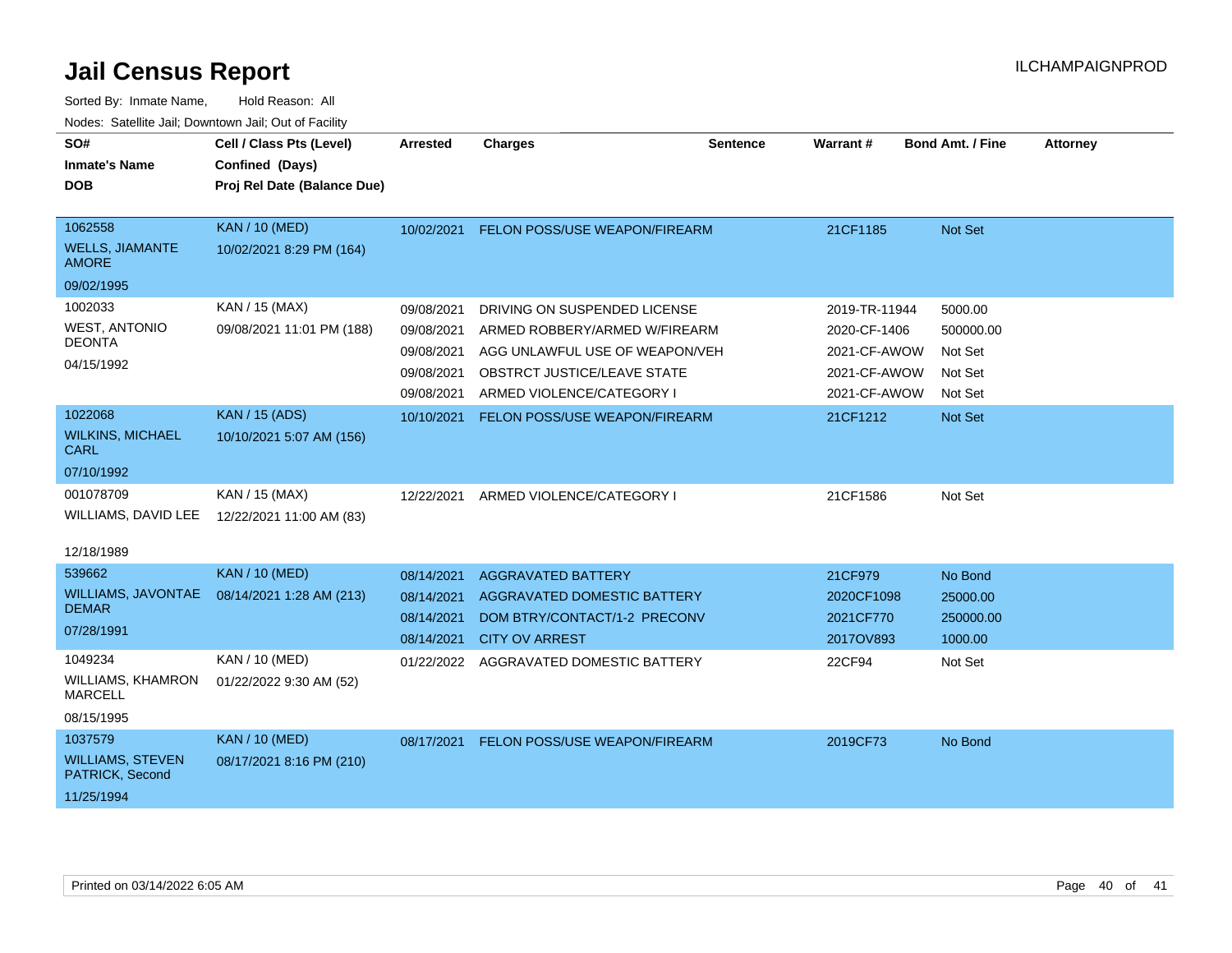# Jail Census Report

Sorted By: Inmate Name, Hold Reason: All

Nodes: Satellite Jail; Downtown Jail; Out of Facility

ILCHAMPAIGNPROD

| SO# / Inmate's Name / DOB | Cell / Class Pts (Level) / Confined (Days) / Proj Rel Date (Balance Due) | Arrested | Charges | Sentence | Warrant # | Bond Amt. / Fine | Attorney |
|---|---|---|---|---|---|---|---|
| 1062558<br>WELLS, JIAMANTE AMORE<br>09/02/1995 | KAN / 10 (MED)<br>10/02/2021 8:29 PM (164) | 10/02/2021 | FELON POSS/USE WEAPON/FIREARM | | 21CF1185 | Not Set | |
| 1002033<br>WEST, ANTONIO DEONTA<br>04/15/1992 | KAN / 15 (MAX)<br>09/08/2021 11:01 PM (188) | 09/08/2021 | DRIVING ON SUSPENDED LICENSE | | 2019-TR-11944 | 5000.00 | |
| | | 09/08/2021 | ARMED ROBBERY/ARMED W/FIREARM | | 2020-CF-1406 | 500000.00 | |
| | | 09/08/2021 | AGG UNLAWFUL USE OF WEAPON/VEH | | 2021-CF-AWOW | Not Set | |
| | | 09/08/2021 | OBSTRCT JUSTICE/LEAVE STATE | | 2021-CF-AWOW | Not Set | |
| | | 09/08/2021 | ARMED VIOLENCE/CATEGORY I | | 2021-CF-AWOW | Not Set | |
| 1022068<br>WILKINS, MICHAEL CARL<br>07/10/1992 | KAN / 15 (ADS)<br>10/10/2021 5:07 AM (156) | 10/10/2021 | FELON POSS/USE WEAPON/FIREARM | | 21CF1212 | Not Set | |
| 001078709<br>WILLIAMS, DAVID LEE<br>12/18/1989 | KAN / 15 (MAX)<br>12/22/2021 11:00 AM (83) | 12/22/2021 | ARMED VIOLENCE/CATEGORY I | | 21CF1586 | Not Set | |
| 539662<br>WILLIAMS, JAVONTAE DEMAR<br>07/28/1991 | KAN / 10 (MED)<br>08/14/2021 1:28 AM (213) | 08/14/2021 | AGGRAVATED BATTERY | | 21CF979 | No Bond | |
| | | 08/14/2021 | AGGRAVATED DOMESTIC BATTERY | | 2020CF1098 | 25000.00 | |
| | | 08/14/2021 | DOM BTRY/CONTACT/1-2 PRECONV | | 2021CF770 | 250000.00 | |
| | | 08/14/2021 | CITY OV ARREST | | 2017OV893 | 1000.00 | |
| 1049234<br>WILLIAMS, KHAMRON MARCELL<br>08/15/1995 | KAN / 10 (MED)<br>01/22/2022 9:30 AM (52) | 01/22/2022 | AGGRAVATED DOMESTIC BATTERY | | 22CF94 | Not Set | |
| 1037579<br>WILLIAMS, STEVEN PATRICK, Second<br>11/25/1994 | KAN / 10 (MED)<br>08/17/2021 8:16 PM (210) | 08/17/2021 | FELON POSS/USE WEAPON/FIREARM | | 2019CF73 | No Bond | |

Printed on 03/14/2022 6:05 AM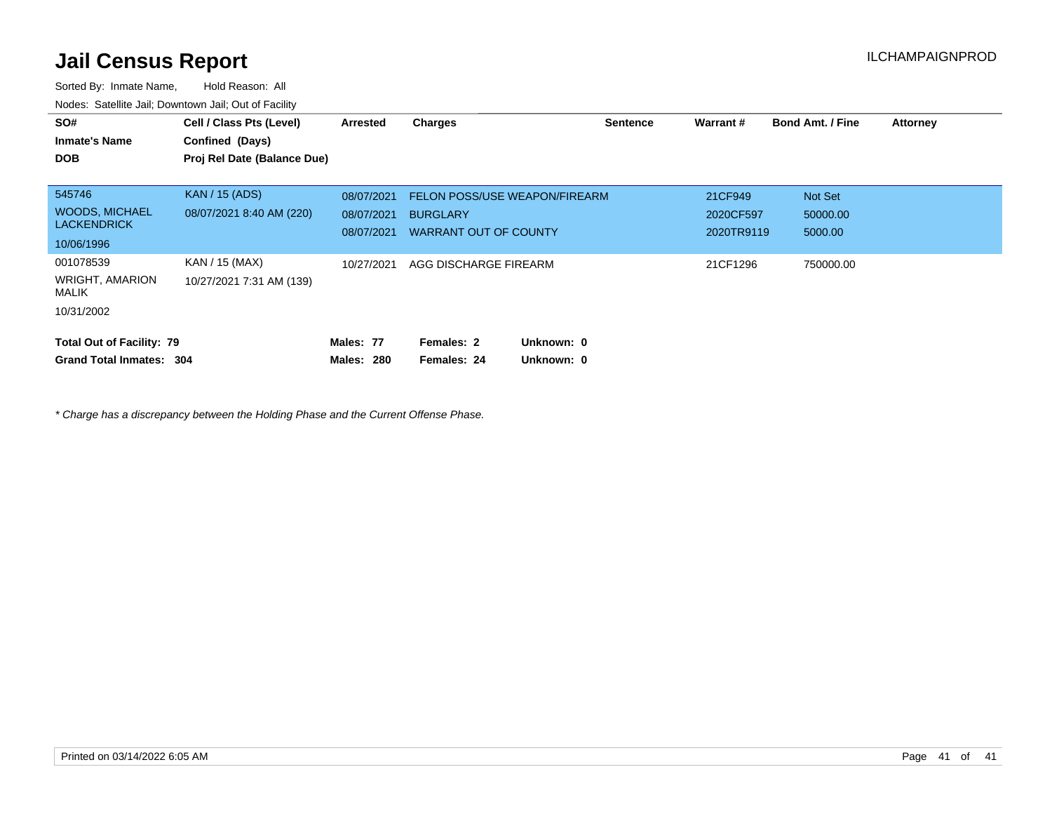# Jail Census Report

ILCHAMPAIGNPROD

Sorted By: Inmate Name, Hold Reason: All

Nodes: Satellite Jail; Downtown Jail; Out of Facility

| SO#<br>Inmate's Name<br>DOB | Cell / Class Pts (Level)<br>Confined (Days)<br>Proj Rel Date (Balance Due) | Arrested | Charges | Sentence | Warrant # | Bond Amt. / Fine | Attorney |
|---|---|---|---|---|---|---|---|
| 545746<br>WOODS, MICHAEL LACKENDRICK<br>10/06/1996 | KAN / 15 (ADS)<br>08/07/2021 8:40 AM (220) | 08/07/2021 | FELON POSS/USE WEAPON/FIREARM | | 21CF949 | Not Set | |
| | | 08/07/2021 | BURGLARY | | 2020CF597 | 50000.00 | |
| | | 08/07/2021 | WARRANT OUT OF COUNTY | | 2020TR9119 | 5000.00 | |
| 001078539<br>WRIGHT, AMARION MALIK<br>10/31/2002 | KAN / 15 (MAX)<br>10/27/2021 7:31 AM (139) | 10/27/2021 | AGG DISCHARGE FIREARM | | 21CF1296 | 750000.00 | |

| | | | |
|---|---|---|---|
| **Total Out of Facility: 79** | **Males: 77** | **Females: 2** | **Unknown: 0** |
| **Grand Total Inmates: 304** | **Males: 280** | **Females: 24** | **Unknown: 0** |

*\* Charge has a discrepancy between the Holding Phase and the Current Offense Phase.*

Printed on 03/14/2022 6:05 AM